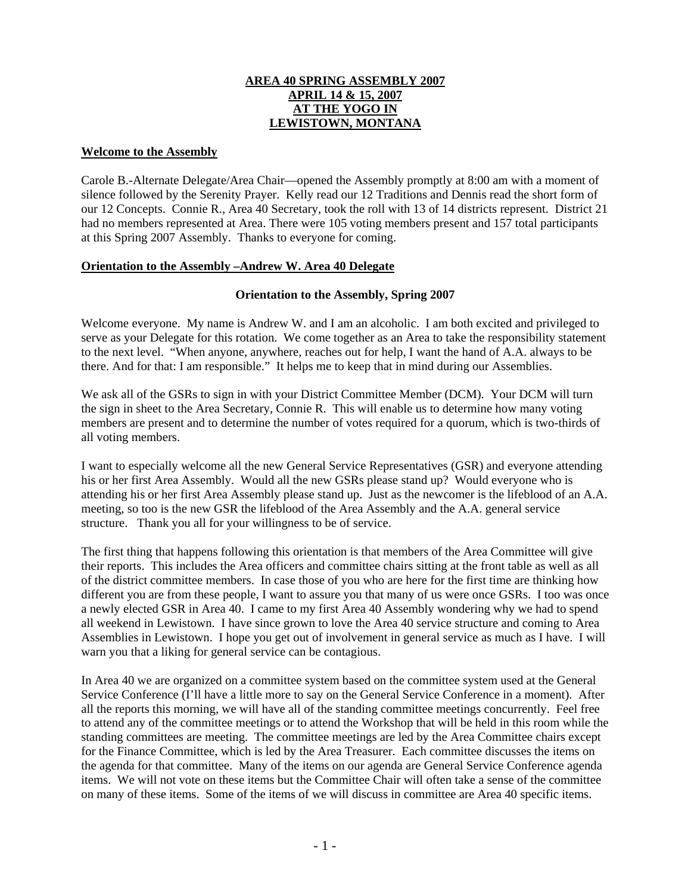# AREA 40 SPRING ASSEMBLY 2007
# APRIL 14 & 15, 2007
# AT THE YOGO IN
# LEWISTOWN, MONTANA

## Welcome to the Assembly

Carole B.-Alternate Delegate/Area Chair—opened the Assembly promptly at 8:00 am with a moment of silence followed by the Serenity Prayer. Kelly read our 12 Traditions and Dennis read the short form of our 12 Concepts. Connie R., Area 40 Secretary, took the roll with 13 of 14 districts represent. District 21 had no members represented at Area. There were 105 voting members present and 157 total participants at this Spring 2007 Assembly. Thanks to everyone for coming.

## Orientation to the Assembly –Andrew W. Area 40 Delegate

### Orientation to the Assembly, Spring 2007

Welcome everyone. My name is Andrew W. and I am an alcoholic. I am both excited and privileged to serve as your Delegate for this rotation. We come together as an Area to take the responsibility statement to the next level. "When anyone, anywhere, reaches out for help, I want the hand of A.A. always to be there. And for that: I am responsible." It helps me to keep that in mind during our Assemblies.

We ask all of the GSRs to sign in with your District Committee Member (DCM). Your DCM will turn the sign in sheet to the Area Secretary, Connie R. This will enable us to determine how many voting members are present and to determine the number of votes required for a quorum, which is two-thirds of all voting members.

I want to especially welcome all the new General Service Representatives (GSR) and everyone attending his or her first Area Assembly. Would all the new GSRs please stand up? Would everyone who is attending his or her first Area Assembly please stand up. Just as the newcomer is the lifeblood of an A.A. meeting, so too is the new GSR the lifeblood of the Area Assembly and the A.A. general service structure. Thank you all for your willingness to be of service.

The first thing that happens following this orientation is that members of the Area Committee will give their reports. This includes the Area officers and committee chairs sitting at the front table as well as all of the district committee members. In case those of you who are here for the first time are thinking how different you are from these people, I want to assure you that many of us were once GSRs. I too was once a newly elected GSR in Area 40. I came to my first Area 40 Assembly wondering why we had to spend all weekend in Lewistown. I have since grown to love the Area 40 service structure and coming to Area Assemblies in Lewistown. I hope you get out of involvement in general service as much as I have. I will warn you that a liking for general service can be contagious.

In Area 40 we are organized on a committee system based on the committee system used at the General Service Conference (I'll have a little more to say on the General Service Conference in a moment). After all the reports this morning, we will have all of the standing committee meetings concurrently. Feel free to attend any of the committee meetings or to attend the Workshop that will be held in this room while the standing committees are meeting. The committee meetings are led by the Area Committee chairs except for the Finance Committee, which is led by the Area Treasurer. Each committee discusses the items on the agenda for that committee. Many of the items on our agenda are General Service Conference agenda items. We will not vote on these items but the Committee Chair will often take a sense of the committee on many of these items. Some of the items of we will discuss in committee are Area 40 specific items.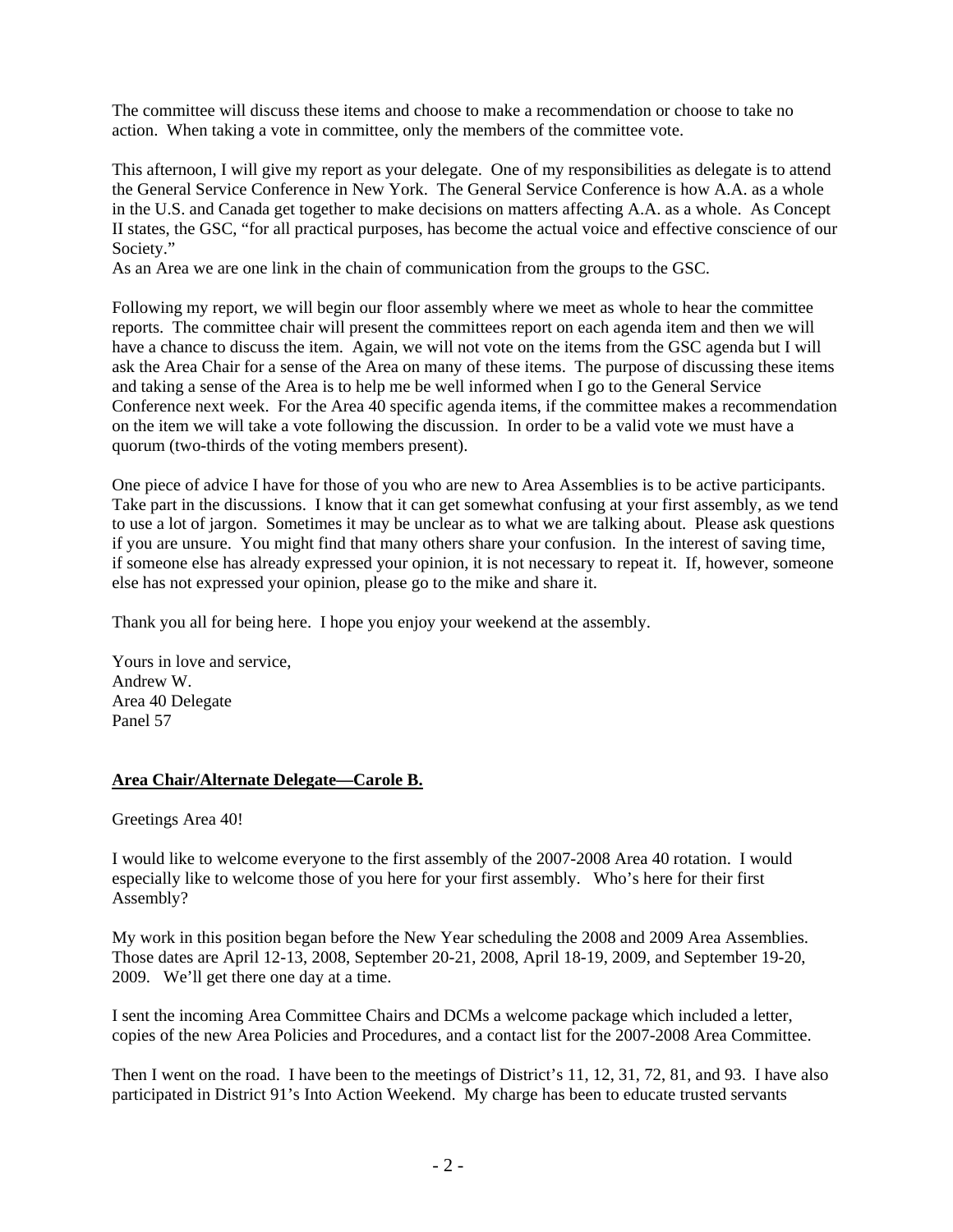The committee will discuss these items and choose to make a recommendation or choose to take no action. When taking a vote in committee, only the members of the committee vote.

This afternoon, I will give my report as your delegate. One of my responsibilities as delegate is to attend the General Service Conference in New York. The General Service Conference is how A.A. as a whole in the U.S. and Canada get together to make decisions on matters affecting A.A. as a whole. As Concept II states, the GSC, "for all practical purposes, has become the actual voice and effective conscience of our Society."
As an Area we are one link in the chain of communication from the groups to the GSC.

Following my report, we will begin our floor assembly where we meet as whole to hear the committee reports. The committee chair will present the committees report on each agenda item and then we will have a chance to discuss the item. Again, we will not vote on the items from the GSC agenda but I will ask the Area Chair for a sense of the Area on many of these items. The purpose of discussing these items and taking a sense of the Area is to help me be well informed when I go to the General Service Conference next week. For the Area 40 specific agenda items, if the committee makes a recommendation on the item we will take a vote following the discussion. In order to be a valid vote we must have a quorum (two-thirds of the voting members present).

One piece of advice I have for those of you who are new to Area Assemblies is to be active participants. Take part in the discussions. I know that it can get somewhat confusing at your first assembly, as we tend to use a lot of jargon. Sometimes it may be unclear as to what we are talking about. Please ask questions if you are unsure. You might find that many others share your confusion. In the interest of saving time, if someone else has already expressed your opinion, it is not necessary to repeat it. If, however, someone else has not expressed your opinion, please go to the mike and share it.

Thank you all for being here. I hope you enjoy your weekend at the assembly.

Yours in love and service,
Andrew W.
Area 40 Delegate
Panel 57

**Area Chair/Alternate Delegate—Carole B.**

Greetings Area 40!

I would like to welcome everyone to the first assembly of the 2007-2008 Area 40 rotation. I would especially like to welcome those of you here for your first assembly. Who's here for their first Assembly?

My work in this position began before the New Year scheduling the 2008 and 2009 Area Assemblies. Those dates are April 12-13, 2008, September 20-21, 2008, April 18-19, 2009, and September 19-20, 2009. We'll get there one day at a time.

I sent the incoming Area Committee Chairs and DCMs a welcome package which included a letter, copies of the new Area Policies and Procedures, and a contact list for the 2007-2008 Area Committee.

Then I went on the road. I have been to the meetings of District's 11, 12, 31, 72, 81, and 93. I have also participated in District 91's Into Action Weekend. My charge has been to educate trusted servants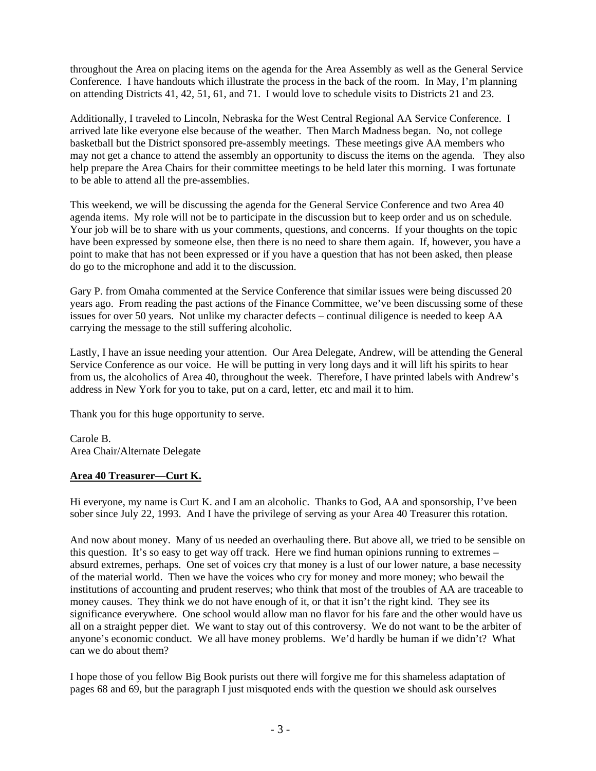throughout the Area on placing items on the agenda for the Area Assembly as well as the General Service Conference. I have handouts which illustrate the process in the back of the room. In May, I'm planning on attending Districts 41, 42, 51, 61, and 71. I would love to schedule visits to Districts 21 and 23.

Additionally, I traveled to Lincoln, Nebraska for the West Central Regional AA Service Conference. I arrived late like everyone else because of the weather. Then March Madness began. No, not college basketball but the District sponsored pre-assembly meetings. These meetings give AA members who may not get a chance to attend the assembly an opportunity to discuss the items on the agenda. They also help prepare the Area Chairs for their committee meetings to be held later this morning. I was fortunate to be able to attend all the pre-assemblies.

This weekend, we will be discussing the agenda for the General Service Conference and two Area 40 agenda items. My role will not be to participate in the discussion but to keep order and us on schedule. Your job will be to share with us your comments, questions, and concerns. If your thoughts on the topic have been expressed by someone else, then there is no need to share them again. If, however, you have a point to make that has not been expressed or if you have a question that has not been asked, then please do go to the microphone and add it to the discussion.

Gary P. from Omaha commented at the Service Conference that similar issues were being discussed 20 years ago. From reading the past actions of the Finance Committee, we've been discussing some of these issues for over 50 years. Not unlike my character defects – continual diligence is needed to keep AA carrying the message to the still suffering alcoholic.

Lastly, I have an issue needing your attention. Our Area Delegate, Andrew, will be attending the General Service Conference as our voice. He will be putting in very long days and it will lift his spirits to hear from us, the alcoholics of Area 40, throughout the week. Therefore, I have printed labels with Andrew's address in New York for you to take, put on a card, letter, etc and mail it to him.

Thank you for this huge opportunity to serve.

Carole B.
Area Chair/Alternate Delegate

**Area 40 Treasurer—Curt K.**

Hi everyone, my name is Curt K. and I am an alcoholic. Thanks to God, AA and sponsorship, I've been sober since July 22, 1993. And I have the privilege of serving as your Area 40 Treasurer this rotation.

And now about money. Many of us needed an overhauling there. But above all, we tried to be sensible on this question. It's so easy to get way off track. Here we find human opinions running to extremes – absurd extremes, perhaps. One set of voices cry that money is a lust of our lower nature, a base necessity of the material world. Then we have the voices who cry for money and more money; who bewail the institutions of accounting and prudent reserves; who think that most of the troubles of AA are traceable to money causes. They think we do not have enough of it, or that it isn't the right kind. They see its significance everywhere. One school would allow man no flavor for his fare and the other would have us all on a straight pepper diet. We want to stay out of this controversy. We do not want to be the arbiter of anyone's economic conduct. We all have money problems. We'd hardly be human if we didn't? What can we do about them?

I hope those of you fellow Big Book purists out there will forgive me for this shameless adaptation of pages 68 and 69, but the paragraph I just misquoted ends with the question we should ask ourselves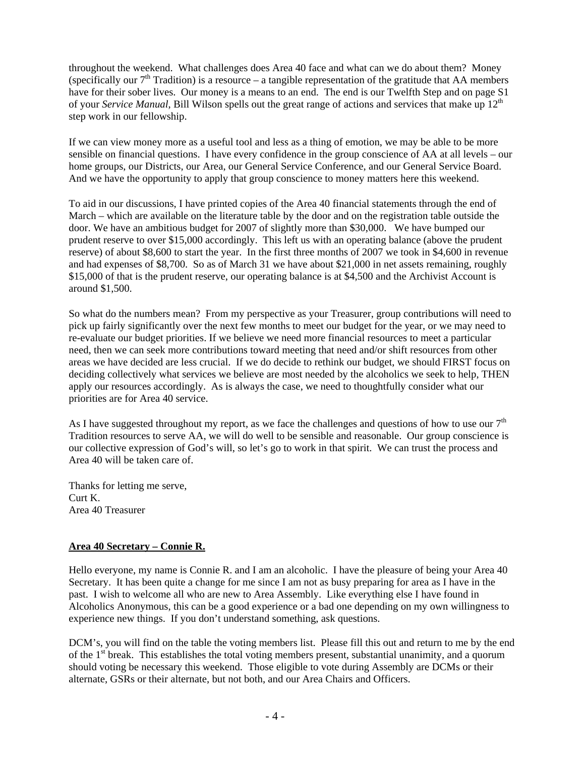throughout the weekend. What challenges does Area 40 face and what can we do about them? Money (specifically our 7th Tradition) is a resource – a tangible representation of the gratitude that AA members have for their sober lives. Our money is a means to an end. The end is our Twelfth Step and on page S1 of your *Service Manual*, Bill Wilson spells out the great range of actions and services that make up 12th step work in our fellowship.

If we can view money more as a useful tool and less as a thing of emotion, we may be able to be more sensible on financial questions. I have every confidence in the group conscience of AA at all levels – our home groups, our Districts, our Area, our General Service Conference, and our General Service Board. And we have the opportunity to apply that group conscience to money matters here this weekend.

To aid in our discussions, I have printed copies of the Area 40 financial statements through the end of March – which are available on the literature table by the door and on the registration table outside the door. We have an ambitious budget for 2007 of slightly more than $30,000. We have bumped our prudent reserve to over $15,000 accordingly. This left us with an operating balance (above the prudent reserve) of about $8,600 to start the year. In the first three months of 2007 we took in $4,600 in revenue and had expenses of $8,700. So as of March 31 we have about $21,000 in net assets remaining, roughly $15,000 of that is the prudent reserve, our operating balance is at $4,500 and the Archivist Account is around $1,500.

So what do the numbers mean? From my perspective as your Treasurer, group contributions will need to pick up fairly significantly over the next few months to meet our budget for the year, or we may need to re-evaluate our budget priorities. If we believe we need more financial resources to meet a particular need, then we can seek more contributions toward meeting that need and/or shift resources from other areas we have decided are less crucial. If we do decide to rethink our budget, we should FIRST focus on deciding collectively what services we believe are most needed by the alcoholics we seek to help, THEN apply our resources accordingly. As is always the case, we need to thoughtfully consider what our priorities are for Area 40 service.

As I have suggested throughout my report, as we face the challenges and questions of how to use our 7th Tradition resources to serve AA, we will do well to be sensible and reasonable. Our group conscience is our collective expression of God's will, so let's go to work in that spirit. We can trust the process and Area 40 will be taken care of.

Thanks for letting me serve,
Curt K.
Area 40 Treasurer

**Area 40 Secretary – Connie R.**

Hello everyone, my name is Connie R. and I am an alcoholic. I have the pleasure of being your Area 40 Secretary. It has been quite a change for me since I am not as busy preparing for area as I have in the past. I wish to welcome all who are new to Area Assembly. Like everything else I have found in Alcoholics Anonymous, this can be a good experience or a bad one depending on my own willingness to experience new things. If you don't understand something, ask questions.

DCM's, you will find on the table the voting members list. Please fill this out and return to me by the end of the 1st break. This establishes the total voting members present, substantial unanimity, and a quorum should voting be necessary this weekend. Those eligible to vote during Assembly are DCMs or their alternate, GSRs or their alternate, but not both, and our Area Chairs and Officers.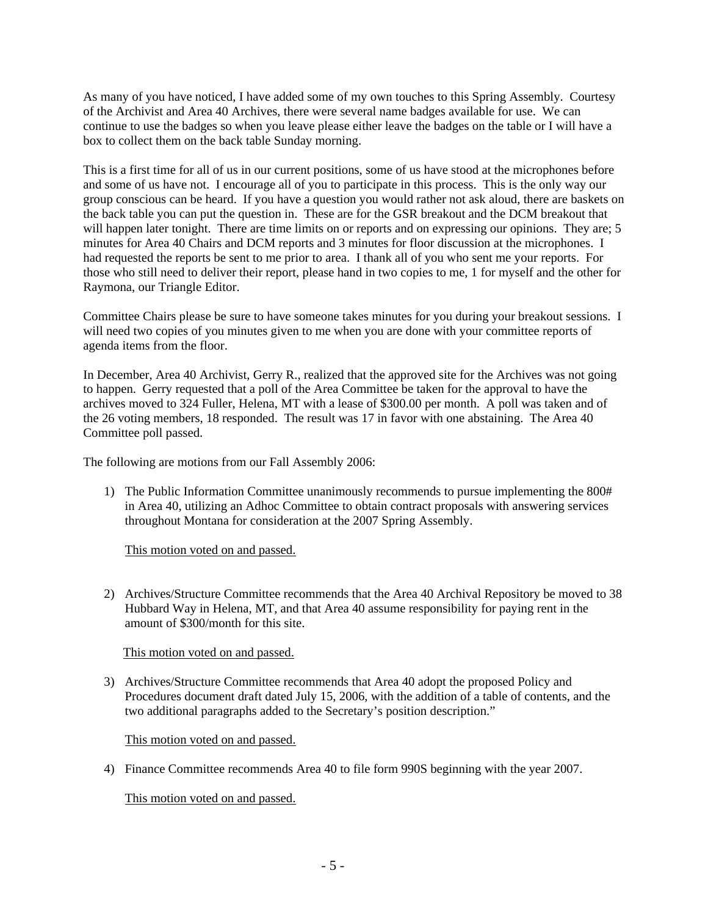As many of you have noticed, I have added some of my own touches to this Spring Assembly. Courtesy of the Archivist and Area 40 Archives, there were several name badges available for use. We can continue to use the badges so when you leave please either leave the badges on the table or I will have a box to collect them on the back table Sunday morning.

This is a first time for all of us in our current positions, some of us have stood at the microphones before and some of us have not. I encourage all of you to participate in this process. This is the only way our group conscious can be heard. If you have a question you would rather not ask aloud, there are baskets on the back table you can put the question in. These are for the GSR breakout and the DCM breakout that will happen later tonight. There are time limits on or reports and on expressing our opinions. They are; 5 minutes for Area 40 Chairs and DCM reports and 3 minutes for floor discussion at the microphones. I had requested the reports be sent to me prior to area. I thank all of you who sent me your reports. For those who still need to deliver their report, please hand in two copies to me, 1 for myself and the other for Raymona, our Triangle Editor.

Committee Chairs please be sure to have someone takes minutes for you during your breakout sessions. I will need two copies of you minutes given to me when you are done with your committee reports of agenda items from the floor.

In December, Area 40 Archivist, Gerry R., realized that the approved site for the Archives was not going to happen. Gerry requested that a poll of the Area Committee be taken for the approval to have the archives moved to 324 Fuller, Helena, MT with a lease of $300.00 per month. A poll was taken and of the 26 voting members, 18 responded. The result was 17 in favor with one abstaining. The Area 40 Committee poll passed.

The following are motions from our Fall Assembly 2006:

1) The Public Information Committee unanimously recommends to pursue implementing the 800# in Area 40, utilizing an Adhoc Committee to obtain contract proposals with answering services throughout Montana for consideration at the 2007 Spring Assembly.

   <u>This motion voted on and passed.</u>

2) Archives/Structure Committee recommends that the Area 40 Archival Repository be moved to 38 Hubbard Way in Helena, MT, and that Area 40 assume responsibility for paying rent in the amount of $300/month for this site.

   <u>This motion voted on and passed.</u>

3) Archives/Structure Committee recommends that Area 40 adopt the proposed Policy and Procedures document draft dated July 15, 2006, with the addition of a table of contents, and the two additional paragraphs added to the Secretary's position description."

   <u>This motion voted on and passed.</u>

4) Finance Committee recommends Area 40 to file form 990S beginning with the year 2007.

   <u>This motion voted on and passed.</u>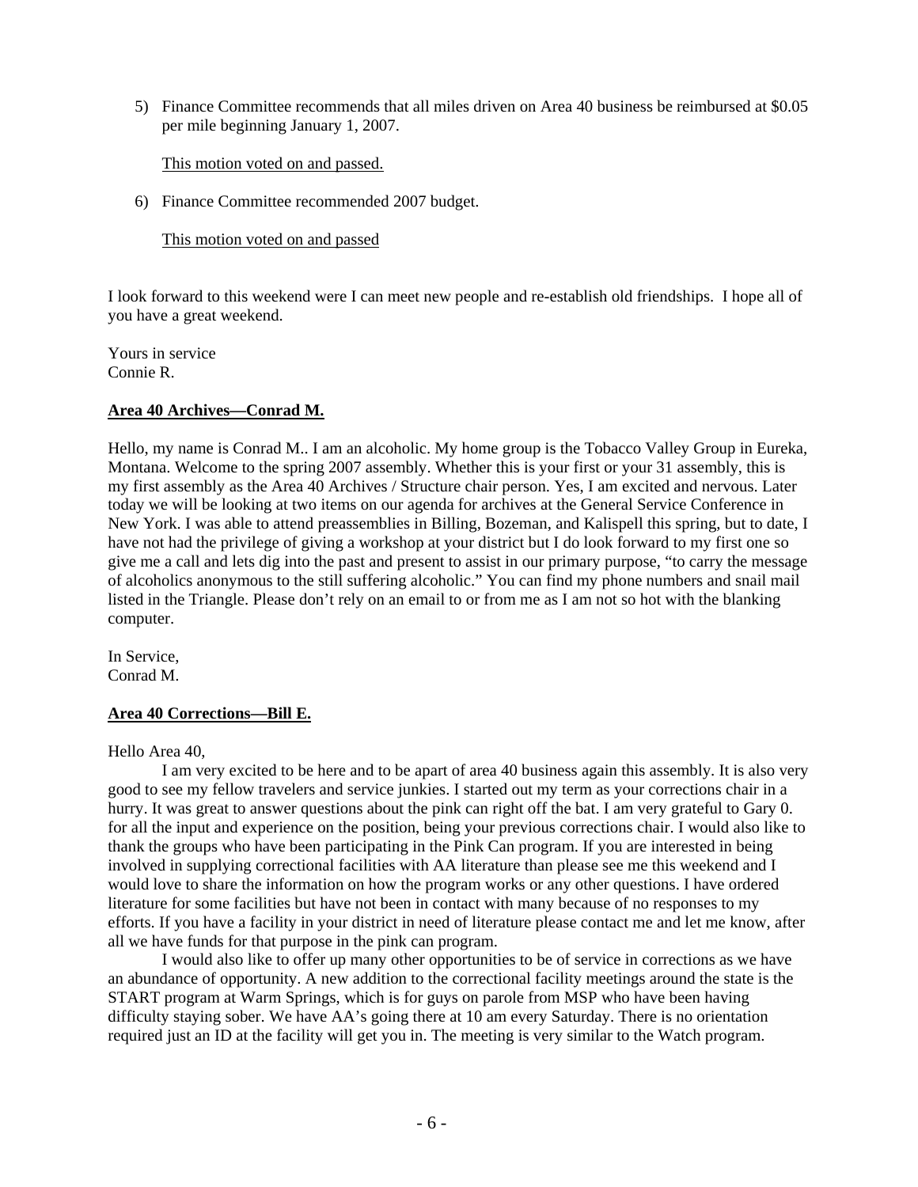5) Finance Committee recommends that all miles driven on Area 40 business be reimbursed at $0.05 per mile beginning January 1, 2007.

   <u>This motion voted on and passed.</u>

6) Finance Committee recommended 2007 budget.

   <u>This motion voted on and passed</u>

I look forward to this weekend were I can meet new people and re-establish old friendships. I hope all of you have a great weekend.

Yours in service
Connie R.

**<u>Area 40 Archives—Conrad M.</u>**

Hello, my name is Conrad M.. I am an alcoholic. My home group is the Tobacco Valley Group in Eureka, Montana. Welcome to the spring 2007 assembly. Whether this is your first or your 31 assembly, this is my first assembly as the Area 40 Archives / Structure chair person. Yes, I am excited and nervous. Later today we will be looking at two items on our agenda for archives at the General Service Conference in New York. I was able to attend preassemblies in Billing, Bozeman, and Kalispell this spring, but to date, I have not had the privilege of giving a workshop at your district but I do look forward to my first one so give me a call and lets dig into the past and present to assist in our primary purpose, "to carry the message of alcoholics anonymous to the still suffering alcoholic." You can find my phone numbers and snail mail listed in the Triangle. Please don't rely on an email to or from me as I am not so hot with the blanking computer.

In Service,
Conrad M.

**<u>Area 40 Corrections—Bill E.</u>**

Hello Area 40,

I am very excited to be here and to be apart of area 40 business again this assembly. It is also very good to see my fellow travelers and service junkies. I started out my term as your corrections chair in a hurry. It was great to answer questions about the pink can right off the bat. I am very grateful to Gary 0. for all the input and experience on the position, being your previous corrections chair. I would also like to thank the groups who have been participating in the Pink Can program. If you are interested in being involved in supplying correctional facilities with AA literature than please see me this weekend and I would love to share the information on how the program works or any other questions. I have ordered literature for some facilities but have not been in contact with many because of no responses to my efforts. If you have a facility in your district in need of literature please contact me and let me know, after all we have funds for that purpose in the pink can program.

I would also like to offer up many other opportunities to be of service in corrections as we have an abundance of opportunity. A new addition to the correctional facility meetings around the state is the START program at Warm Springs, which is for guys on parole from MSP who have been having difficulty staying sober. We have AA's going there at 10 am every Saturday. There is no orientation required just an ID at the facility will get you in. The meeting is very similar to the Watch program.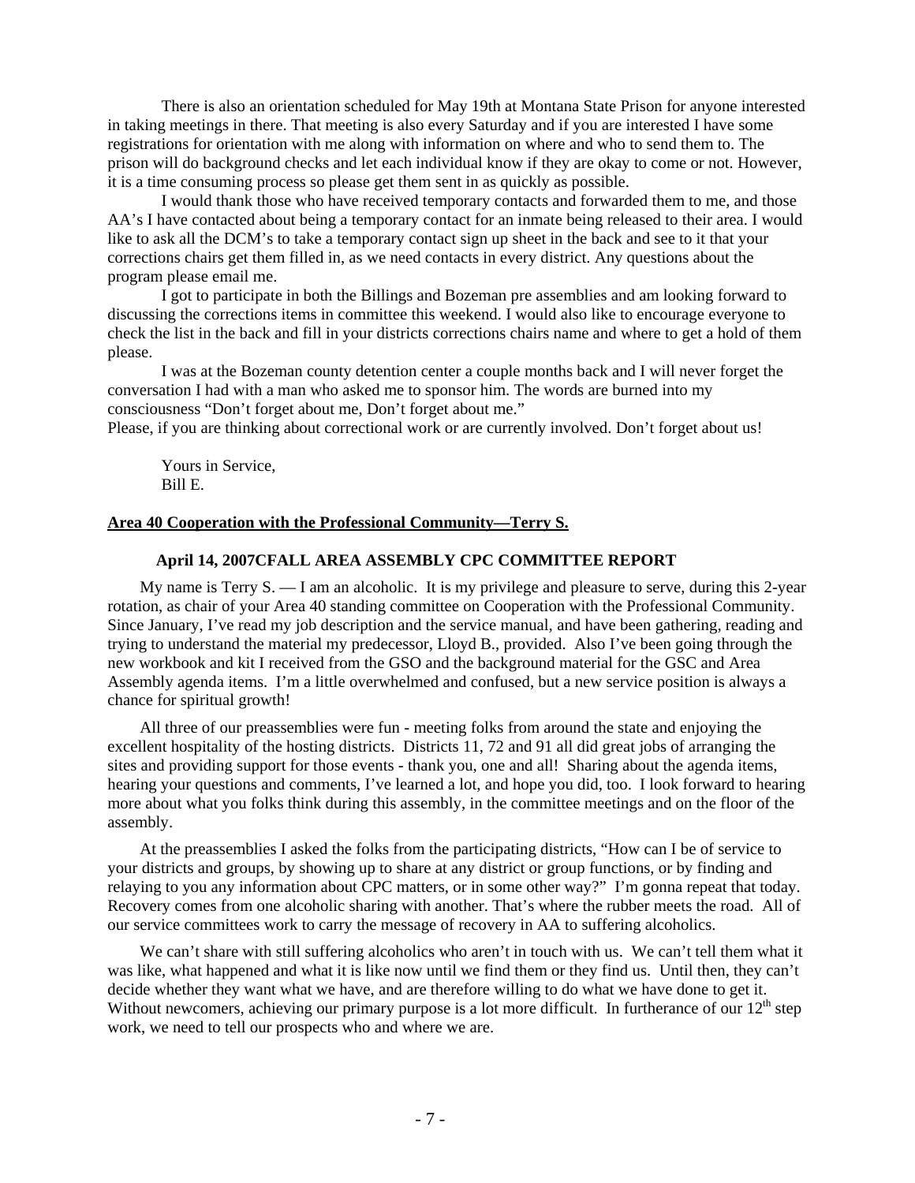There is also an orientation scheduled for May 19th at Montana State Prison for anyone interested in taking meetings in there. That meeting is also every Saturday and if you are interested I have some registrations for orientation with me along with information on where and who to send them to. The prison will do background checks and let each individual know if they are okay to come or not. However, it is a time consuming process so please get them sent in as quickly as possible.

I would thank those who have received temporary contacts and forwarded them to me, and those AA's I have contacted about being a temporary contact for an inmate being released to their area. I would like to ask all the DCM's to take a temporary contact sign up sheet in the back and see to it that your corrections chairs get them filled in, as we need contacts in every district. Any questions about the program please email me.

I got to participate in both the Billings and Bozeman pre assemblies and am looking forward to discussing the corrections items in committee this weekend. I would also like to encourage everyone to check the list in the back and fill in your districts corrections chairs name and where to get a hold of them please.

I was at the Bozeman county detention center a couple months back and I will never forget the conversation I had with a man who asked me to sponsor him. The words are burned into my consciousness "Don't forget about me, Don't forget about me."
Please, if you are thinking about correctional work or are currently involved. Don't forget about us!

Yours in Service,
Bill E.

## Area 40 Cooperation with the Professional Community—Terry S.

### April 14, 2007CFALL AREA ASSEMBLY CPC COMMITTEE REPORT

My name is Terry S. — I am an alcoholic. It is my privilege and pleasure to serve, during this 2-year rotation, as chair of your Area 40 standing committee on Cooperation with the Professional Community. Since January, I've read my job description and the service manual, and have been gathering, reading and trying to understand the material my predecessor, Lloyd B., provided. Also I've been going through the new workbook and kit I received from the GSO and the background material for the GSC and Area Assembly agenda items. I'm a little overwhelmed and confused, but a new service position is always a chance for spiritual growth!

All three of our preassemblies were fun - meeting folks from around the state and enjoying the excellent hospitality of the hosting districts. Districts 11, 72 and 91 all did great jobs of arranging the sites and providing support for those events - thank you, one and all! Sharing about the agenda items, hearing your questions and comments, I've learned a lot, and hope you did, too. I look forward to hearing more about what you folks think during this assembly, in the committee meetings and on the floor of the assembly.

At the preassemblies I asked the folks from the participating districts, "How can I be of service to your districts and groups, by showing up to share at any district or group functions, or by finding and relaying to you any information about CPC matters, or in some other way?" I'm gonna repeat that today. Recovery comes from one alcoholic sharing with another. That's where the rubber meets the road. All of our service committees work to carry the message of recovery in AA to suffering alcoholics.

We can't share with still suffering alcoholics who aren't in touch with us. We can't tell them what it was like, what happened and what it is like now until we find them or they find us. Until then, they can't decide whether they want what we have, and are therefore willing to do what we have done to get it. Without newcomers, achieving our primary purpose is a lot more difficult. In furtherance of our 12th step work, we need to tell our prospects who and where we are.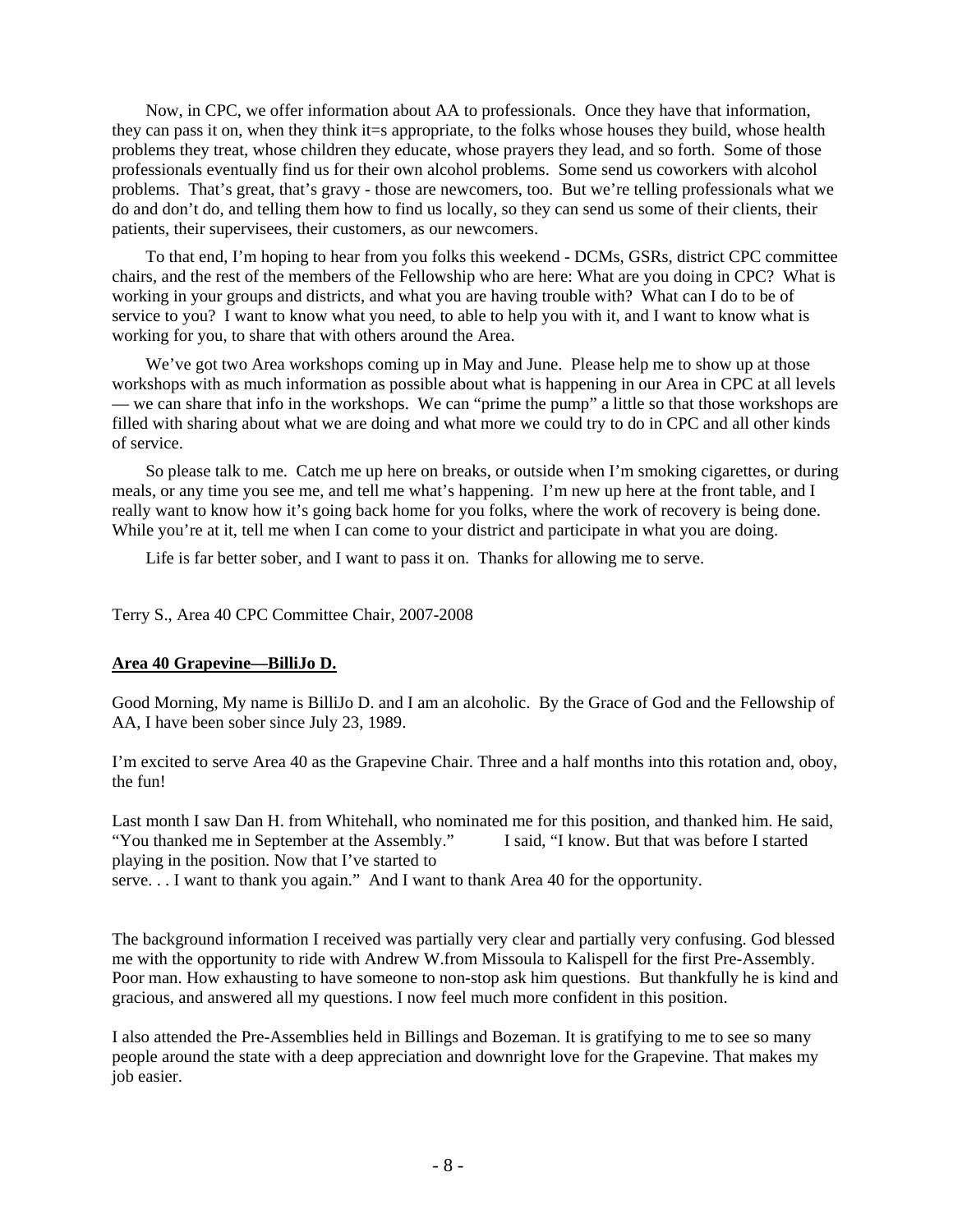Now, in CPC, we offer information about AA to professionals. Once they have that information, they can pass it on, when they think it=s appropriate, to the folks whose houses they build, whose health problems they treat, whose children they educate, whose prayers they lead, and so forth. Some of those professionals eventually find us for their own alcohol problems. Some send us coworkers with alcohol problems. That's great, that's gravy - those are newcomers, too. But we're telling professionals what we do and don't do, and telling them how to find us locally, so they can send us some of their clients, their patients, their supervisees, their customers, as our newcomers.

To that end, I'm hoping to hear from you folks this weekend - DCMs, GSRs, district CPC committee chairs, and the rest of the members of the Fellowship who are here: What are you doing in CPC? What is working in your groups and districts, and what you are having trouble with? What can I do to be of service to you? I want to know what you need, to able to help you with it, and I want to know what is working for you, to share that with others around the Area.

We've got two Area workshops coming up in May and June. Please help me to show up at those workshops with as much information as possible about what is happening in our Area in CPC at all levels — we can share that info in the workshops. We can "prime the pump" a little so that those workshops are filled with sharing about what we are doing and what more we could try to do in CPC and all other kinds of service.

So please talk to me. Catch me up here on breaks, or outside when I'm smoking cigarettes, or during meals, or any time you see me, and tell me what's happening. I'm new up here at the front table, and I really want to know how it's going back home for you folks, where the work of recovery is being done. While you're at it, tell me when I can come to your district and participate in what you are doing.

Life is far better sober, and I want to pass it on. Thanks for allowing me to serve.

Terry S., Area 40 CPC Committee Chair, 2007-2008

**Area 40 Grapevine—BilliJo D.**

Good Morning, My name is BilliJo D. and I am an alcoholic. By the Grace of God and the Fellowship of AA, I have been sober since July 23, 1989.

I'm excited to serve Area 40 as the Grapevine Chair. Three and a half months into this rotation and, oboy, the fun!

Last month I saw Dan H. from Whitehall, who nominated me for this position, and thanked him. He said, "You thanked me in September at the Assembly." I said, "I know. But that was before I started playing in the position. Now that I've started to serve. . . I want to thank you again." And I want to thank Area 40 for the opportunity.

The background information I received was partially very clear and partially very confusing. God blessed me with the opportunity to ride with Andrew W.from Missoula to Kalispell for the first Pre-Assembly. Poor man. How exhausting to have someone to non-stop ask him questions. But thankfully he is kind and gracious, and answered all my questions. I now feel much more confident in this position.

I also attended the Pre-Assemblies held in Billings and Bozeman. It is gratifying to me to see so many people around the state with a deep appreciation and downright love for the Grapevine. That makes my job easier.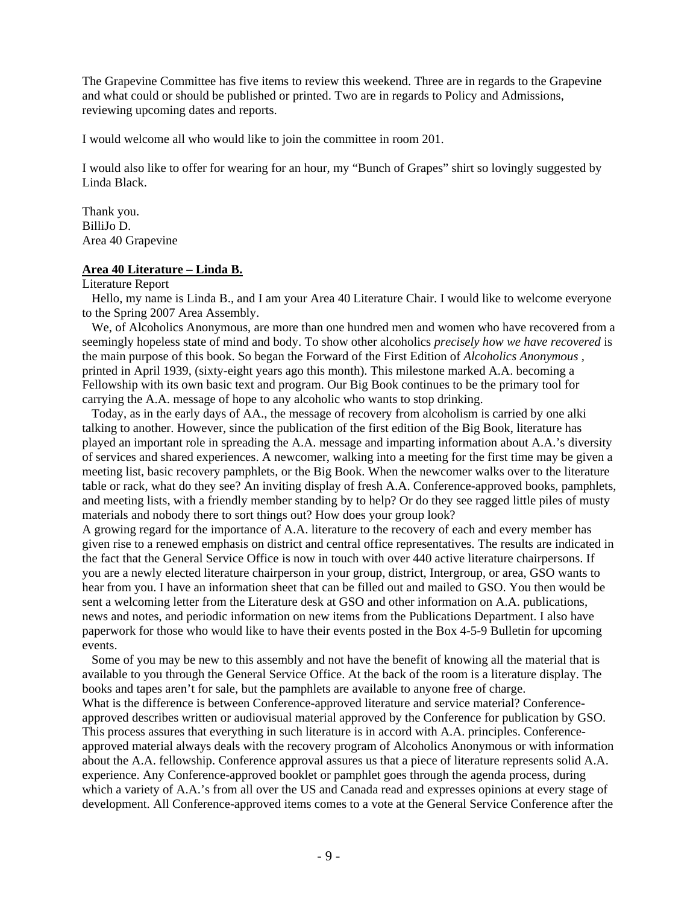The Grapevine Committee has five items to review this weekend. Three are in regards to the Grapevine and what could or should be published or printed. Two are in regards to Policy and Admissions, reviewing upcoming dates and reports.

I would welcome all who would like to join the committee in room 201.

I would also like to offer for wearing for an hour, my "Bunch of Grapes" shirt so lovingly suggested by Linda Black.

Thank you.
BilliJo D.
Area 40 Grapevine

**Area 40 Literature – Linda B.**

Literature Report

Hello, my name is Linda B., and I am your Area 40 Literature Chair. I would like to welcome everyone to the Spring 2007 Area Assembly.

We, of Alcoholics Anonymous, are more than one hundred men and women who have recovered from a seemingly hopeless state of mind and body. To show other alcoholics *precisely how we have recovered* is the main purpose of this book. So began the Forward of the First Edition of *Alcoholics Anonymous* , printed in April 1939, (sixty-eight years ago this month). This milestone marked A.A. becoming a Fellowship with its own basic text and program. Our Big Book continues to be the primary tool for carrying the A.A. message of hope to any alcoholic who wants to stop drinking.

Today, as in the early days of AA., the message of recovery from alcoholism is carried by one alki talking to another. However, since the publication of the first edition of the Big Book, literature has played an important role in spreading the A.A. message and imparting information about A.A.'s diversity of services and shared experiences. A newcomer, walking into a meeting for the first time may be given a meeting list, basic recovery pamphlets, or the Big Book. When the newcomer walks over to the literature table or rack, what do they see? An inviting display of fresh A.A. Conference-approved books, pamphlets, and meeting lists, with a friendly member standing by to help? Or do they see ragged little piles of musty materials and nobody there to sort things out? How does your group look?

A growing regard for the importance of A.A. literature to the recovery of each and every member has given rise to a renewed emphasis on district and central office representatives. The results are indicated in the fact that the General Service Office is now in touch with over 440 active literature chairpersons. If you are a newly elected literature chairperson in your group, district, Intergroup, or area, GSO wants to hear from you. I have an information sheet that can be filled out and mailed to GSO. You then would be sent a welcoming letter from the Literature desk at GSO and other information on A.A. publications, news and notes, and periodic information on new items from the Publications Department. I also have paperwork for those who would like to have their events posted in the Box 4-5-9 Bulletin for upcoming events.

Some of you may be new to this assembly and not have the benefit of knowing all the material that is available to you through the General Service Office. At the back of the room is a literature display. The books and tapes aren't for sale, but the pamphlets are available to anyone free of charge.

What is the difference is between Conference-approved literature and service material? Conference-approved describes written or audiovisual material approved by the Conference for publication by GSO. This process assures that everything in such literature is in accord with A.A. principles. Conference-approved material always deals with the recovery program of Alcoholics Anonymous or with information about the A.A. fellowship. Conference approval assures us that a piece of literature represents solid A.A. experience. Any Conference-approved booklet or pamphlet goes through the agenda process, during which a variety of A.A.'s from all over the US and Canada read and expresses opinions at every stage of development. All Conference-approved items comes to a vote at the General Service Conference after the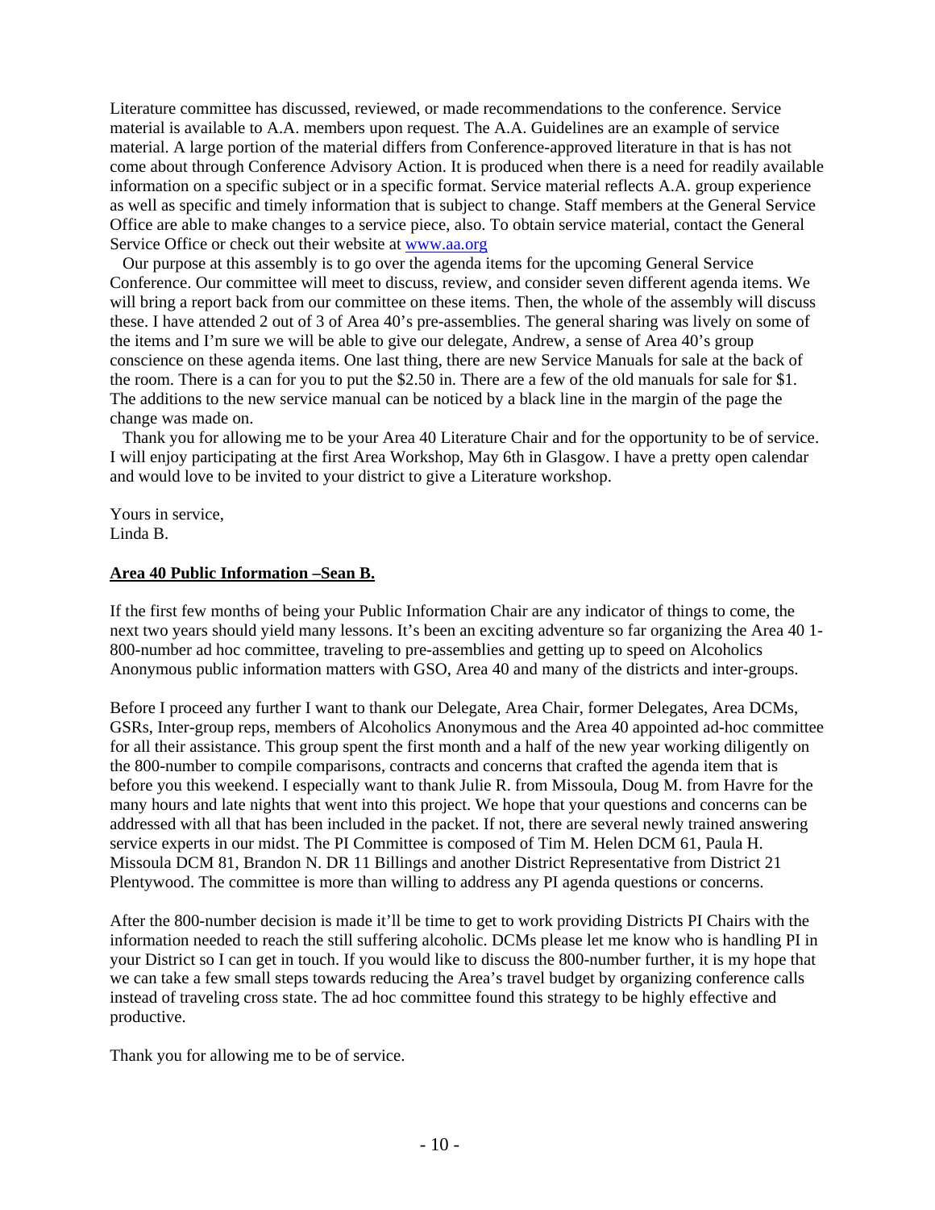Literature committee has discussed, reviewed, or made recommendations to the conference. Service material is available to A.A. members upon request. The A.A. Guidelines are an example of service material. A large portion of the material differs from Conference-approved literature in that is has not come about through Conference Advisory Action. It is produced when there is a need for readily available information on a specific subject or in a specific format. Service material reflects A.A. group experience as well as specific and timely information that is subject to change. Staff members at the General Service Office are able to make changes to a service piece, also. To obtain service material, contact the General Service Office or check out their website at www.aa.org

Our purpose at this assembly is to go over the agenda items for the upcoming General Service Conference. Our committee will meet to discuss, review, and consider seven different agenda items. We will bring a report back from our committee on these items. Then, the whole of the assembly will discuss these. I have attended 2 out of 3 of Area 40's pre-assemblies. The general sharing was lively on some of the items and I'm sure we will be able to give our delegate, Andrew, a sense of Area 40's group conscience on these agenda items. One last thing, there are new Service Manuals for sale at the back of the room. There is a can for you to put the $2.50 in. There are a few of the old manuals for sale for $1. The additions to the new service manual can be noticed by a black line in the margin of the page the change was made on.

Thank you for allowing me to be your Area 40 Literature Chair and for the opportunity to be of service. I will enjoy participating at the first Area Workshop, May 6th in Glasgow. I have a pretty open calendar and would love to be invited to your district to give a Literature workshop.

Yours in service,
Linda B.

**Area 40 Public Information –Sean B.**

If the first few months of being your Public Information Chair are any indicator of things to come, the next two years should yield many lessons. It's been an exciting adventure so far organizing the Area 40 1-800-number ad hoc committee, traveling to pre-assemblies and getting up to speed on Alcoholics Anonymous public information matters with GSO, Area 40 and many of the districts and inter-groups.

Before I proceed any further I want to thank our Delegate, Area Chair, former Delegates, Area DCMs, GSRs, Inter-group reps, members of Alcoholics Anonymous and the Area 40 appointed ad-hoc committee for all their assistance. This group spent the first month and a half of the new year working diligently on the 800-number to compile comparisons, contracts and concerns that crafted the agenda item that is before you this weekend. I especially want to thank Julie R. from Missoula, Doug M. from Havre for the many hours and late nights that went into this project. We hope that your questions and concerns can be addressed with all that has been included in the packet. If not, there are several newly trained answering service experts in our midst. The PI Committee is composed of Tim M. Helen DCM 61, Paula H. Missoula DCM 81, Brandon N. DR 11 Billings and another District Representative from District 21 Plentywood. The committee is more than willing to address any PI agenda questions or concerns.

After the 800-number decision is made it'll be time to get to work providing Districts PI Chairs with the information needed to reach the still suffering alcoholic. DCMs please let me know who is handling PI in your District so I can get in touch. If you would like to discuss the 800-number further, it is my hope that we can take a few small steps towards reducing the Area's travel budget by organizing conference calls instead of traveling cross state. The ad hoc committee found this strategy to be highly effective and productive.

Thank you for allowing me to be of service.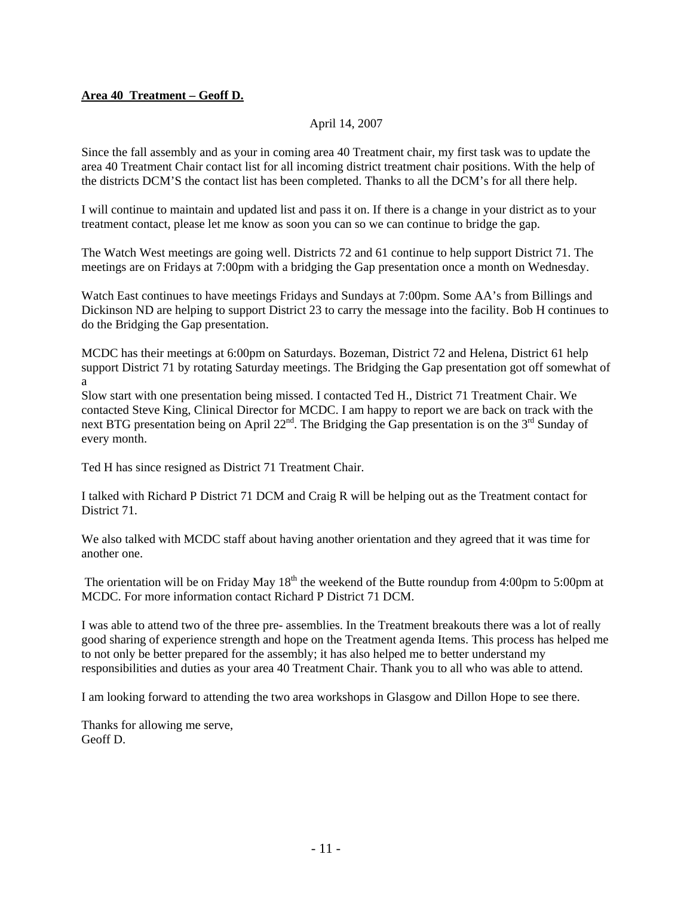**<u>Area 40 Treatment – Geoff D.</u>**

April 14, 2007

Since the fall assembly and as your in coming area 40 Treatment chair, my first task was to update the area 40 Treatment Chair contact list for all incoming district treatment chair positions. With the help of the districts DCM'S the contact list has been completed. Thanks to all the DCM's for all there help.

I will continue to maintain and updated list and pass it on. If there is a change in your district as to your treatment contact, please let me know as soon you can so we can continue to bridge the gap.

The Watch West meetings are going well. Districts 72 and 61 continue to help support District 71. The meetings are on Fridays at 7:00pm with a bridging the Gap presentation once a month on Wednesday.

Watch East continues to have meetings Fridays and Sundays at 7:00pm. Some AA's from Billings and Dickinson ND are helping to support District 23 to carry the message into the facility. Bob H continues to do the Bridging the Gap presentation.

MCDC has their meetings at 6:00pm on Saturdays. Bozeman, District 72 and Helena, District 61 help support District 71 by rotating Saturday meetings. The Bridging the Gap presentation got off somewhat of a
Slow start with one presentation being missed. I contacted Ted H., District 71 Treatment Chair. We contacted Steve King, Clinical Director for MCDC. I am happy to report we are back on track with the next BTG presentation being on April 22nd. The Bridging the Gap presentation is on the 3rd Sunday of every month.

Ted H has since resigned as District 71 Treatment Chair.

I talked with Richard P District 71 DCM and Craig R will be helping out as the Treatment contact for District 71.

We also talked with MCDC staff about having another orientation and they agreed that it was time for another one.

The orientation will be on Friday May 18th the weekend of the Butte roundup from 4:00pm to 5:00pm at MCDC. For more information contact Richard P District 71 DCM.

I was able to attend two of the three pre- assemblies. In the Treatment breakouts there was a lot of really good sharing of experience strength and hope on the Treatment agenda Items. This process has helped me to not only be better prepared for the assembly; it has also helped me to better understand my responsibilities and duties as your area 40 Treatment Chair. Thank you to all who was able to attend.

I am looking forward to attending the two area workshops in Glasgow and Dillon Hope to see there.

Thanks for allowing me serve,
Geoff D.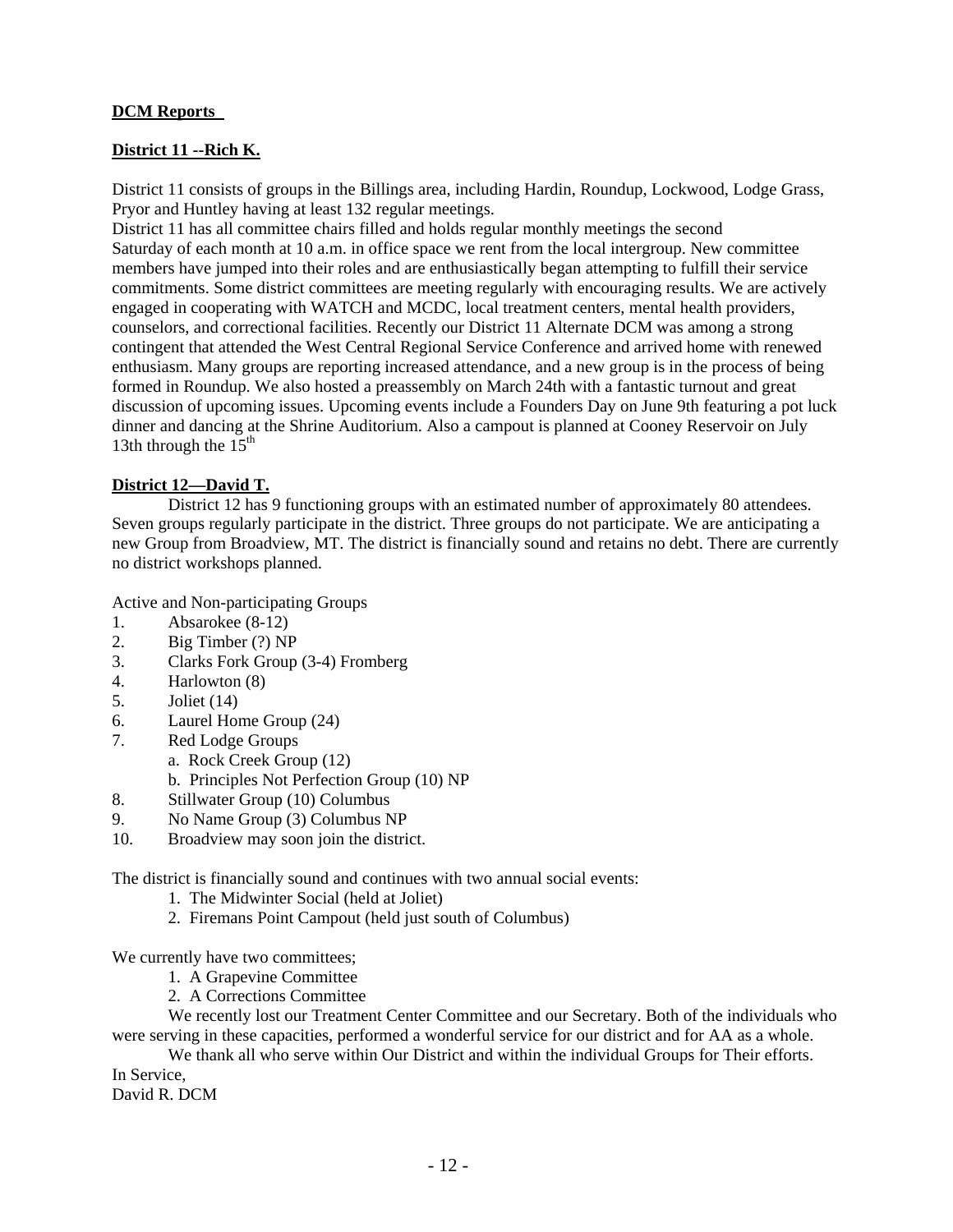**DCM Reports**

**District 11 --Rich K.**

District 11 consists of groups in the Billings area, including Hardin, Roundup, Lockwood, Lodge Grass, Pryor and Huntley having at least 132 regular meetings.
District 11 has all committee chairs filled and holds regular monthly meetings the second Saturday of each month at 10 a.m. in office space we rent from the local intergroup. New committee members have jumped into their roles and are enthusiastically began attempting to fulfill their service commitments. Some district committees are meeting regularly with encouraging results. We are actively engaged in cooperating with WATCH and MCDC, local treatment centers, mental health providers, counselors, and correctional facilities. Recently our District 11 Alternate DCM was among a strong contingent that attended the West Central Regional Service Conference and arrived home with renewed enthusiasm. Many groups are reporting increased attendance, and a new group is in the process of being formed in Roundup. We also hosted a preassembly on March 24th with a fantastic turnout and great discussion of upcoming issues. Upcoming events include a Founders Day on June 9th featuring a pot luck dinner and dancing at the Shrine Auditorium. Also a campout is planned at Cooney Reservoir on July 13th through the 15th

**District 12—David T.**

District 12 has 9 functioning groups with an estimated number of approximately 80 attendees. Seven groups regularly participate in the district. Three groups do not participate. We are anticipating a new Group from Broadview, MT. The district is financially sound and retains no debt. There are currently no district workshops planned.

Active and Non-participating Groups

1. Absarokee (8-12)
2. Big Timber (?) NP
3. Clarks Fork Group (3-4) Fromberg
4. Harlowton (8)
5. Joliet (14)
6. Laurel Home Group (24)
7. Red Lodge Groups
   a. Rock Creek Group (12)
   b. Principles Not Perfection Group (10) NP
8. Stillwater Group (10) Columbus
9. No Name Group (3) Columbus NP
10. Broadview may soon join the district.

The district is financially sound and continues with two annual social events:

1. The Midwinter Social (held at Joliet)
2. Firemans Point Campout (held just south of Columbus)

We currently have two committees;

1. A Grapevine Committee
2. A Corrections Committee

We recently lost our Treatment Center Committee and our Secretary. Both of the individuals who were serving in these capacities, performed a wonderful service for our district and for AA as a whole.

We thank all who serve within Our District and within the individual Groups for Their efforts.

In Service,
David R. DCM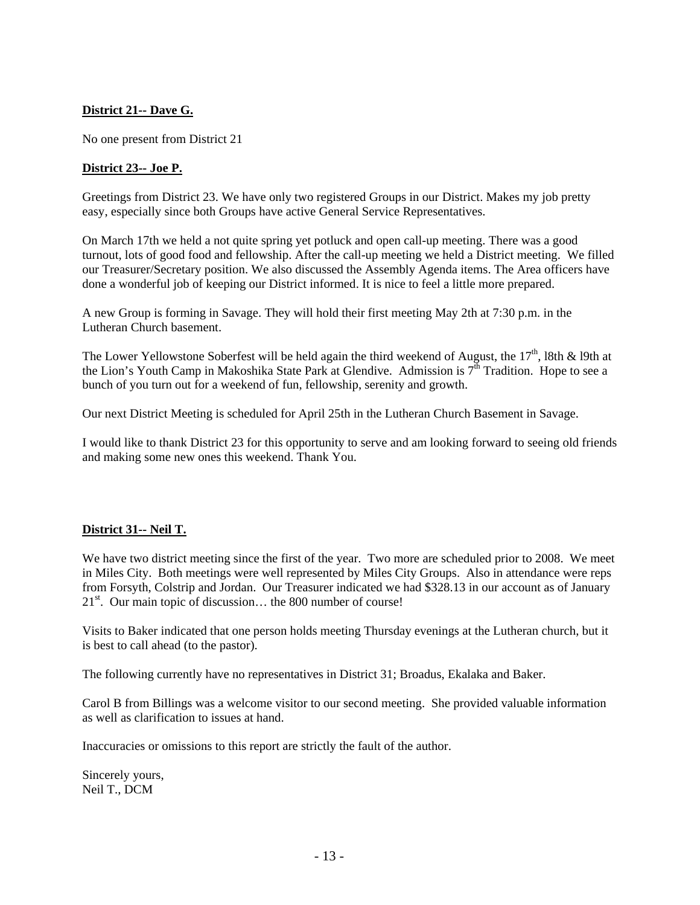**District 21-- Dave G.**

No one present from District 21

**District 23-- Joe P.**

Greetings from District 23. We have only two registered Groups in our District. Makes my job pretty easy, especially since both Groups have active General Service Representatives.

On March 17th we held a not quite spring yet potluck and open call-up meeting. There was a good turnout, lots of good food and fellowship. After the call-up meeting we held a District meeting. We filled our Treasurer/Secretary position. We also discussed the Assembly Agenda items. The Area officers have done a wonderful job of keeping our District informed. It is nice to feel a little more prepared.

A new Group is forming in Savage. They will hold their first meeting May 2th at 7:30 p.m. in the Lutheran Church basement.

The Lower Yellowstone Soberfest will be held again the third weekend of August, the 17th, l8th & l9th at the Lion's Youth Camp in Makoshika State Park at Glendive. Admission is 7th Tradition. Hope to see a bunch of you turn out for a weekend of fun, fellowship, serenity and growth.

Our next District Meeting is scheduled for April 25th in the Lutheran Church Basement in Savage.

I would like to thank District 23 for this opportunity to serve and am looking forward to seeing old friends and making some new ones this weekend. Thank You.

**District 31-- Neil T.**

We have two district meeting since the first of the year. Two more are scheduled prior to 2008. We meet in Miles City. Both meetings were well represented by Miles City Groups. Also in attendance were reps from Forsyth, Colstrip and Jordan. Our Treasurer indicated we had $328.13 in our account as of January 21st. Our main topic of discussion… the 800 number of course!

Visits to Baker indicated that one person holds meeting Thursday evenings at the Lutheran church, but it is best to call ahead (to the pastor).

The following currently have no representatives in District 31; Broadus, Ekalaka and Baker.

Carol B from Billings was a welcome visitor to our second meeting. She provided valuable information as well as clarification to issues at hand.

Inaccuracies or omissions to this report are strictly the fault of the author.

Sincerely yours,
Neil T., DCM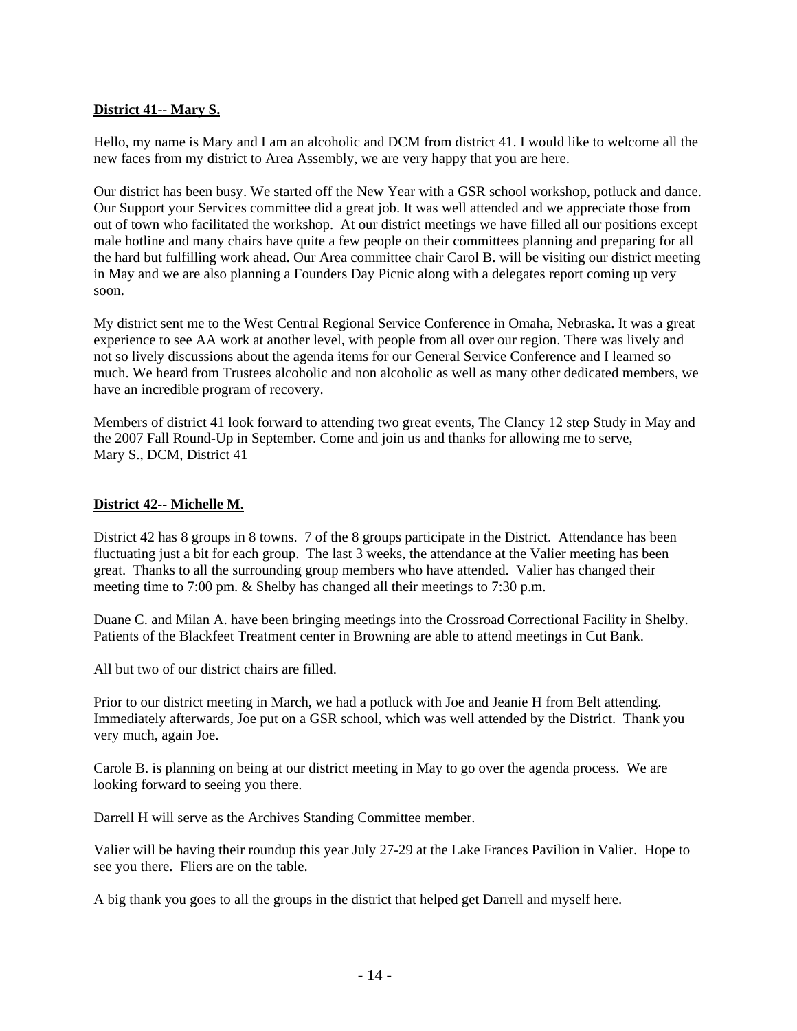**District 41-- Mary S.**

Hello, my name is Mary and I am an alcoholic and DCM from district 41. I would like to welcome all the new faces from my district to Area Assembly, we are very happy that you are here.

Our district has been busy. We started off the New Year with a GSR school workshop, potluck and dance. Our Support your Services committee did a great job. It was well attended and we appreciate those from out of town who facilitated the workshop. At our district meetings we have filled all our positions except male hotline and many chairs have quite a few people on their committees planning and preparing for all the hard but fulfilling work ahead. Our Area committee chair Carol B. will be visiting our district meeting in May and we are also planning a Founders Day Picnic along with a delegates report coming up very soon.

My district sent me to the West Central Regional Service Conference in Omaha, Nebraska. It was a great experience to see AA work at another level, with people from all over our region. There was lively and not so lively discussions about the agenda items for our General Service Conference and I learned so much. We heard from Trustees alcoholic and non alcoholic as well as many other dedicated members, we have an incredible program of recovery.

Members of district 41 look forward to attending two great events, The Clancy 12 step Study in May and the 2007 Fall Round-Up in September. Come and join us and thanks for allowing me to serve,
Mary S., DCM, District 41

**District 42-- Michelle M.**

District 42 has 8 groups in 8 towns. 7 of the 8 groups participate in the District. Attendance has been fluctuating just a bit for each group. The last 3 weeks, the attendance at the Valier meeting has been great. Thanks to all the surrounding group members who have attended. Valier has changed their meeting time to 7:00 pm. & Shelby has changed all their meetings to 7:30 p.m.

Duane C. and Milan A. have been bringing meetings into the Crossroad Correctional Facility in Shelby. Patients of the Blackfeet Treatment center in Browning are able to attend meetings in Cut Bank.

All but two of our district chairs are filled.

Prior to our district meeting in March, we had a potluck with Joe and Jeanie H from Belt attending. Immediately afterwards, Joe put on a GSR school, which was well attended by the District. Thank you very much, again Joe.

Carole B. is planning on being at our district meeting in May to go over the agenda process. We are looking forward to seeing you there.

Darrell H will serve as the Archives Standing Committee member.

Valier will be having their roundup this year July 27-29 at the Lake Frances Pavilion in Valier. Hope to see you there. Fliers are on the table.

A big thank you goes to all the groups in the district that helped get Darrell and myself here.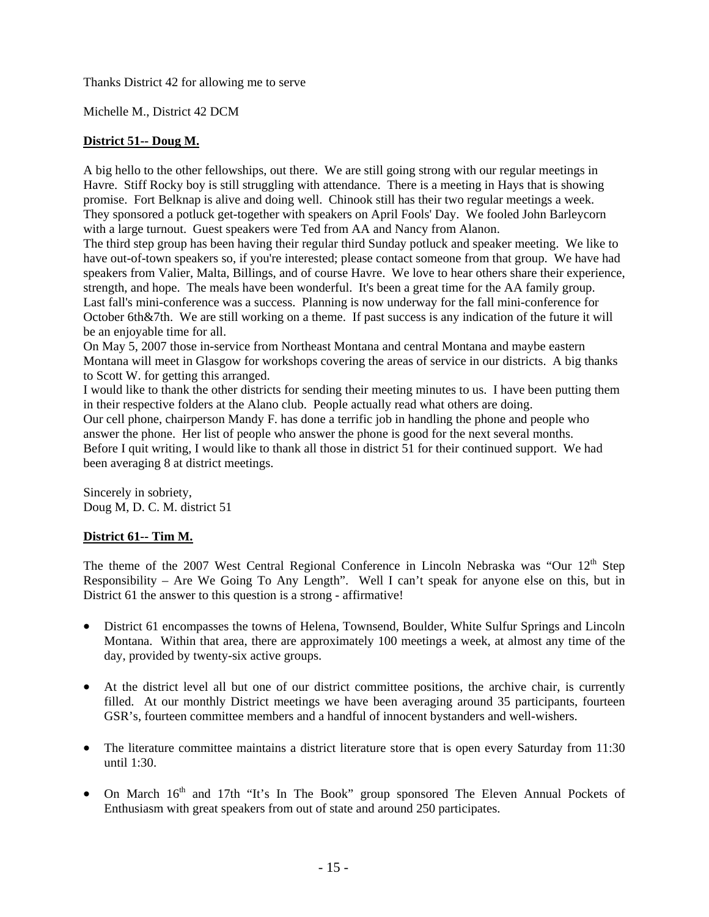Thanks District 42 for allowing me to serve

Michelle M., District 42 DCM

**District 51-- Doug M.**

A big hello to the other fellowships, out there. We are still going strong with our regular meetings in Havre. Stiff Rocky boy is still struggling with attendance. There is a meeting in Hays that is showing promise. Fort Belknap is alive and doing well. Chinook still has their two regular meetings a week. They sponsored a potluck get-together with speakers on April Fools' Day. We fooled John Barleycorn with a large turnout. Guest speakers were Ted from AA and Nancy from Alanon.
The third step group has been having their regular third Sunday potluck and speaker meeting. We like to have out-of-town speakers so, if you're interested; please contact someone from that group. We have had speakers from Valier, Malta, Billings, and of course Havre. We love to hear others share their experience, strength, and hope. The meals have been wonderful. It's been a great time for the AA family group.
Last fall's mini-conference was a success. Planning is now underway for the fall mini-conference for October 6th&7th. We are still working on a theme. If past success is any indication of the future it will be an enjoyable time for all.
On May 5, 2007 those in-service from Northeast Montana and central Montana and maybe eastern Montana will meet in Glasgow for workshops covering the areas of service in our districts. A big thanks to Scott W. for getting this arranged.
I would like to thank the other districts for sending their meeting minutes to us. I have been putting them in their respective folders at the Alano club. People actually read what others are doing.
Our cell phone, chairperson Mandy F. has done a terrific job in handling the phone and people who answer the phone. Her list of people who answer the phone is good for the next several months.
Before I quit writing, I would like to thank all those in district 51 for their continued support. We had been averaging 8 at district meetings.

Sincerely in sobriety,
Doug M, D. C. M. district 51

**District 61-- Tim M.**

The theme of the 2007 West Central Regional Conference in Lincoln Nebraska was "Our 12th Step Responsibility – Are We Going To Any Length". Well I can't speak for anyone else on this, but in District 61 the answer to this question is a strong - affirmative!

- District 61 encompasses the towns of Helena, Townsend, Boulder, White Sulfur Springs and Lincoln Montana. Within that area, there are approximately 100 meetings a week, at almost any time of the day, provided by twenty-six active groups.

- At the district level all but one of our district committee positions, the archive chair, is currently filled. At our monthly District meetings we have been averaging around 35 participants, fourteen GSR's, fourteen committee members and a handful of innocent bystanders and well-wishers.

- The literature committee maintains a district literature store that is open every Saturday from 11:30 until 1:30.

- On March 16th and 17th "It's In The Book" group sponsored The Eleven Annual Pockets of Enthusiasm with great speakers from out of state and around 250 participates.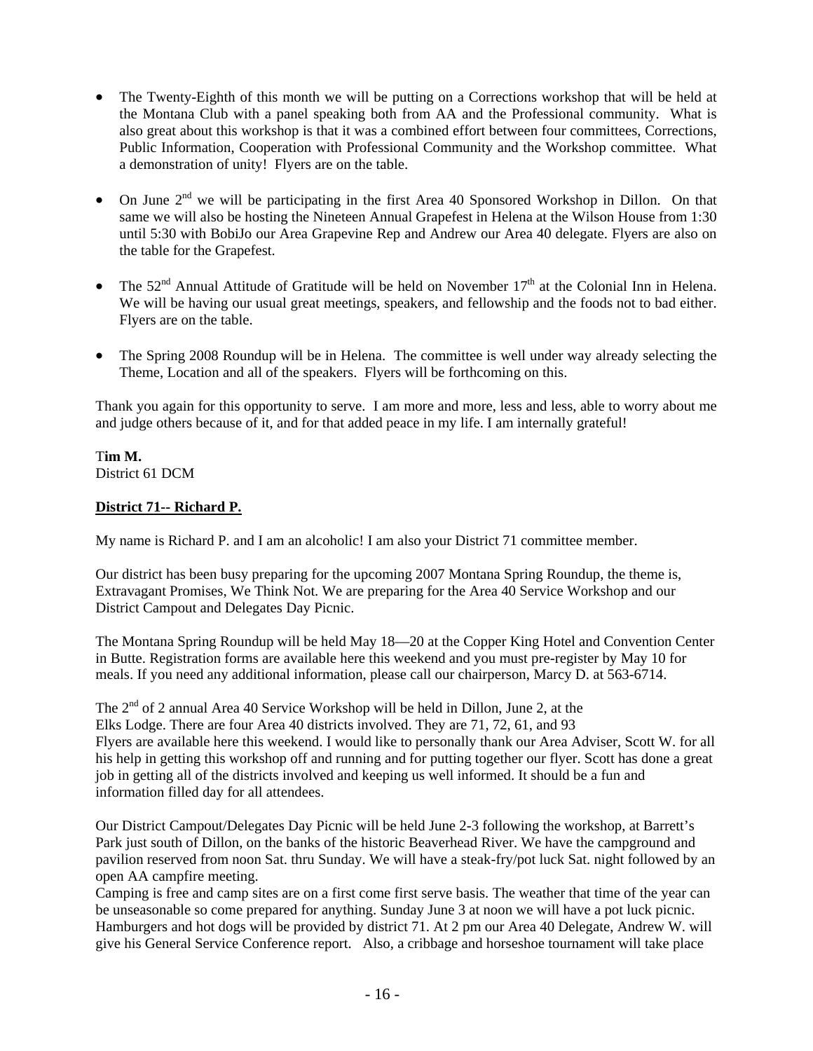- The Twenty-Eighth of this month we will be putting on a Corrections workshop that will be held at the Montana Club with a panel speaking both from AA and the Professional community. What is also great about this workshop is that it was a combined effort between four committees, Corrections, Public Information, Cooperation with Professional Community and the Workshop committee. What a demonstration of unity! Flyers are on the table.

- On June 2nd we will be participating in the first Area 40 Sponsored Workshop in Dillon. On that same we will also be hosting the Nineteen Annual Grapefest in Helena at the Wilson House from 1:30 until 5:30 with BobiJo our Area Grapevine Rep and Andrew our Area 40 delegate. Flyers are also on the table for the Grapefest.

- The 52nd Annual Attitude of Gratitude will be held on November 17th at the Colonial Inn in Helena. We will be having our usual great meetings, speakers, and fellowship and the foods not to bad either. Flyers are on the table.

- The Spring 2008 Roundup will be in Helena. The committee is well under way already selecting the Theme, Location and all of the speakers. Flyers will be forthcoming on this.

Thank you again for this opportunity to serve. I am more and more, less and less, able to worry about me and judge others because of it, and for that added peace in my life. I am internally grateful!

**Tim M.**
District 61 DCM

**District 71-- Richard P.**

My name is Richard P. and I am an alcoholic! I am also your District 71 committee member.

Our district has been busy preparing for the upcoming 2007 Montana Spring Roundup, the theme is, Extravagant Promises, We Think Not. We are preparing for the Area 40 Service Workshop and our District Campout and Delegates Day Picnic.

The Montana Spring Roundup will be held May 18—20 at the Copper King Hotel and Convention Center in Butte. Registration forms are available here this weekend and you must pre-register by May 10 for meals. If you need any additional information, please call our chairperson, Marcy D. at 563-6714.

The 2nd of 2 annual Area 40 Service Workshop will be held in Dillon, June 2, at the Elks Lodge. There are four Area 40 districts involved. They are 71, 72, 61, and 93 Flyers are available here this weekend. I would like to personally thank our Area Adviser, Scott W. for all his help in getting this workshop off and running and for putting together our flyer. Scott has done a great job in getting all of the districts involved and keeping us well informed. It should be a fun and information filled day for all attendees.

Our District Campout/Delegates Day Picnic will be held June 2-3 following the workshop, at Barrett's Park just south of Dillon, on the banks of the historic Beaverhead River. We have the campground and pavilion reserved from noon Sat. thru Sunday. We will have a steak-fry/pot luck Sat. night followed by an open AA campfire meeting.
Camping is free and camp sites are on a first come first serve basis. The weather that time of the year can be unseasonable so come prepared for anything. Sunday June 3 at noon we will have a pot luck picnic. Hamburgers and hot dogs will be provided by district 71. At 2 pm our Area 40 Delegate, Andrew W. will give his General Service Conference report. Also, a cribbage and horseshoe tournament will take place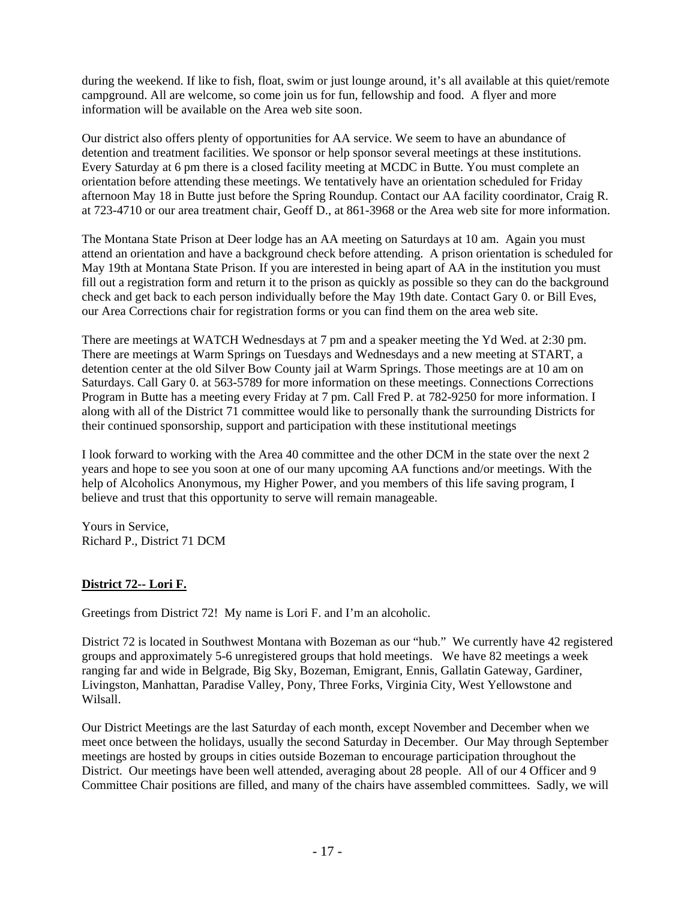during the weekend. If like to fish, float, swim or just lounge around, it's all available at this quiet/remote campground. All are welcome, so come join us for fun, fellowship and food. A flyer and more information will be available on the Area web site soon.

Our district also offers plenty of opportunities for AA service. We seem to have an abundance of detention and treatment facilities. We sponsor or help sponsor several meetings at these institutions. Every Saturday at 6 pm there is a closed facility meeting at MCDC in Butte. You must complete an orientation before attending these meetings. We tentatively have an orientation scheduled for Friday afternoon May 18 in Butte just before the Spring Roundup. Contact our AA facility coordinator, Craig R. at 723-4710 or our area treatment chair, Geoff D., at 861-3968 or the Area web site for more information.

The Montana State Prison at Deer lodge has an AA meeting on Saturdays at 10 am. Again you must attend an orientation and have a background check before attending. A prison orientation is scheduled for May 19th at Montana State Prison. If you are interested in being apart of AA in the institution you must fill out a registration form and return it to the prison as quickly as possible so they can do the background check and get back to each person individually before the May 19th date. Contact Gary 0. or Bill Eves, our Area Corrections chair for registration forms or you can find them on the area web site.

There are meetings at WATCH Wednesdays at 7 pm and a speaker meeting the Yd Wed. at 2:30 pm. There are meetings at Warm Springs on Tuesdays and Wednesdays and a new meeting at START, a detention center at the old Silver Bow County jail at Warm Springs. Those meetings are at 10 am on Saturdays. Call Gary 0. at 563-5789 for more information on these meetings. Connections Corrections Program in Butte has a meeting every Friday at 7 pm. Call Fred P. at 782-9250 for more information. I along with all of the District 71 committee would like to personally thank the surrounding Districts for their continued sponsorship, support and participation with these institutional meetings

I look forward to working with the Area 40 committee and the other DCM in the state over the next 2 years and hope to see you soon at one of our many upcoming AA functions and/or meetings. With the help of Alcoholics Anonymous, my Higher Power, and you members of this life saving program, I believe and trust that this opportunity to serve will remain manageable.

Yours in Service,
Richard P., District 71 DCM

**District 72-- Lori F.**

Greetings from District 72! My name is Lori F. and I'm an alcoholic.

District 72 is located in Southwest Montana with Bozeman as our "hub." We currently have 42 registered groups and approximately 5-6 unregistered groups that hold meetings. We have 82 meetings a week ranging far and wide in Belgrade, Big Sky, Bozeman, Emigrant, Ennis, Gallatin Gateway, Gardiner, Livingston, Manhattan, Paradise Valley, Pony, Three Forks, Virginia City, West Yellowstone and Wilsall.

Our District Meetings are the last Saturday of each month, except November and December when we meet once between the holidays, usually the second Saturday in December. Our May through September meetings are hosted by groups in cities outside Bozeman to encourage participation throughout the District. Our meetings have been well attended, averaging about 28 people. All of our 4 Officer and 9 Committee Chair positions are filled, and many of the chairs have assembled committees. Sadly, we will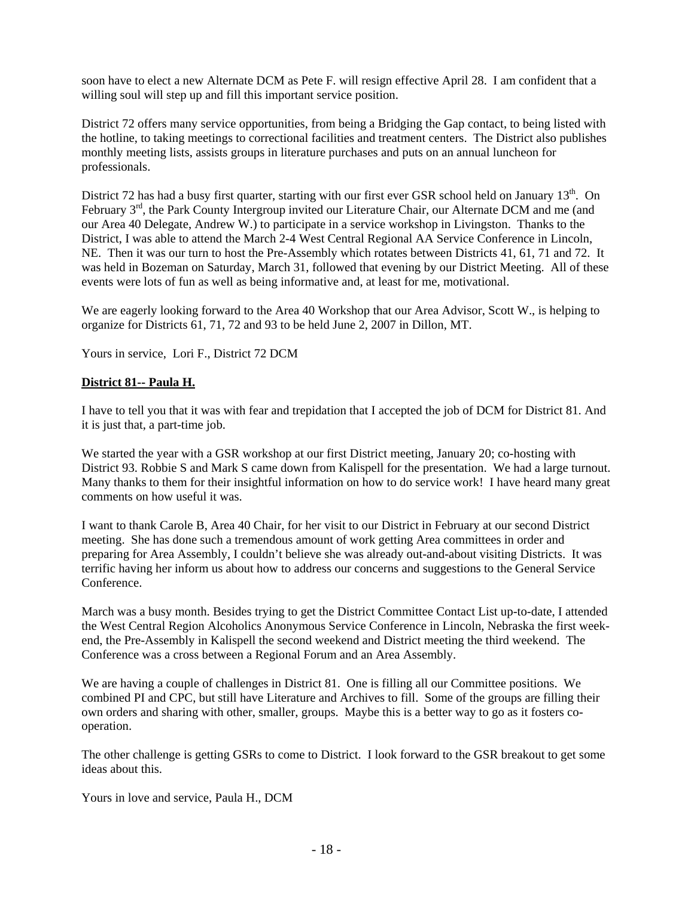soon have to elect a new Alternate DCM as Pete F. will resign effective April 28. I am confident that a willing soul will step up and fill this important service position.

District 72 offers many service opportunities, from being a Bridging the Gap contact, to being listed with the hotline, to taking meetings to correctional facilities and treatment centers. The District also publishes monthly meeting lists, assists groups in literature purchases and puts on an annual luncheon for professionals.

District 72 has had a busy first quarter, starting with our first ever GSR school held on January 13th. On February 3rd, the Park County Intergroup invited our Literature Chair, our Alternate DCM and me (and our Area 40 Delegate, Andrew W.) to participate in a service workshop in Livingston. Thanks to the District, I was able to attend the March 2-4 West Central Regional AA Service Conference in Lincoln, NE. Then it was our turn to host the Pre-Assembly which rotates between Districts 41, 61, 71 and 72. It was held in Bozeman on Saturday, March 31, followed that evening by our District Meeting. All of these events were lots of fun as well as being informative and, at least for me, motivational.

We are eagerly looking forward to the Area 40 Workshop that our Area Advisor, Scott W., is helping to organize for Districts 61, 71, 72 and 93 to be held June 2, 2007 in Dillon, MT.

Yours in service, Lori F., District 72 DCM

**District 81-- Paula H.**

I have to tell you that it was with fear and trepidation that I accepted the job of DCM for District 81. And it is just that, a part-time job.

We started the year with a GSR workshop at our first District meeting, January 20; co-hosting with District 93. Robbie S and Mark S came down from Kalispell for the presentation. We had a large turnout. Many thanks to them for their insightful information on how to do service work! I have heard many great comments on how useful it was.

I want to thank Carole B, Area 40 Chair, for her visit to our District in February at our second District meeting. She has done such a tremendous amount of work getting Area committees in order and preparing for Area Assembly, I couldn't believe she was already out-and-about visiting Districts. It was terrific having her inform us about how to address our concerns and suggestions to the General Service Conference.

March was a busy month. Besides trying to get the District Committee Contact List up-to-date, I attended the West Central Region Alcoholics Anonymous Service Conference in Lincoln, Nebraska the first week-end, the Pre-Assembly in Kalispell the second weekend and District meeting the third weekend. The Conference was a cross between a Regional Forum and an Area Assembly.

We are having a couple of challenges in District 81. One is filling all our Committee positions. We combined PI and CPC, but still have Literature and Archives to fill. Some of the groups are filling their own orders and sharing with other, smaller, groups. Maybe this is a better way to go as it fosters co-operation.

The other challenge is getting GSRs to come to District. I look forward to the GSR breakout to get some ideas about this.

Yours in love and service, Paula H., DCM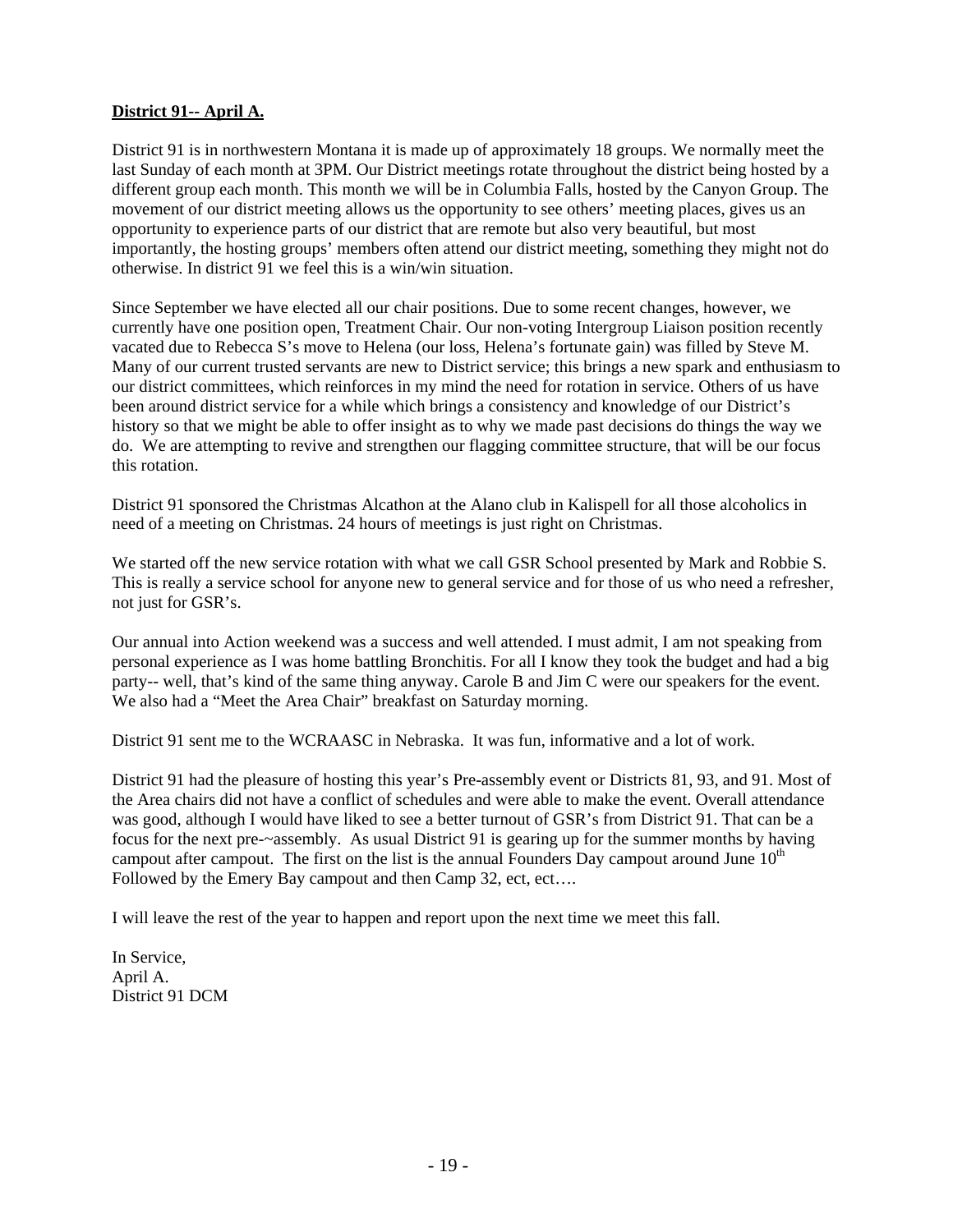**District 91-- April A.**

District 91 is in northwestern Montana it is made up of approximately 18 groups. We normally meet the last Sunday of each month at 3PM. Our District meetings rotate throughout the district being hosted by a different group each month. This month we will be in Columbia Falls, hosted by the Canyon Group. The movement of our district meeting allows us the opportunity to see others' meeting places, gives us an opportunity to experience parts of our district that are remote but also very beautiful, but most importantly, the hosting groups' members often attend our district meeting, something they might not do otherwise. In district 91 we feel this is a win/win situation.

Since September we have elected all our chair positions. Due to some recent changes, however, we currently have one position open, Treatment Chair. Our non-voting Intergroup Liaison position recently vacated due to Rebecca S's move to Helena (our loss, Helena's fortunate gain) was filled by Steve M. Many of our current trusted servants are new to District service; this brings a new spark and enthusiasm to our district committees, which reinforces in my mind the need for rotation in service. Others of us have been around district service for a while which brings a consistency and knowledge of our District's history so that we might be able to offer insight as to why we made past decisions do things the way we do. We are attempting to revive and strengthen our flagging committee structure, that will be our focus this rotation.

District 91 sponsored the Christmas Alcathon at the Alano club in Kalispell for all those alcoholics in need of a meeting on Christmas. 24 hours of meetings is just right on Christmas.

We started off the new service rotation with what we call GSR School presented by Mark and Robbie S. This is really a service school for anyone new to general service and for those of us who need a refresher, not just for GSR's.

Our annual into Action weekend was a success and well attended. I must admit, I am not speaking from personal experience as I was home battling Bronchitis. For all I know they took the budget and had a big party-- well, that's kind of the same thing anyway. Carole B and Jim C were our speakers for the event. We also had a "Meet the Area Chair" breakfast on Saturday morning.

District 91 sent me to the WCRAASC in Nebraska. It was fun, informative and a lot of work.

District 91 had the pleasure of hosting this year's Pre-assembly event or Districts 81, 93, and 91. Most of the Area chairs did not have a conflict of schedules and were able to make the event. Overall attendance was good, although I would have liked to see a better turnout of GSR's from District 91. That can be a focus for the next pre-~assembly. As usual District 91 is gearing up for the summer months by having campout after campout. The first on the list is the annual Founders Day campout around June 10th Followed by the Emery Bay campout and then Camp 32, ect, ect….

I will leave the rest of the year to happen and report upon the next time we meet this fall.

In Service,
April A.
District 91 DCM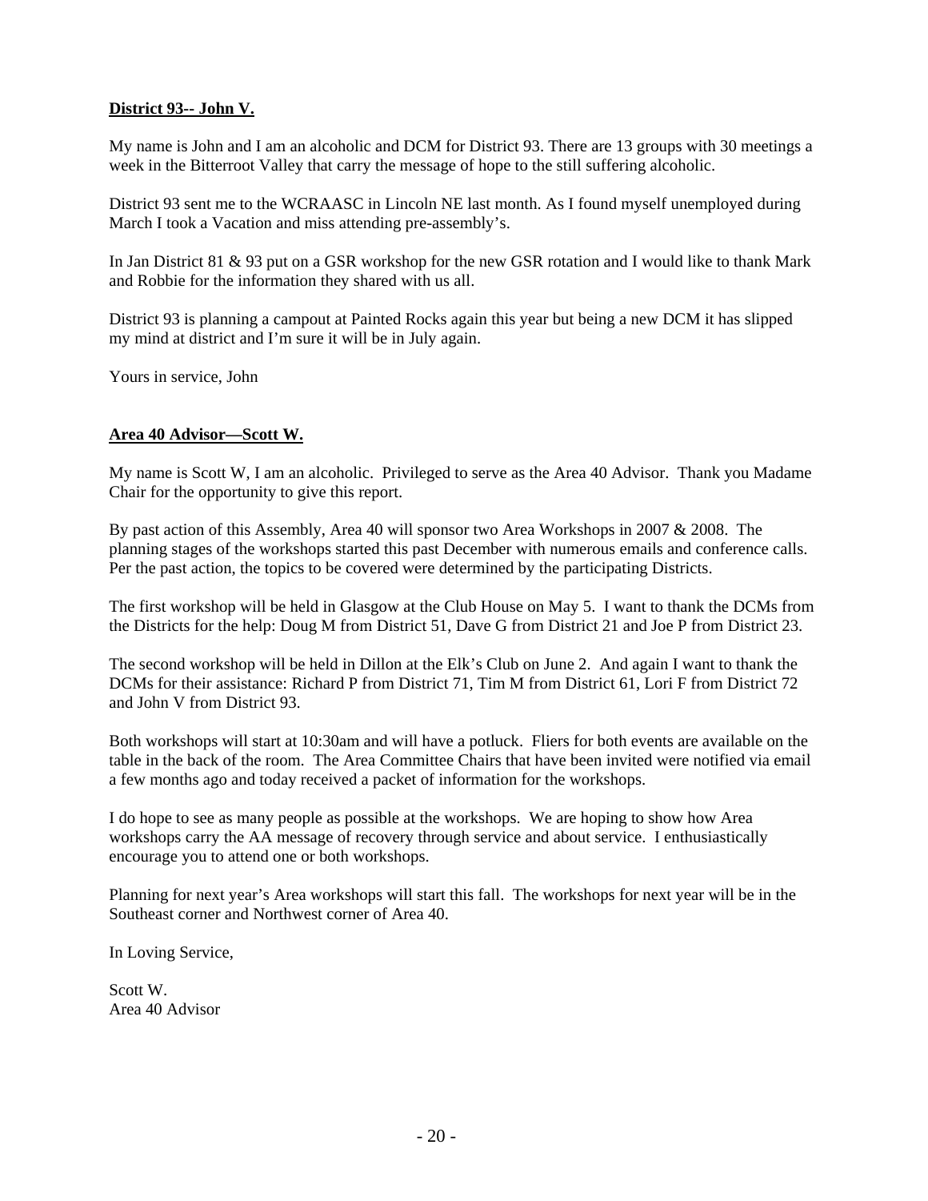**<u>District 93-- John V.</u>**

My name is John and I am an alcoholic and DCM for District 93. There are 13 groups with 30 meetings a week in the Bitterroot Valley that carry the message of hope to the still suffering alcoholic.

District 93 sent me to the WCRAASC in Lincoln NE last month. As I found myself unemployed during March I took a Vacation and miss attending pre-assembly's.

In Jan District 81 & 93 put on a GSR workshop for the new GSR rotation and I would like to thank Mark and Robbie for the information they shared with us all.

District 93 is planning a campout at Painted Rocks again this year but being a new DCM it has slipped my mind at district and I'm sure it will be in July again.

Yours in service, John

**<u>Area 40 Advisor—Scott W.</u>**

My name is Scott W, I am an alcoholic. Privileged to serve as the Area 40 Advisor. Thank you Madame Chair for the opportunity to give this report.

By past action of this Assembly, Area 40 will sponsor two Area Workshops in 2007 & 2008. The planning stages of the workshops started this past December with numerous emails and conference calls. Per the past action, the topics to be covered were determined by the participating Districts.

The first workshop will be held in Glasgow at the Club House on May 5. I want to thank the DCMs from the Districts for the help: Doug M from District 51, Dave G from District 21 and Joe P from District 23.

The second workshop will be held in Dillon at the Elk's Club on June 2. And again I want to thank the DCMs for their assistance: Richard P from District 71, Tim M from District 61, Lori F from District 72 and John V from District 93.

Both workshops will start at 10:30am and will have a potluck. Fliers for both events are available on the table in the back of the room. The Area Committee Chairs that have been invited were notified via email a few months ago and today received a packet of information for the workshops.

I do hope to see as many people as possible at the workshops. We are hoping to show how Area workshops carry the AA message of recovery through service and about service. I enthusiastically encourage you to attend one or both workshops.

Planning for next year's Area workshops will start this fall. The workshops for next year will be in the Southeast corner and Northwest corner of Area 40.

In Loving Service,

Scott W.
Area 40 Advisor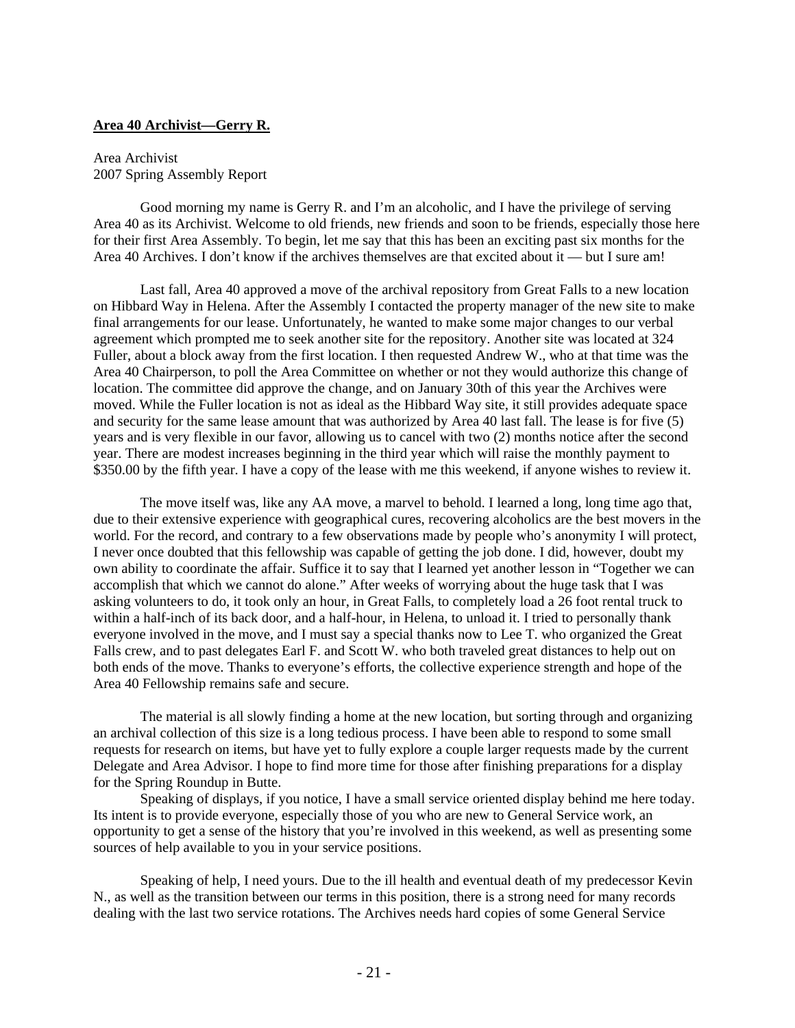**Area 40 Archivist—Gerry R.**

Area Archivist
2007 Spring Assembly Report

Good morning my name is Gerry R. and I'm an alcoholic, and I have the privilege of serving Area 40 as its Archivist. Welcome to old friends, new friends and soon to be friends, especially those here for their first Area Assembly. To begin, let me say that this has been an exciting past six months for the Area 40 Archives. I don't know if the archives themselves are that excited about it — but I sure am!

Last fall, Area 40 approved a move of the archival repository from Great Falls to a new location on Hibbard Way in Helena. After the Assembly I contacted the property manager of the new site to make final arrangements for our lease. Unfortunately, he wanted to make some major changes to our verbal agreement which prompted me to seek another site for the repository. Another site was located at 324 Fuller, about a block away from the first location. I then requested Andrew W., who at that time was the Area 40 Chairperson, to poll the Area Committee on whether or not they would authorize this change of location. The committee did approve the change, and on January 30th of this year the Archives were moved. While the Fuller location is not as ideal as the Hibbard Way site, it still provides adequate space and security for the same lease amount that was authorized by Area 40 last fall. The lease is for five (5) years and is very flexible in our favor, allowing us to cancel with two (2) months notice after the second year. There are modest increases beginning in the third year which will raise the monthly payment to $350.00 by the fifth year. I have a copy of the lease with me this weekend, if anyone wishes to review it.

The move itself was, like any AA move, a marvel to behold. I learned a long, long time ago that, due to their extensive experience with geographical cures, recovering alcoholics are the best movers in the world. For the record, and contrary to a few observations made by people who's anonymity I will protect, I never once doubted that this fellowship was capable of getting the job done. I did, however, doubt my own ability to coordinate the affair. Suffice it to say that I learned yet another lesson in "Together we can accomplish that which we cannot do alone." After weeks of worrying about the huge task that I was asking volunteers to do, it took only an hour, in Great Falls, to completely load a 26 foot rental truck to within a half-inch of its back door, and a half-hour, in Helena, to unload it. I tried to personally thank everyone involved in the move, and I must say a special thanks now to Lee T. who organized the Great Falls crew, and to past delegates Earl F. and Scott W. who both traveled great distances to help out on both ends of the move. Thanks to everyone's efforts, the collective experience strength and hope of the Area 40 Fellowship remains safe and secure.

The material is all slowly finding a home at the new location, but sorting through and organizing an archival collection of this size is a long tedious process. I have been able to respond to some small requests for research on items, but have yet to fully explore a couple larger requests made by the current Delegate and Area Advisor. I hope to find more time for those after finishing preparations for a display for the Spring Roundup in Butte.

Speaking of displays, if you notice, I have a small service oriented display behind me here today. Its intent is to provide everyone, especially those of you who are new to General Service work, an opportunity to get a sense of the history that you're involved in this weekend, as well as presenting some sources of help available to you in your service positions.

Speaking of help, I need yours. Due to the ill health and eventual death of my predecessor Kevin N., as well as the transition between our terms in this position, there is a strong need for many records dealing with the last two service rotations. The Archives needs hard copies of some General Service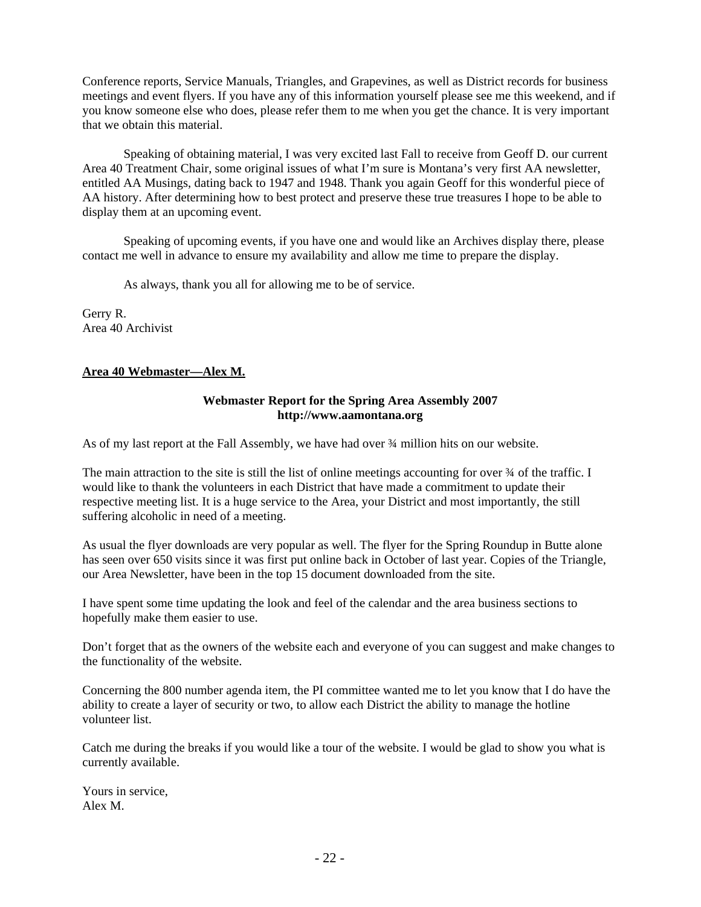Conference reports, Service Manuals, Triangles, and Grapevines, as well as District records for business meetings and event flyers. If you have any of this information yourself please see me this weekend, and if you know someone else who does, please refer them to me when you get the chance. It is very important that we obtain this material.

Speaking of obtaining material, I was very excited last Fall to receive from Geoff D. our current Area 40 Treatment Chair, some original issues of what I'm sure is Montana's very first AA newsletter, entitled AA Musings, dating back to 1947 and 1948. Thank you again Geoff for this wonderful piece of AA history. After determining how to best protect and preserve these true treasures I hope to be able to display them at an upcoming event.

Speaking of upcoming events, if you have one and would like an Archives display there, please contact me well in advance to ensure my availability and allow me time to prepare the display.

As always, thank you all for allowing me to be of service.

Gerry R.
Area 40 Archivist

**Area 40 Webmaster—Alex M.**

**Webmaster Report for the Spring Area Assembly 2007**
**http://www.aamontana.org**

As of my last report at the Fall Assembly, we have had over ¾ million hits on our website.

The main attraction to the site is still the list of online meetings accounting for over ¾ of the traffic. I would like to thank the volunteers in each District that have made a commitment to update their respective meeting list. It is a huge service to the Area, your District and most importantly, the still suffering alcoholic in need of a meeting.

As usual the flyer downloads are very popular as well. The flyer for the Spring Roundup in Butte alone has seen over 650 visits since it was first put online back in October of last year. Copies of the Triangle, our Area Newsletter, have been in the top 15 document downloaded from the site.

I have spent some time updating the look and feel of the calendar and the area business sections to hopefully make them easier to use.

Don't forget that as the owners of the website each and everyone of you can suggest and make changes to the functionality of the website.

Concerning the 800 number agenda item, the PI committee wanted me to let you know that I do have the ability to create a layer of security or two, to allow each District the ability to manage the hotline volunteer list.

Catch me during the breaks if you would like a tour of the website. I would be glad to show you what is currently available.

Yours in service,
Alex M.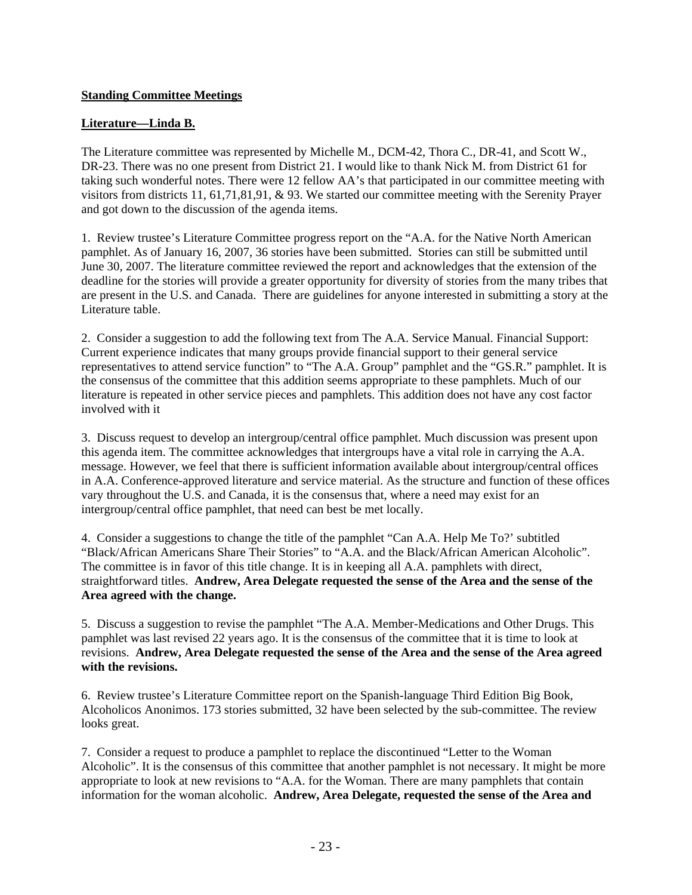**Standing Committee Meetings**

**Literature—Linda B.**

The Literature committee was represented by Michelle M., DCM-42, Thora C., DR-41, and Scott W., DR-23. There was no one present from District 21. I would like to thank Nick M. from District 61 for taking such wonderful notes. There were 12 fellow AA's that participated in our committee meeting with visitors from districts 11, 61,71,81,91, & 93. We started our committee meeting with the Serenity Prayer and got down to the discussion of the agenda items.

1. Review trustee's Literature Committee progress report on the "A.A. for the Native North American pamphlet. As of January 16, 2007, 36 stories have been submitted. Stories can still be submitted until June 30, 2007. The literature committee reviewed the report and acknowledges that the extension of the deadline for the stories will provide a greater opportunity for diversity of stories from the many tribes that are present in the U.S. and Canada. There are guidelines for anyone interested in submitting a story at the Literature table.

2. Consider a suggestion to add the following text from The A.A. Service Manual. Financial Support: Current experience indicates that many groups provide financial support to their general service representatives to attend service function" to "The A.A. Group" pamphlet and the "GS.R." pamphlet. It is the consensus of the committee that this addition seems appropriate to these pamphlets. Much of our literature is repeated in other service pieces and pamphlets. This addition does not have any cost factor involved with it

3. Discuss request to develop an intergroup/central office pamphlet. Much discussion was present upon this agenda item. The committee acknowledges that intergroups have a vital role in carrying the A.A. message. However, we feel that there is sufficient information available about intergroup/central offices in A.A. Conference-approved literature and service material. As the structure and function of these offices vary throughout the U.S. and Canada, it is the consensus that, where a need may exist for an intergroup/central office pamphlet, that need can best be met locally.

4. Consider a suggestions to change the title of the pamphlet "Can A.A. Help Me To?' subtitled "Black/African Americans Share Their Stories" to "A.A. and the Black/African American Alcoholic". The committee is in favor of this title change. It is in keeping all A.A. pamphlets with direct, straightforward titles. **Andrew, Area Delegate requested the sense of the Area and the sense of the Area agreed with the change.**

5. Discuss a suggestion to revise the pamphlet "The A.A. Member-Medications and Other Drugs. This pamphlet was last revised 22 years ago. It is the consensus of the committee that it is time to look at revisions. **Andrew, Area Delegate requested the sense of the Area and the sense of the Area agreed with the revisions.**

6. Review trustee's Literature Committee report on the Spanish-language Third Edition Big Book, Alcoholicos Anonimos. 173 stories submitted, 32 have been selected by the sub-committee. The review looks great.

7. Consider a request to produce a pamphlet to replace the discontinued "Letter to the Woman Alcoholic". It is the consensus of this committee that another pamphlet is not necessary. It might be more appropriate to look at new revisions to "A.A. for the Woman. There are many pamphlets that contain information for the woman alcoholic. **Andrew, Area Delegate, requested the sense of the Area and**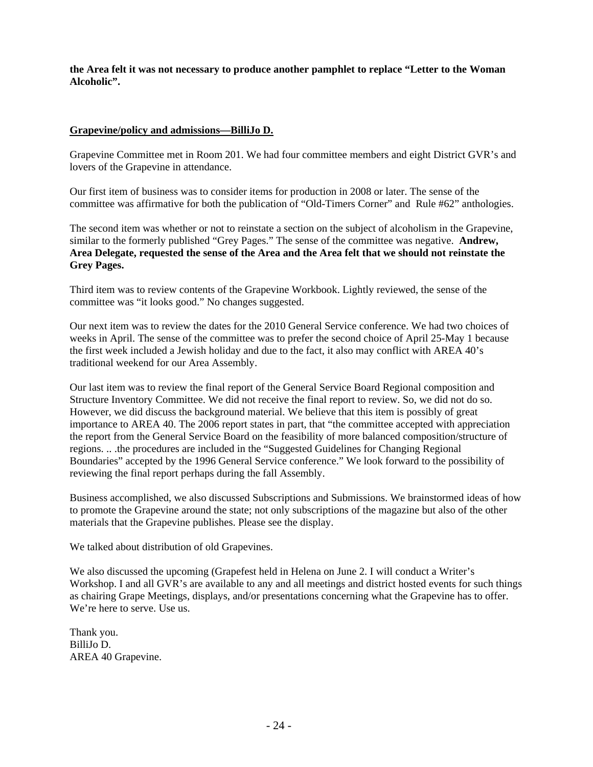**the Area felt it was not necessary to produce another pamphlet to replace "Letter to the Woman Alcoholic".**

**<u>Grapevine/policy and admissions—BilliJo D.</u>**

Grapevine Committee met in Room 201. We had four committee members and eight District GVR's and lovers of the Grapevine in attendance.

Our first item of business was to consider items for production in 2008 or later. The sense of the committee was affirmative for both the publication of "Old-Timers Corner" and Rule #62" anthologies.

The second item was whether or not to reinstate a section on the subject of alcoholism in the Grapevine, similar to the formerly published "Grey Pages." The sense of the committee was negative. **Andrew, Area Delegate, requested the sense of the Area and the Area felt that we should not reinstate the Grey Pages.**

Third item was to review contents of the Grapevine Workbook. Lightly reviewed, the sense of the committee was "it looks good." No changes suggested.

Our next item was to review the dates for the 2010 General Service conference. We had two choices of weeks in April. The sense of the committee was to prefer the second choice of April 25-May 1 because the first week included a Jewish holiday and due to the fact, it also may conflict with AREA 40's traditional weekend for our Area Assembly.

Our last item was to review the final report of the General Service Board Regional composition and Structure Inventory Committee. We did not receive the final report to review. So, we did not do so. However, we did discuss the background material. We believe that this item is possibly of great importance to AREA 40. The 2006 report states in part, that "the committee accepted with appreciation the report from the General Service Board on the feasibility of more balanced composition/structure of regions. .. .the procedures are included in the "Suggested Guidelines for Changing Regional Boundaries" accepted by the 1996 General Service conference." We look forward to the possibility of reviewing the final report perhaps during the fall Assembly.

Business accomplished, we also discussed Subscriptions and Submissions. We brainstormed ideas of how to promote the Grapevine around the state; not only subscriptions of the magazine but also of the other materials that the Grapevine publishes. Please see the display.

We talked about distribution of old Grapevines.

We also discussed the upcoming (Grapefest held in Helena on June 2. I will conduct a Writer's Workshop. I and all GVR's are available to any and all meetings and district hosted events for such things as chairing Grape Meetings, displays, and/or presentations concerning what the Grapevine has to offer. We're here to serve. Use us.

Thank you.
BilliJo D.
AREA 40 Grapevine.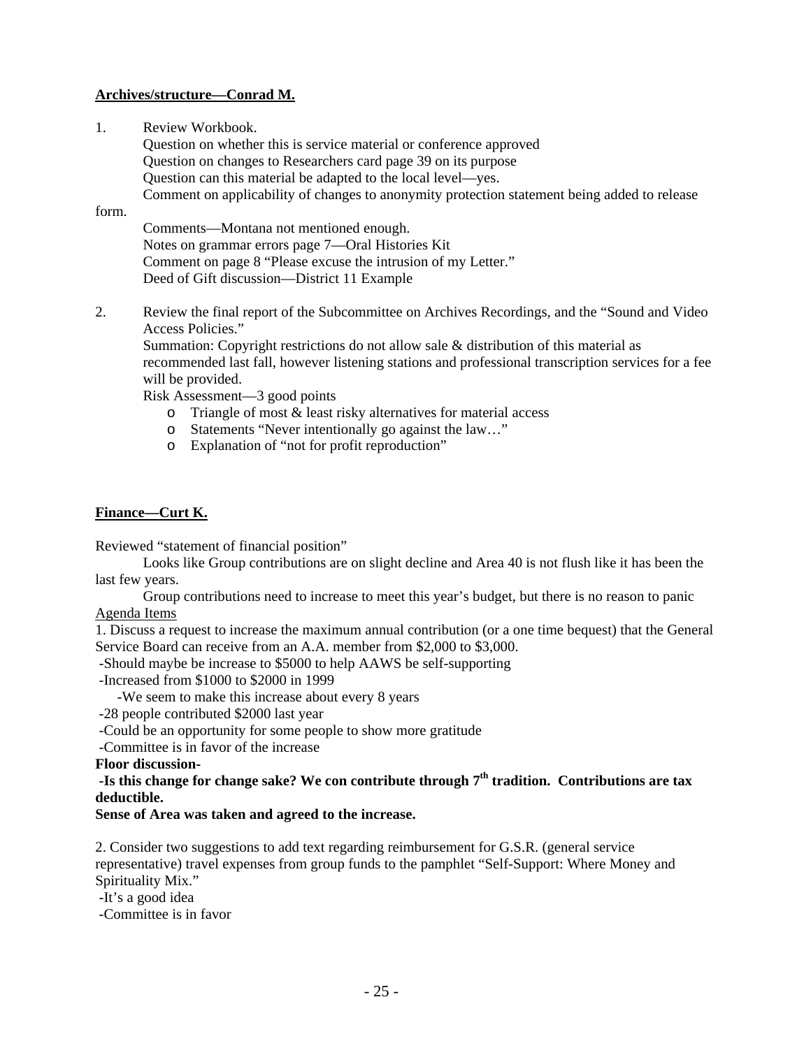**Archives/structure—Conrad M.**

1. Review Workbook.
   Question on whether this is service material or conference approved
   Question on changes to Researchers card page 39 on its purpose
   Question can this material be adapted to the local level—yes.
   Comment on applicability of changes to anonymity protection statement being added to release form.
   Comments—Montana not mentioned enough.
   Notes on grammar errors page 7—Oral Histories Kit
   Comment on page 8 "Please excuse the intrusion of my Letter."
   Deed of Gift discussion—District 11 Example

2. Review the final report of the Subcommittee on Archives Recordings, and the "Sound and Video Access Policies."
   Summation: Copyright restrictions do not allow sale & distribution of this material as recommended last fall, however listening stations and professional transcription services for a fee will be provided.
   Risk Assessment—3 good points
   - Triangle of most & least risky alternatives for material access
   - Statements "Never intentionally go against the law…"
   - Explanation of "not for profit reproduction"

**Finance—Curt K.**

Reviewed "statement of financial position"

Looks like Group contributions are on slight decline and Area 40 is not flush like it has been the last few years.

Group contributions need to increase to meet this year's budget, but there is no reason to panic

Agenda Items

1. Discuss a request to increase the maximum annual contribution (or a one time bequest) that the General Service Board can receive from an A.A. member from $2,000 to $3,000.
 -Should maybe be increase to $5000 to help AAWS be self-supporting
 -Increased from $1000 to $2000 in 1999
   -We seem to make this increase about every 8 years
 -28 people contributed $2000 last year
 -Could be an opportunity for some people to show more gratitude
 -Committee is in favor of the increase

**Floor discussion-**

**-Is this change for change sake? We con contribute through 7th tradition. Contributions are tax deductible.**

**Sense of Area was taken and agreed to the increase.**

2. Consider two suggestions to add text regarding reimbursement for G.S.R. (general service representative) travel expenses from group funds to the pamphlet "Self-Support: Where Money and Spirituality Mix."
 -It's a good idea
 -Committee is in favor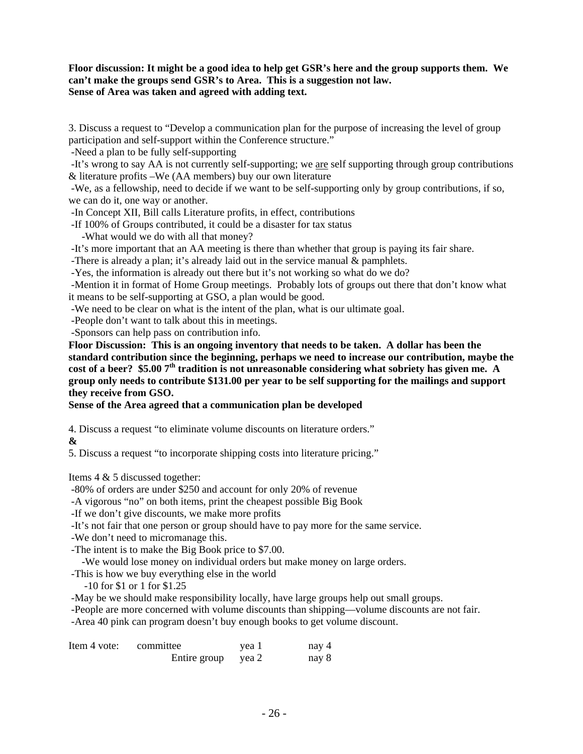**Floor discussion: It might be a good idea to help get GSR's here and the group supports them. We can't make the groups send GSR's to Area. This is a suggestion not law.**
**Sense of Area was taken and agreed with adding text.**

3. Discuss a request to "Develop a communication plan for the purpose of increasing the level of group participation and self-support within the Conference structure."

-Need a plan to be fully self-supporting

-It's wrong to say AA is not currently self-supporting; we <u>are</u> self supporting through group contributions & literature profits –We (AA members) buy our own literature

-We, as a fellowship, need to decide if we want to be self-supporting only by group contributions, if so, we can do it, one way or another.

-In Concept XII, Bill calls Literature profits, in effect, contributions

-If 100% of Groups contributed, it could be a disaster for tax status

-What would we do with all that money?

-It's more important that an AA meeting is there than whether that group is paying its fair share.

-There is already a plan; it's already laid out in the service manual & pamphlets.

-Yes, the information is already out there but it's not working so what do we do?

-Mention it in format of Home Group meetings. Probably lots of groups out there that don't know what it means to be self-supporting at GSO, a plan would be good.

-We need to be clear on what is the intent of the plan, what is our ultimate goal.

-People don't want to talk about this in meetings.

-Sponsors can help pass on contribution info.

**Floor Discussion: This is an ongoing inventory that needs to be taken. A dollar has been the standard contribution since the beginning, perhaps we need to increase our contribution, maybe the cost of a beer? $5.00 7th tradition is not unreasonable considering what sobriety has given me. A group only needs to contribute $131.00 per year to be self supporting for the mailings and support they receive from GSO.**
**Sense of the Area agreed that a communication plan be developed**

4. Discuss a request "to eliminate volume discounts on literature orders."
**&**
5. Discuss a request "to incorporate shipping costs into literature pricing."

Items 4 & 5 discussed together:

-80% of orders are under $250 and account for only 20% of revenue

-A vigorous "no" on both items, print the cheapest possible Big Book

-If we don't give discounts, we make more profits

-It's not fair that one person or group should have to pay more for the same service.

-We don't need to micromanage this.

-The intent is to make the Big Book price to $7.00.

-We would lose money on individual orders but make money on large orders.

-This is how we buy everything else in the world

-10 for $1 or 1 for $1.25

-May be we should make responsibility locally, have large groups help out small groups.

-People are more concerned with volume discounts than shipping—volume discounts are not fair.

-Area 40 pink can program doesn't buy enough books to get volume discount.

| Item 4 vote: | | | |
|---|---|---|---|
| | committee | yea 1 | nay 4 |
| | Entire group | yea 2 | nay 8 |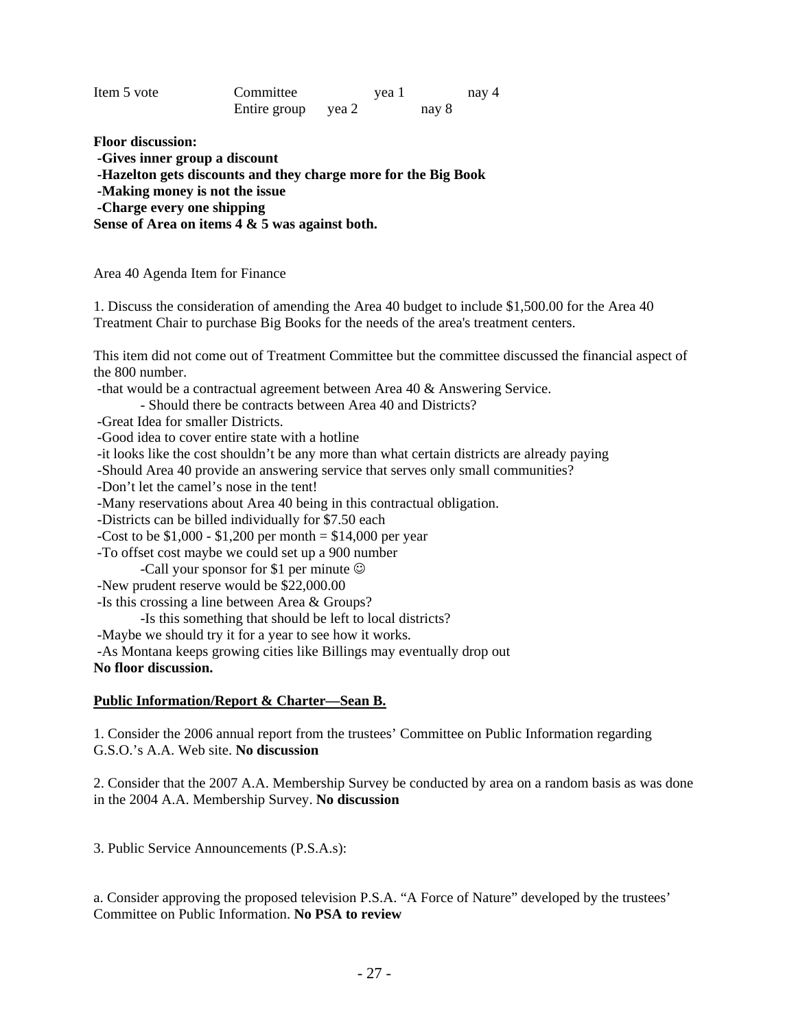| Item 5 vote | Committee | yea 1 | nay 4 |
|---|---|---|---|
| | Entire group | yea 2 | nay 8 |

**Floor discussion:**

**-Gives inner group a discount**

**-Hazelton gets discounts and they charge more for the Big Book**

**-Making money is not the issue**

**-Charge every one shipping**

**Sense of Area on items 4 & 5 was against both.**

Area 40 Agenda Item for Finance

1. Discuss the consideration of amending the Area 40 budget to include $1,500.00 for the Area 40 Treatment Chair to purchase Big Books for the needs of the area's treatment centers.

This item did not come out of Treatment Committee but the committee discussed the financial aspect of the 800 number.

-that would be a contractual agreement between Area 40 & Answering Service.

- Should there be contracts between Area 40 and Districts?

-Great Idea for smaller Districts.

-Good idea to cover entire state with a hotline

-it looks like the cost shouldn't be any more than what certain districts are already paying

-Should Area 40 provide an answering service that serves only small communities?

-Don't let the camel's nose in the tent!

-Many reservations about Area 40 being in this contractual obligation.

-Districts can be billed individually for $7.50 each

-Cost to be $1,000 - $1,200 per month = $14,000 per year

-To offset cost maybe we could set up a 900 number

-Call your sponsor for $1 per minute ☺

-New prudent reserve would be $22,000.00

-Is this crossing a line between Area & Groups?

-Is this something that should be left to local districts?

-Maybe we should try it for a year to see how it works.

-As Montana keeps growing cities like Billings may eventually drop out

**No floor discussion.**

**<u>Public Information/Report & Charter—Sean B.</u>**

1. Consider the 2006 annual report from the trustees' Committee on Public Information regarding G.S.O.'s A.A. Web site. **No discussion**

2. Consider that the 2007 A.A. Membership Survey be conducted by area on a random basis as was done in the 2004 A.A. Membership Survey. **No discussion**

3. Public Service Announcements (P.S.A.s):

a. Consider approving the proposed television P.S.A. "A Force of Nature" developed by the trustees' Committee on Public Information. **No PSA to review**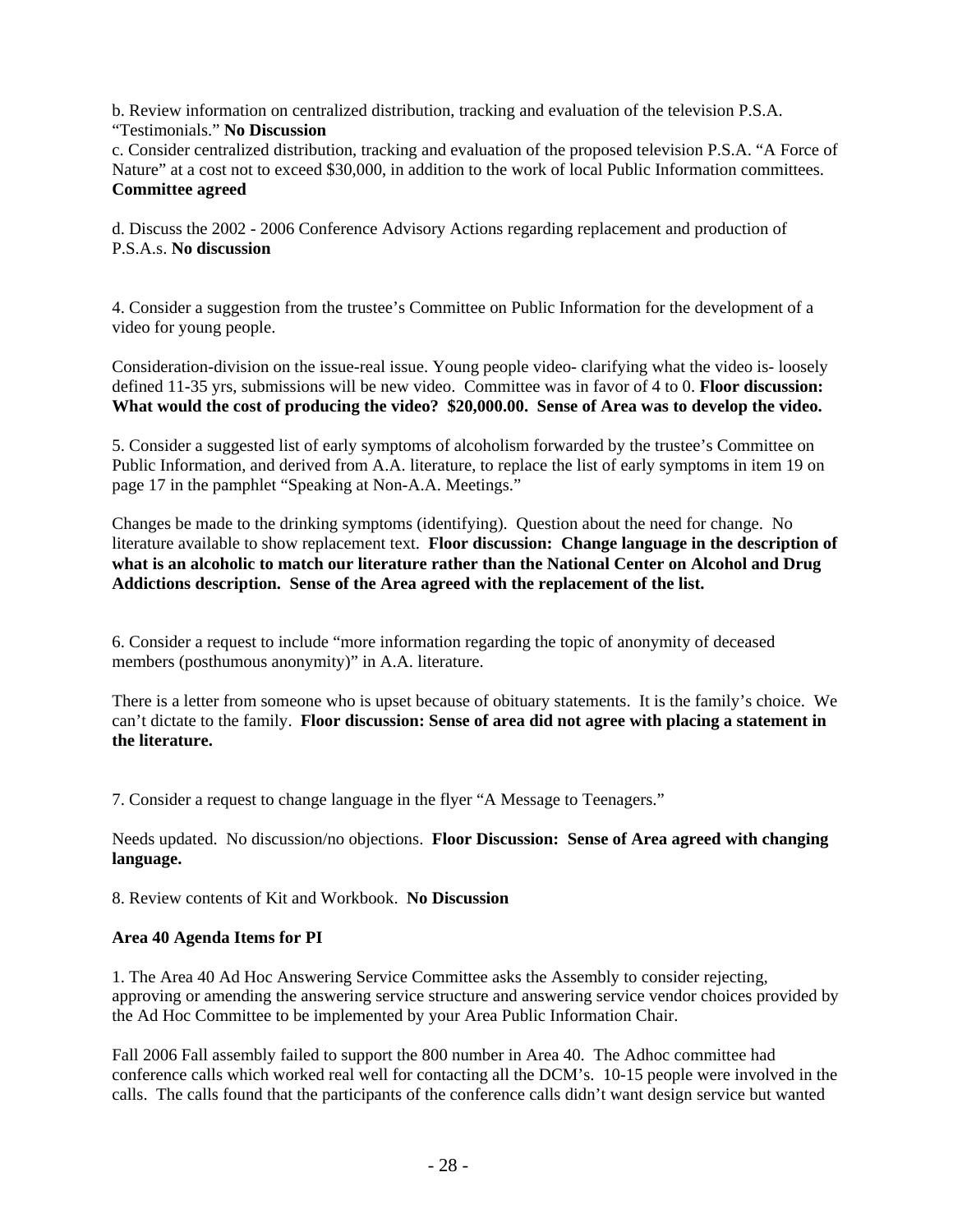b. Review information on centralized distribution, tracking and evaluation of the television P.S.A. “Testimonials.” **No Discussion**
c. Consider centralized distribution, tracking and evaluation of the proposed television P.S.A. “A Force of Nature” at a cost not to exceed $30,000, in addition to the work of local Public Information committees. **Committee agreed**

d. Discuss the 2002 - 2006 Conference Advisory Actions regarding replacement and production of P.S.A.s. **No discussion**

4. Consider a suggestion from the trustee’s Committee on Public Information for the development of a video for young people.

Consideration-division on the issue-real issue. Young people video- clarifying what the video is- loosely defined 11-35 yrs, submissions will be new video. Committee was in favor of 4 to 0. **Floor discussion: What would the cost of producing the video? $20,000.00. Sense of Area was to develop the video.**

5. Consider a suggested list of early symptoms of alcoholism forwarded by the trustee’s Committee on Public Information, and derived from A.A. literature, to replace the list of early symptoms in item 19 on page 17 in the pamphlet “Speaking at Non-A.A. Meetings.”

Changes be made to the drinking symptoms (identifying). Question about the need for change. No literature available to show replacement text. **Floor discussion: Change language in the description of what is an alcoholic to match our literature rather than the National Center on Alcohol and Drug Addictions description. Sense of the Area agreed with the replacement of the list.**

6. Consider a request to include “more information regarding the topic of anonymity of deceased members (posthumous anonymity)” in A.A. literature.

There is a letter from someone who is upset because of obituary statements. It is the family’s choice. We can’t dictate to the family. **Floor discussion: Sense of area did not agree with placing a statement in the literature.**

7. Consider a request to change language in the flyer “A Message to Teenagers.”

Needs updated. No discussion/no objections. **Floor Discussion: Sense of Area agreed with changing language.**

8. Review contents of Kit and Workbook. **No Discussion**

**Area 40 Agenda Items for PI**

1. The Area 40 Ad Hoc Answering Service Committee asks the Assembly to consider rejecting, approving or amending the answering service structure and answering service vendor choices provided by the Ad Hoc Committee to be implemented by your Area Public Information Chair.

Fall 2006 Fall assembly failed to support the 800 number in Area 40. The Adhoc committee had conference calls which worked real well for contacting all the DCM’s. 10-15 people were involved in the calls. The calls found that the participants of the conference calls didn’t want design service but wanted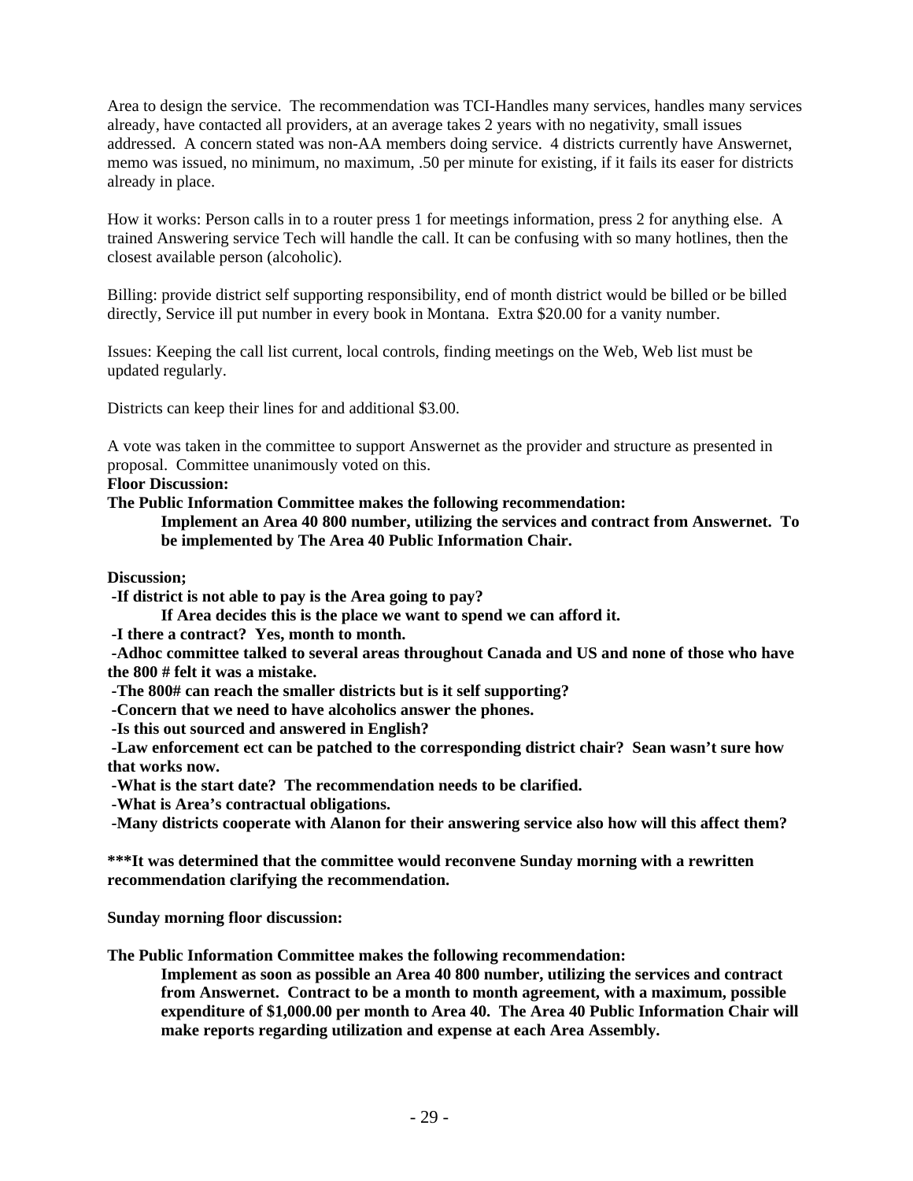Area to design the service. The recommendation was TCI-Handles many services, handles many services already, have contacted all providers, at an average takes 2 years with no negativity, small issues addressed. A concern stated was non-AA members doing service. 4 districts currently have Answernet, memo was issued, no minimum, no maximum, .50 per minute for existing, if it fails its easer for districts already in place.

How it works: Person calls in to a router press 1 for meetings information, press 2 for anything else. A trained Answering service Tech will handle the call. It can be confusing with so many hotlines, then the closest available person (alcoholic).

Billing: provide district self supporting responsibility, end of month district would be billed or be billed directly, Service ill put number in every book in Montana. Extra $20.00 for a vanity number.

Issues: Keeping the call list current, local controls, finding meetings on the Web, Web list must be updated regularly.

Districts can keep their lines for and additional $3.00.

A vote was taken in the committee to support Answernet as the provider and structure as presented in proposal. Committee unanimously voted on this.

**Floor Discussion:**

**The Public Information Committee makes the following recommendation:**

> **Implement an Area 40 800 number, utilizing the services and contract from Answernet. To be implemented by The Area 40 Public Information Chair.**

**Discussion;**

**-If district is not able to pay is the Area going to pay?**

> **If Area decides this is the place we want to spend we can afford it.**

**-I there a contract? Yes, month to month.**

**-Adhoc committee talked to several areas throughout Canada and US and none of those who have the 800 # felt it was a mistake.**

**-The 800# can reach the smaller districts but is it self supporting?**

**-Concern that we need to have alcoholics answer the phones.**

**-Is this out sourced and answered in English?**

**-Law enforcement ect can be patched to the corresponding district chair? Sean wasn't sure how that works now.**

**-What is the start date? The recommendation needs to be clarified.**

**-What is Area's contractual obligations.**

**-Many districts cooperate with Alanon for their answering service also how will this affect them?**

**\*\*\*It was determined that the committee would reconvene Sunday morning with a rewritten recommendation clarifying the recommendation.**

**Sunday morning floor discussion:**

**The Public Information Committee makes the following recommendation:**

> **Implement as soon as possible an Area 40 800 number, utilizing the services and contract from Answernet. Contract to be a month to month agreement, with a maximum, possible expenditure of $1,000.00 per month to Area 40. The Area 40 Public Information Chair will make reports regarding utilization and expense at each Area Assembly.**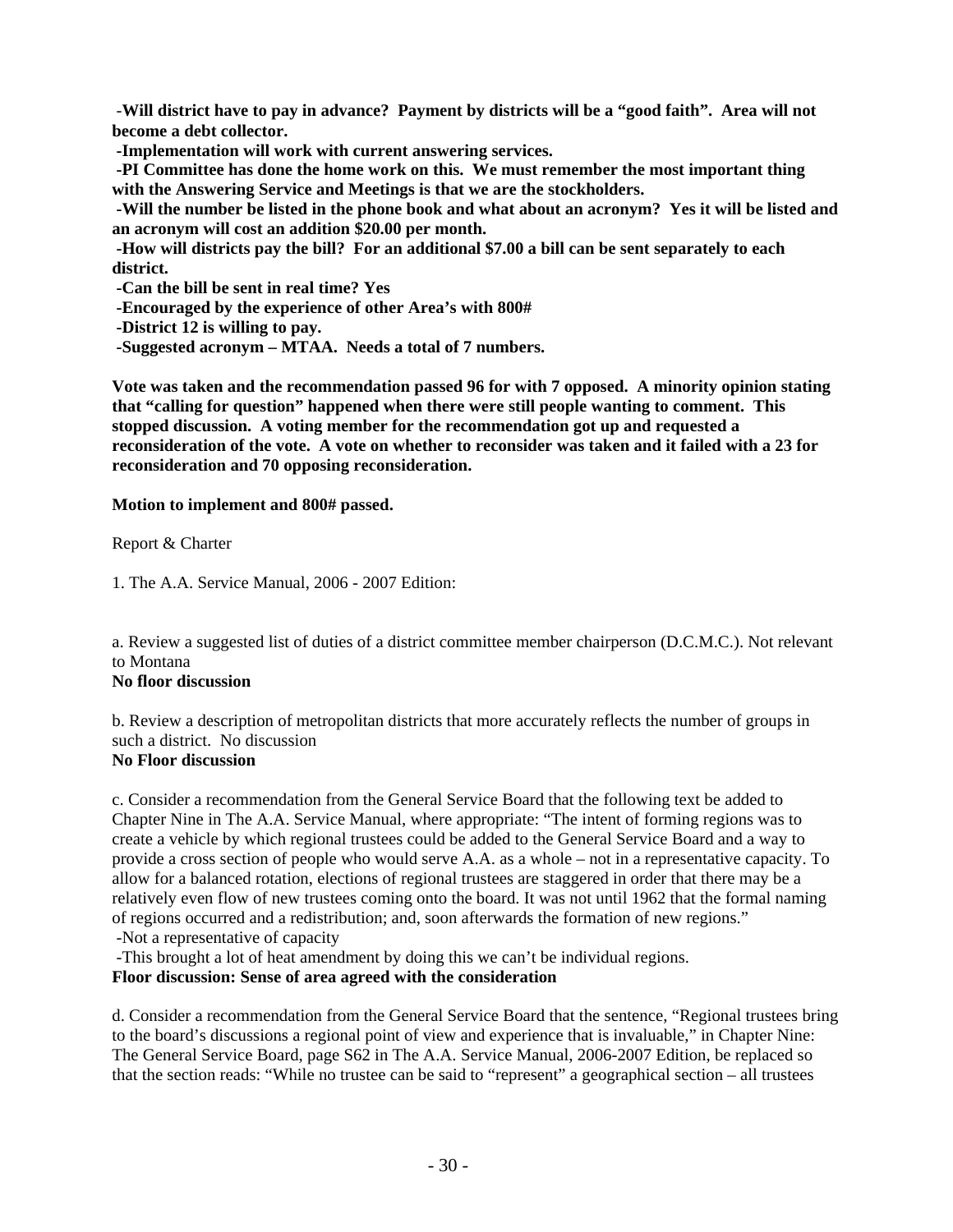**-Will district have to pay in advance? Payment by districts will be a "good faith". Area will not become a debt collector.**

**-Implementation will work with current answering services.**

**-PI Committee has done the home work on this. We must remember the most important thing with the Answering Service and Meetings is that we are the stockholders.**

**-Will the number be listed in the phone book and what about an acronym? Yes it will be listed and an acronym will cost an addition $20.00 per month.**

**-How will districts pay the bill? For an additional $7.00 a bill can be sent separately to each district.**

**-Can the bill be sent in real time? Yes**

**-Encouraged by the experience of other Area's with 800#**

**-District 12 is willing to pay.**

**-Suggested acronym – MTAA. Needs a total of 7 numbers.**

**Vote was taken and the recommendation passed 96 for with 7 opposed. A minority opinion stating that "calling for question" happened when there were still people wanting to comment. This stopped discussion. A voting member for the recommendation got up and requested a reconsideration of the vote. A vote on whether to reconsider was taken and it failed with a 23 for reconsideration and 70 opposing reconsideration.**

**Motion to implement and 800# passed.**

Report & Charter

1. The A.A. Service Manual, 2006 - 2007 Edition:

a. Review a suggested list of duties of a district committee member chairperson (D.C.M.C.). Not relevant to Montana
**No floor discussion**

b. Review a description of metropolitan districts that more accurately reflects the number of groups in such a district. No discussion
**No Floor discussion**

c. Consider a recommendation from the General Service Board that the following text be added to Chapter Nine in The A.A. Service Manual, where appropriate: "The intent of forming regions was to create a vehicle by which regional trustees could be added to the General Service Board and a way to provide a cross section of people who would serve A.A. as a whole – not in a representative capacity. To allow for a balanced rotation, elections of regional trustees are staggered in order that there may be a relatively even flow of new trustees coming onto the board. It was not until 1962 that the formal naming of regions occurred and a redistribution; and, soon afterwards the formation of new regions."

-Not a representative of capacity

-This brought a lot of heat amendment by doing this we can't be individual regions.

**Floor discussion: Sense of area agreed with the consideration**

d. Consider a recommendation from the General Service Board that the sentence, "Regional trustees bring to the board's discussions a regional point of view and experience that is invaluable," in Chapter Nine: The General Service Board, page S62 in The A.A. Service Manual, 2006-2007 Edition, be replaced so that the section reads: "While no trustee can be said to "represent" a geographical section – all trustees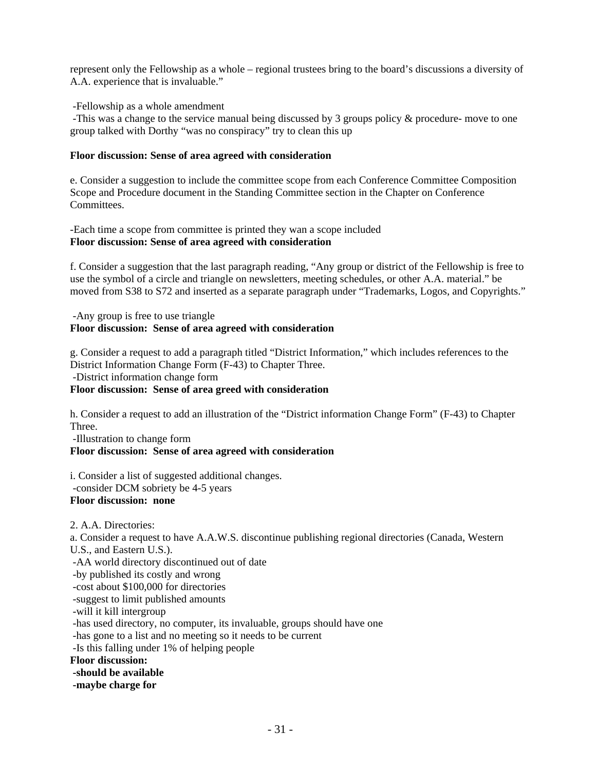represent only the Fellowship as a whole – regional trustees bring to the board's discussions a diversity of A.A. experience that is invaluable."

-Fellowship as a whole amendment
-This was a change to the service manual being discussed by 3 groups policy & procedure- move to one group talked with Dorthy "was no conspiracy" try to clean this up

**Floor discussion: Sense of area agreed with consideration**

e. Consider a suggestion to include the committee scope from each Conference Committee Composition Scope and Procedure document in the Standing Committee section in the Chapter on Conference Committees.

-Each time a scope from committee is printed they wan a scope included
**Floor discussion: Sense of area agreed with consideration**

f. Consider a suggestion that the last paragraph reading, "Any group or district of the Fellowship is free to use the symbol of a circle and triangle on newsletters, meeting schedules, or other A.A. material." be moved from S38 to S72 and inserted as a separate paragraph under "Trademarks, Logos, and Copyrights."

-Any group is free to use triangle
**Floor discussion: Sense of area agreed with consideration**

g. Consider a request to add a paragraph titled "District Information," which includes references to the District Information Change Form (F-43) to Chapter Three.
-District information change form
**Floor discussion: Sense of area greed with consideration**

h. Consider a request to add an illustration of the "District information Change Form" (F-43) to Chapter Three.
-Illustration to change form
**Floor discussion: Sense of area agreed with consideration**

i. Consider a list of suggested additional changes.
-consider DCM sobriety be 4-5 years
**Floor discussion: none**

2. A.A. Directories:
a. Consider a request to have A.A.W.S. discontinue publishing regional directories (Canada, Western U.S., and Eastern U.S.).
-AA world directory discontinued out of date
-by published its costly and wrong
-cost about $100,000 for directories
-suggest to limit published amounts
-will it kill intergroup
-has used directory, no computer, its invaluable, groups should have one
-has gone to a list and no meeting so it needs to be current
-Is this falling under 1% of helping people
**Floor discussion:**
**-should be available**
**-maybe charge for**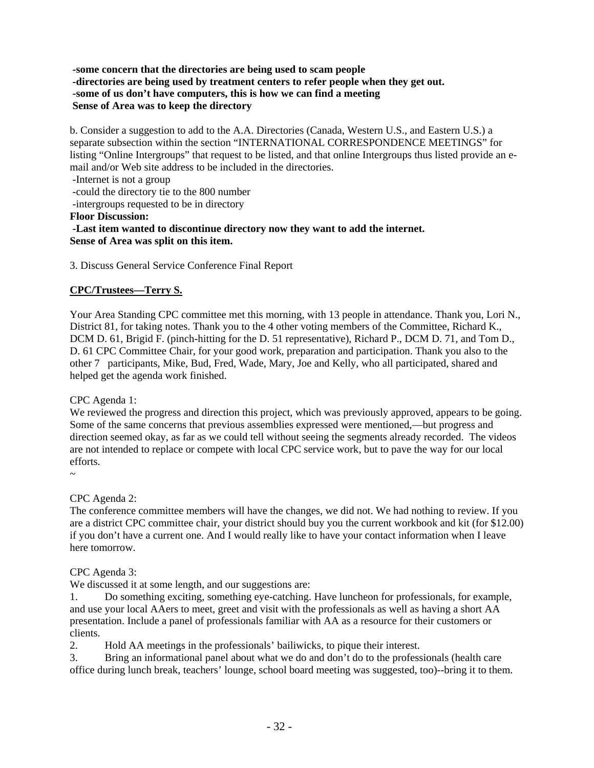**-some concern that the directories are being used to scam people**
**-directories are being used by treatment centers to refer people when they get out.**
**-some of us don't have computers, this is how we can find a meeting**
**Sense of Area was to keep the directory**

b. Consider a suggestion to add to the A.A. Directories (Canada, Western U.S., and Eastern U.S.) a separate subsection within the section "INTERNATIONAL CORRESPONDENCE MEETINGS" for listing "Online Intergroups" that request to be listed, and that online Intergroups thus listed provide an e-mail and/or Web site address to be included in the directories.
-Internet is not a group
-could the directory tie to the 800 number
-intergroups requested to be in directory
**Floor Discussion:**
**-Last item wanted to discontinue directory now they want to add the internet.**
**Sense of Area was split on this item.**

3. Discuss General Service Conference Final Report

**<u>CPC/Trustees—Terry S.</u>**

Your Area Standing CPC committee met this morning, with 13 people in attendance. Thank you, Lori N., District 81, for taking notes. Thank you to the 4 other voting members of the Committee, Richard K., DCM D. 61, Brigid F. (pinch-hitting for the D. 51 representative), Richard P., DCM D. 71, and Tom D., D. 61 CPC Committee Chair, for your good work, preparation and participation. Thank you also to the other 7 participants, Mike, Bud, Fred, Wade, Mary, Joe and Kelly, who all participated, shared and helped get the agenda work finished.

CPC Agenda 1:
We reviewed the progress and direction this project, which was previously approved, appears to be going. Some of the same concerns that previous assemblies expressed were mentioned,—but progress and direction seemed okay, as far as we could tell without seeing the segments already recorded. The videos are not intended to replace or compete with local CPC service work, but to pave the way for our local efforts.
~

CPC Agenda 2:
The conference committee members will have the changes, we did not. We had nothing to review. If you are a district CPC committee chair, your district should buy you the current workbook and kit (for $12.00) if you don't have a current one. And I would really like to have your contact information when I leave here tomorrow.

CPC Agenda 3:
We discussed it at some length, and our suggestions are:

1. Do something exciting, something eye-catching. Have luncheon for professionals, for example, and use your local AAers to meet, greet and visit with the professionals as well as having a short AA presentation. Include a panel of professionals familiar with AA as a resource for their customers or clients.
2. Hold AA meetings in the professionals' bailiwicks, to pique their interest.
3. Bring an informational panel about what we do and don't do to the professionals (health care office during lunch break, teachers' lounge, school board meeting was suggested, too)--bring it to them.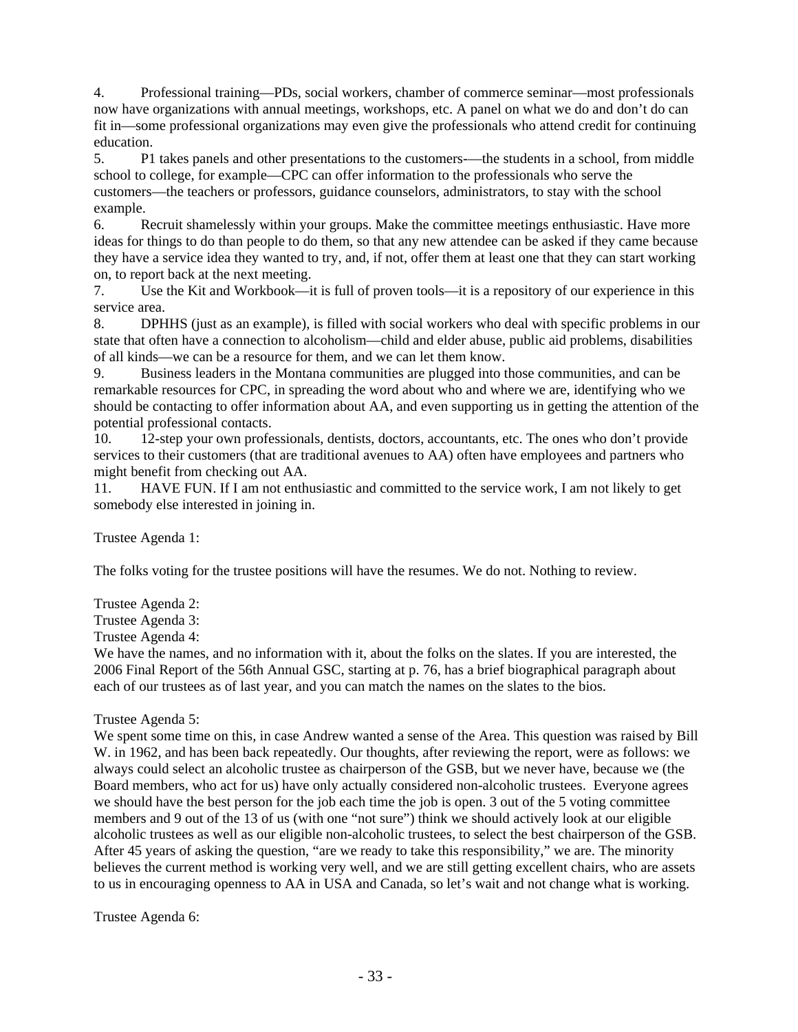4. Professional training—PDs, social workers, chamber of commerce seminar—most professionals now have organizations with annual meetings, workshops, etc. A panel on what we do and don't do can fit in—some professional organizations may even give the professionals who attend credit for continuing education.
5. P1 takes panels and other presentations to the customers-—the students in a school, from middle school to college, for example—CPC can offer information to the professionals who serve the customers—the teachers or professors, guidance counselors, administrators, to stay with the school example.
6. Recruit shamelessly within your groups. Make the committee meetings enthusiastic. Have more ideas for things to do than people to do them, so that any new attendee can be asked if they came because they have a service idea they wanted to try, and, if not, offer them at least one that they can start working on, to report back at the next meeting.
7. Use the Kit and Workbook—it is full of proven tools—it is a repository of our experience in this service area.
8. DPHHS (just as an example), is filled with social workers who deal with specific problems in our state that often have a connection to alcoholism—child and elder abuse, public aid problems, disabilities of all kinds—we can be a resource for them, and we can let them know.
9. Business leaders in the Montana communities are plugged into those communities, and can be remarkable resources for CPC, in spreading the word about who and where we are, identifying who we should be contacting to offer information about AA, and even supporting us in getting the attention of the potential professional contacts.
10. 12-step your own professionals, dentists, doctors, accountants, etc. The ones who don't provide services to their customers (that are traditional avenues to AA) often have employees and partners who might benefit from checking out AA.
11. HAVE FUN. If I am not enthusiastic and committed to the service work, I am not likely to get somebody else interested in joining in.

Trustee Agenda 1:

The folks voting for the trustee positions will have the resumes. We do not. Nothing to review.

Trustee Agenda 2:
Trustee Agenda 3:
Trustee Agenda 4:
We have the names, and no information with it, about the folks on the slates. If you are interested, the 2006 Final Report of the 56th Annual GSC, starting at p. 76, has a brief biographical paragraph about each of our trustees as of last year, and you can match the names on the slates to the bios.

Trustee Agenda 5:
We spent some time on this, in case Andrew wanted a sense of the Area. This question was raised by Bill W. in 1962, and has been back repeatedly. Our thoughts, after reviewing the report, were as follows: we always could select an alcoholic trustee as chairperson of the GSB, but we never have, because we (the Board members, who act for us) have only actually considered non-alcoholic trustees. Everyone agrees we should have the best person for the job each time the job is open. 3 out of the 5 voting committee members and 9 out of the 13 of us (with one "not sure") think we should actively look at our eligible alcoholic trustees as well as our eligible non-alcoholic trustees, to select the best chairperson of the GSB. After 45 years of asking the question, "are we ready to take this responsibility," we are. The minority believes the current method is working very well, and we are still getting excellent chairs, who are assets to us in encouraging openness to AA in USA and Canada, so let's wait and not change what is working.

Trustee Agenda 6: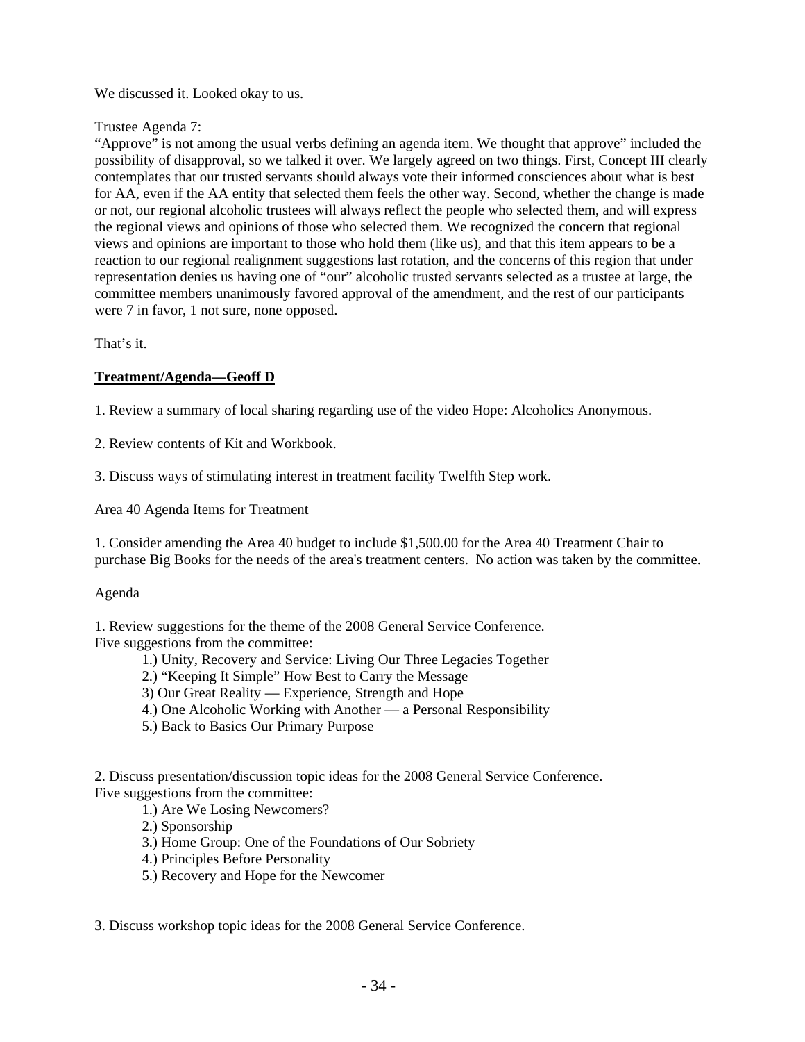We discussed it. Looked okay to us.

Trustee Agenda 7:
"Approve" is not among the usual verbs defining an agenda item. We thought that approve" included the possibility of disapproval, so we talked it over. We largely agreed on two things. First, Concept III clearly contemplates that our trusted servants should always vote their informed consciences about what is best for AA, even if the AA entity that selected them feels the other way. Second, whether the change is made or not, our regional alcoholic trustees will always reflect the people who selected them, and will express the regional views and opinions of those who selected them. We recognized the concern that regional views and opinions are important to those who hold them (like us), and that this item appears to be a reaction to our regional realignment suggestions last rotation, and the concerns of this region that under representation denies us having one of "our" alcoholic trusted servants selected as a trustee at large, the committee members unanimously favored approval of the amendment, and the rest of our participants were 7 in favor, 1 not sure, none opposed.

That's it.

**Treatment/Agenda—Geoff D**

1. Review a summary of local sharing regarding use of the video Hope: Alcoholics Anonymous.

2. Review contents of Kit and Workbook.

3. Discuss ways of stimulating interest in treatment facility Twelfth Step work.

Area 40 Agenda Items for Treatment

1. Consider amending the Area 40 budget to include $1,500.00 for the Area 40 Treatment Chair to purchase Big Books for the needs of the area's treatment centers. No action was taken by the committee.

Agenda

1. Review suggestions for the theme of the 2008 General Service Conference.
Five suggestions from the committee:

- 1.) Unity, Recovery and Service: Living Our Three Legacies Together
- 2.) "Keeping It Simple" How Best to Carry the Message
- 3) Our Great Reality — Experience, Strength and Hope
- 4.) One Alcoholic Working with Another — a Personal Responsibility
- 5.) Back to Basics Our Primary Purpose

2. Discuss presentation/discussion topic ideas for the 2008 General Service Conference.
Five suggestions from the committee:

- 1.) Are We Losing Newcomers?
- 2.) Sponsorship
- 3.) Home Group: One of the Foundations of Our Sobriety
- 4.) Principles Before Personality
- 5.) Recovery and Hope for the Newcomer

3. Discuss workshop topic ideas for the 2008 General Service Conference.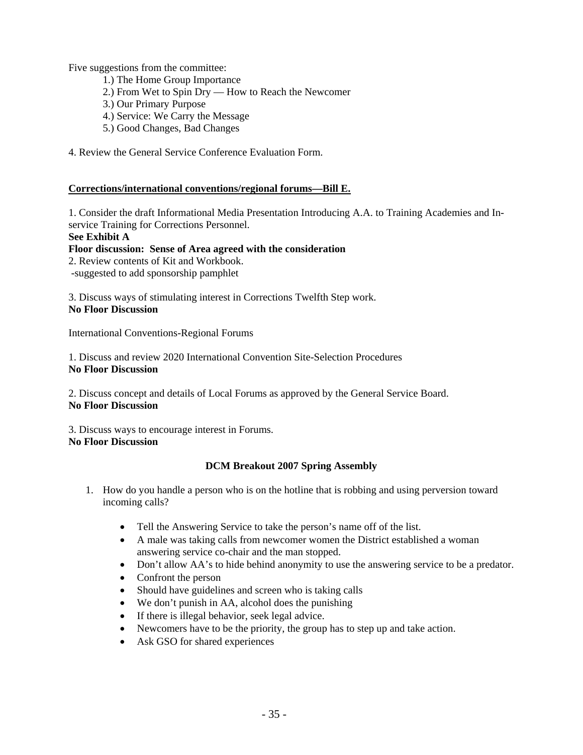Five suggestions from the committee:

1.) The Home Group Importance
2.) From Wet to Spin Dry — How to Reach the Newcomer
3.) Our Primary Purpose
4.) Service: We Carry the Message
5.) Good Changes, Bad Changes

4. Review the General Service Conference Evaluation Form.

**Corrections/international conventions/regional forums—Bill E.**

1. Consider the draft Informational Media Presentation Introducing A.A. to Training Academies and In-service Training for Corrections Personnel.
**See Exhibit A**
**Floor discussion: Sense of Area agreed with the consideration**
2. Review contents of Kit and Workbook.
-suggested to add sponsorship pamphlet

3. Discuss ways of stimulating interest in Corrections Twelfth Step work.
**No Floor Discussion**

International Conventions-Regional Forums

1. Discuss and review 2020 International Convention Site-Selection Procedures
**No Floor Discussion**

2. Discuss concept and details of Local Forums as approved by the General Service Board.
**No Floor Discussion**

3. Discuss ways to encourage interest in Forums.
**No Floor Discussion**

**DCM Breakout 2007 Spring Assembly**

1. How do you handle a person who is on the hotline that is robbing and using perversion toward incoming calls?

   - Tell the Answering Service to take the person's name off of the list.
   - A male was taking calls from newcomer women the District established a woman answering service co-chair and the man stopped.
   - Don't allow AA's to hide behind anonymity to use the answering service to be a predator.
   - Confront the person
   - Should have guidelines and screen who is taking calls
   - We don't punish in AA, alcohol does the punishing
   - If there is illegal behavior, seek legal advice.
   - Newcomers have to be the priority, the group has to step up and take action.
   - Ask GSO for shared experiences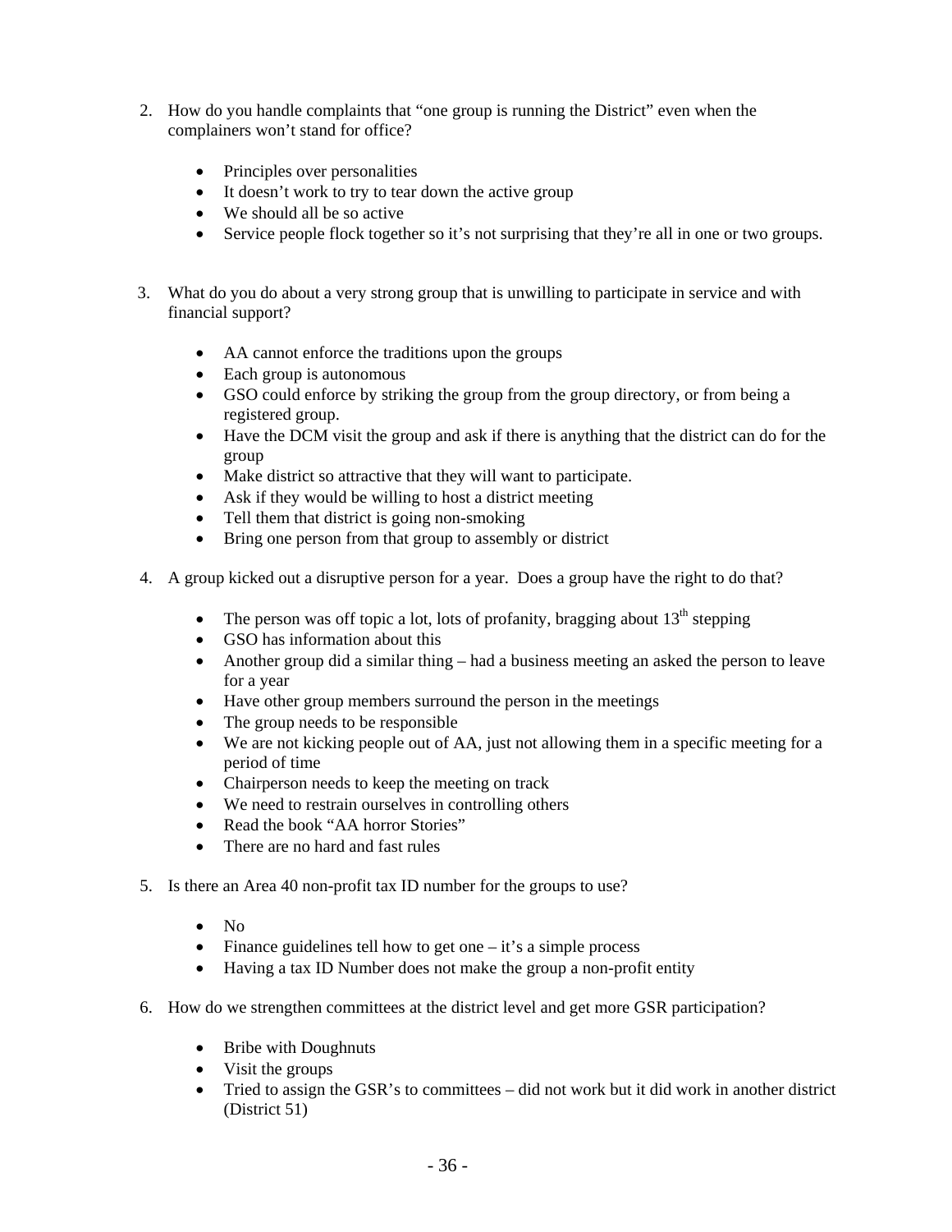2. How do you handle complaints that "one group is running the District" even when the complainers won't stand for office?

    - Principles over personalities
    - It doesn't work to try to tear down the active group
    - We should all be so active
    - Service people flock together so it's not surprising that they're all in one or two groups.

3. What do you do about a very strong group that is unwilling to participate in service and with financial support?

    - AA cannot enforce the traditions upon the groups
    - Each group is autonomous
    - GSO could enforce by striking the group from the group directory, or from being a registered group.
    - Have the DCM visit the group and ask if there is anything that the district can do for the group
    - Make district so attractive that they will want to participate.
    - Ask if they would be willing to host a district meeting
    - Tell them that district is going non-smoking
    - Bring one person from that group to assembly or district

4. A group kicked out a disruptive person for a year. Does a group have the right to do that?

    - The person was off topic a lot, lots of profanity, bragging about 13th stepping
    - GSO has information about this
    - Another group did a similar thing – had a business meeting an asked the person to leave for a year
    - Have other group members surround the person in the meetings
    - The group needs to be responsible
    - We are not kicking people out of AA, just not allowing them in a specific meeting for a period of time
    - Chairperson needs to keep the meeting on track
    - We need to restrain ourselves in controlling others
    - Read the book "AA horror Stories"
    - There are no hard and fast rules

5. Is there an Area 40 non-profit tax ID number for the groups to use?

    - No
    - Finance guidelines tell how to get one – it's a simple process
    - Having a tax ID Number does not make the group a non-profit entity

6. How do we strengthen committees at the district level and get more GSR participation?

    - Bribe with Doughnuts
    - Visit the groups
    - Tried to assign the GSR's to committees – did not work but it did work in another district (District 51)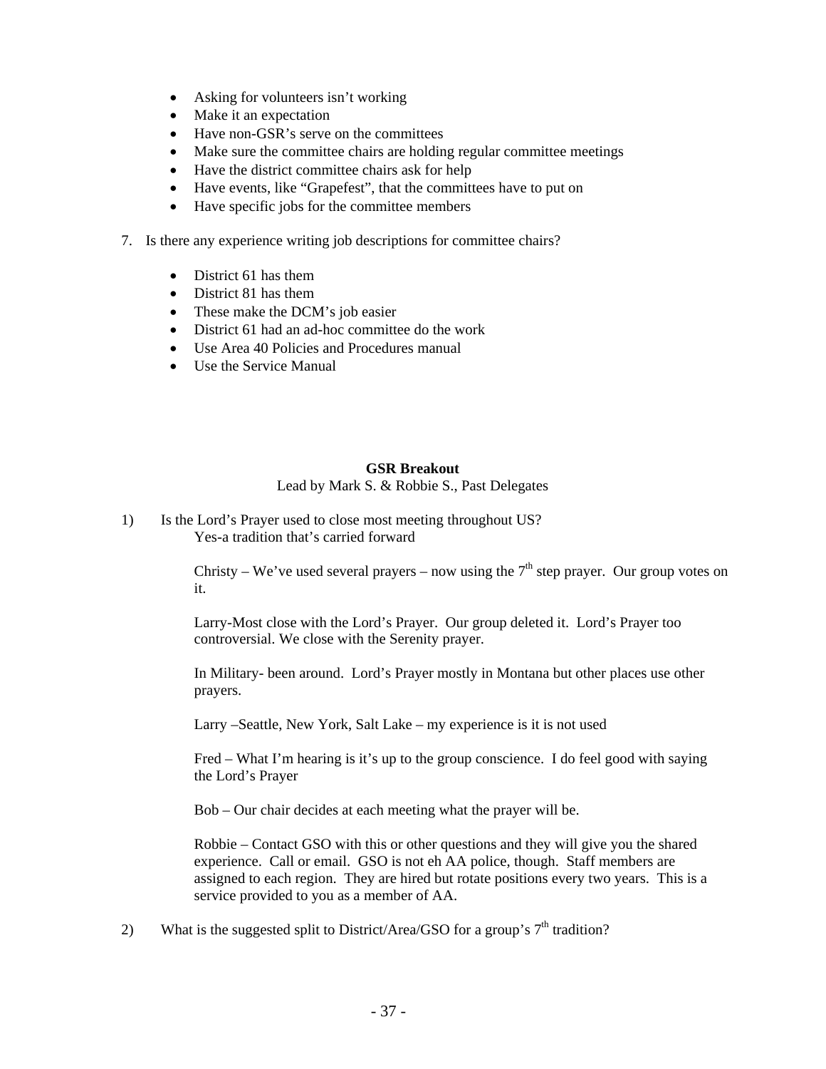- Asking for volunteers isn't working
- Make it an expectation
- Have non-GSR's serve on the committees
- Make sure the committee chairs are holding regular committee meetings
- Have the district committee chairs ask for help
- Have events, like "Grapefest", that the committees have to put on
- Have specific jobs for the committee members

7. Is there any experience writing job descriptions for committee chairs?

   - District 61 has them
   - District 81 has them
   - These make the DCM's job easier
   - District 61 had an ad-hoc committee do the work
   - Use Area 40 Policies and Procedures manual
   - Use the Service Manual

**GSR Breakout**

Lead by Mark S. & Robbie S., Past Delegates

1) Is the Lord's Prayer used to close most meeting throughout US?

   Yes-a tradition that's carried forward

   Christy – We've used several prayers – now using the 7th step prayer. Our group votes on it.

   Larry-Most close with the Lord's Prayer. Our group deleted it. Lord's Prayer too controversial. We close with the Serenity prayer.

   In Military- been around. Lord's Prayer mostly in Montana but other places use other prayers.

   Larry –Seattle, New York, Salt Lake – my experience is it is not used

   Fred – What I'm hearing is it's up to the group conscience. I do feel good with saying the Lord's Prayer

   Bob – Our chair decides at each meeting what the prayer will be.

   Robbie – Contact GSO with this or other questions and they will give you the shared experience. Call or email. GSO is not eh AA police, though. Staff members are assigned to each region. They are hired but rotate positions every two years. This is a service provided to you as a member of AA.

2) What is the suggested split to District/Area/GSO for a group's 7th tradition?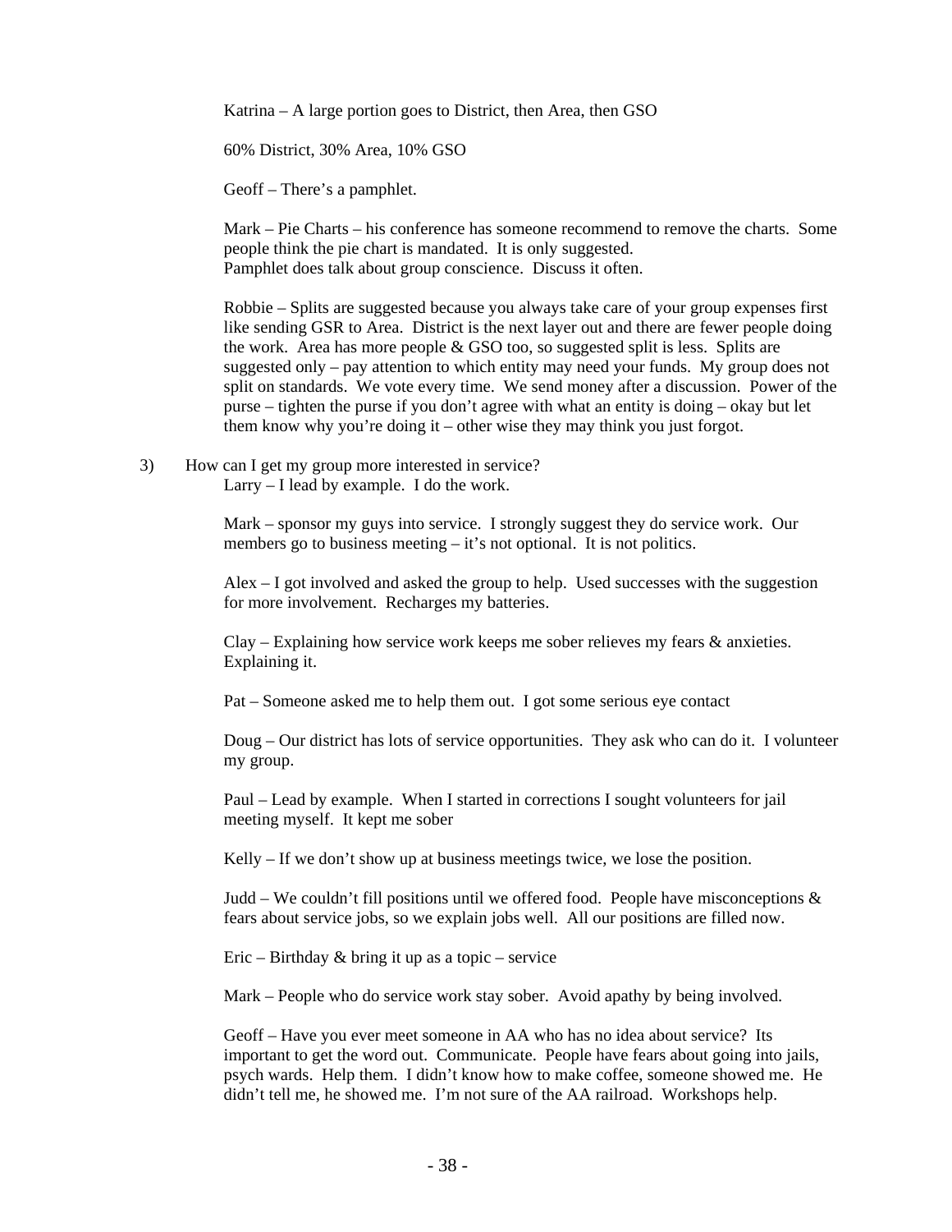Katrina – A large portion goes to District, then Area, then GSO

60% District, 30% Area, 10% GSO

Geoff – There's a pamphlet.

Mark – Pie Charts – his conference has someone recommend to remove the charts. Some people think the pie chart is mandated. It is only suggested.
Pamphlet does talk about group conscience. Discuss it often.

Robbie – Splits are suggested because you always take care of your group expenses first like sending GSR to Area. District is the next layer out and there are fewer people doing the work. Area has more people & GSO too, so suggested split is less. Splits are suggested only – pay attention to which entity may need your funds. My group does not split on standards. We vote every time. We send money after a discussion. Power of the purse – tighten the purse if you don't agree with what an entity is doing – okay but let them know why you're doing it – other wise they may think you just forgot.

3) How can I get my group more interested in service?
Larry – I lead by example. I do the work.

Mark – sponsor my guys into service. I strongly suggest they do service work. Our members go to business meeting – it's not optional. It is not politics.

Alex – I got involved and asked the group to help. Used successes with the suggestion for more involvement. Recharges my batteries.

Clay – Explaining how service work keeps me sober relieves my fears & anxieties. Explaining it.

Pat – Someone asked me to help them out. I got some serious eye contact

Doug – Our district has lots of service opportunities. They ask who can do it. I volunteer my group.

Paul – Lead by example. When I started in corrections I sought volunteers for jail meeting myself. It kept me sober

Kelly – If we don't show up at business meetings twice, we lose the position.

Judd – We couldn't fill positions until we offered food. People have misconceptions & fears about service jobs, so we explain jobs well. All our positions are filled now.

Eric – Birthday & bring it up as a topic – service

Mark – People who do service work stay sober. Avoid apathy by being involved.

Geoff – Have you ever meet someone in AA who has no idea about service? Its important to get the word out. Communicate. People have fears about going into jails, psych wards. Help them. I didn't know how to make coffee, someone showed me. He didn't tell me, he showed me. I'm not sure of the AA railroad. Workshops help.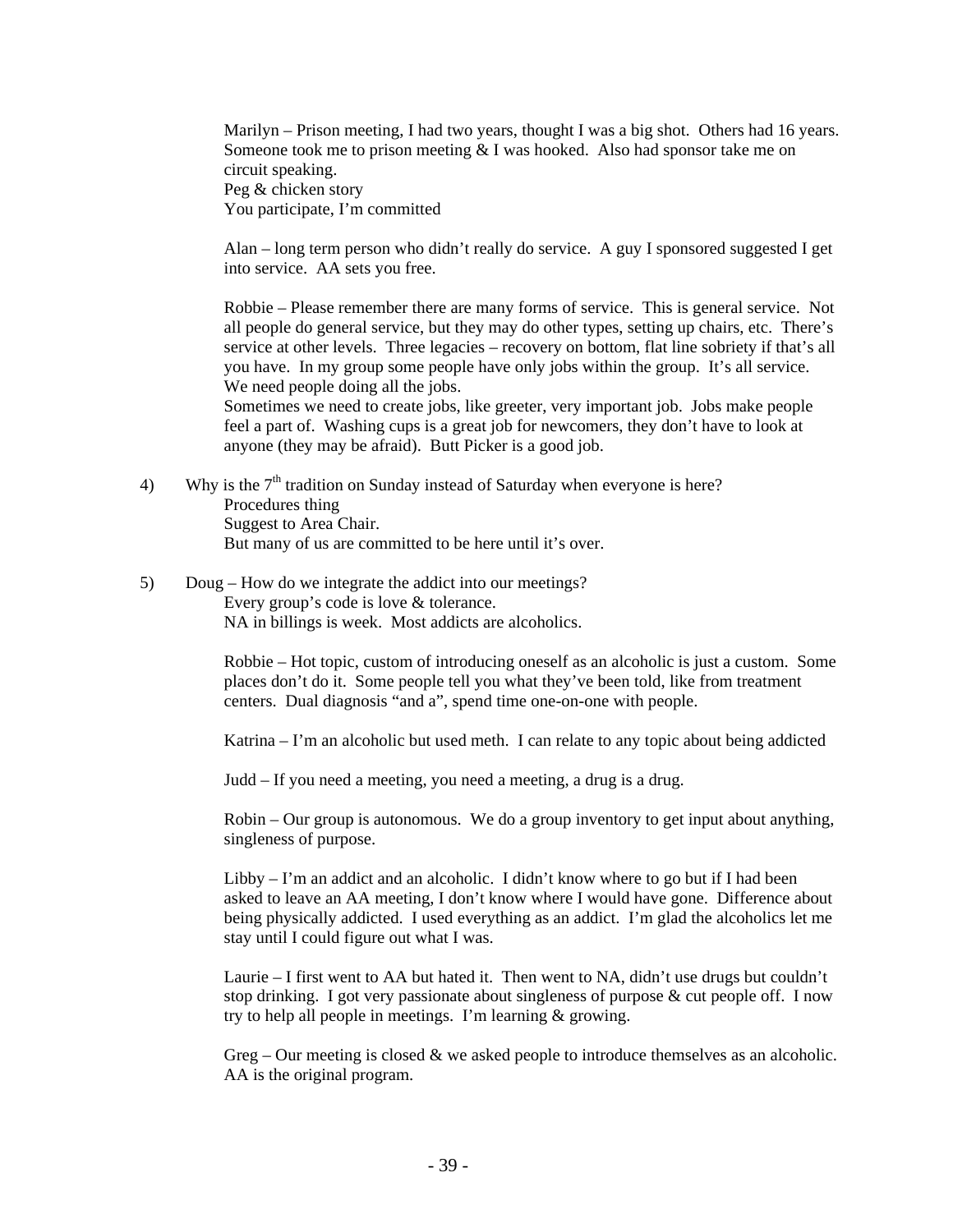Marilyn – Prison meeting, I had two years, thought I was a big shot. Others had 16 years. Someone took me to prison meeting & I was hooked. Also had sponsor take me on circuit speaking.
Peg & chicken story
You participate, I'm committed

Alan – long term person who didn't really do service. A guy I sponsored suggested I get into service. AA sets you free.

Robbie – Please remember there are many forms of service. This is general service. Not all people do general service, but they may do other types, setting up chairs, etc. There's service at other levels. Three legacies – recovery on bottom, flat line sobriety if that's all you have. In my group some people have only jobs within the group. It's all service. We need people doing all the jobs.
Sometimes we need to create jobs, like greeter, very important job. Jobs make people feel a part of. Washing cups is a great job for newcomers, they don't have to look at anyone (they may be afraid). Butt Picker is a good job.

4) Why is the 7th tradition on Sunday instead of Saturday when everyone is here?
   Procedures thing
   Suggest to Area Chair.
   But many of us are committed to be here until it's over.

5) Doug – How do we integrate the addict into our meetings?
   Every group's code is love & tolerance.
   NA in billings is week. Most addicts are alcoholics.

   Robbie – Hot topic, custom of introducing oneself as an alcoholic is just a custom. Some places don't do it. Some people tell you what they've been told, like from treatment centers. Dual diagnosis "and a", spend time one-on-one with people.

   Katrina – I'm an alcoholic but used meth. I can relate to any topic about being addicted

   Judd – If you need a meeting, you need a meeting, a drug is a drug.

   Robin – Our group is autonomous. We do a group inventory to get input about anything, singleness of purpose.

   Libby – I'm an addict and an alcoholic. I didn't know where to go but if I had been asked to leave an AA meeting, I don't know where I would have gone. Difference about being physically addicted. I used everything as an addict. I'm glad the alcoholics let me stay until I could figure out what I was.

   Laurie – I first went to AA but hated it. Then went to NA, didn't use drugs but couldn't stop drinking. I got very passionate about singleness of purpose & cut people off. I now try to help all people in meetings. I'm learning & growing.

   Greg – Our meeting is closed & we asked people to introduce themselves as an alcoholic. AA is the original program.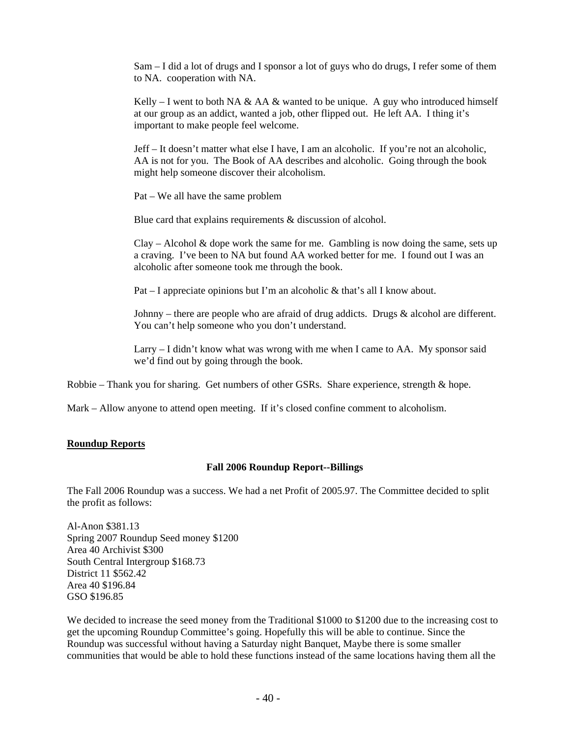Sam – I did a lot of drugs and I sponsor a lot of guys who do drugs, I refer some of them to NA. cooperation with NA.

Kelly – I went to both NA & AA & wanted to be unique. A guy who introduced himself at our group as an addict, wanted a job, other flipped out. He left AA. I thing it's important to make people feel welcome.

Jeff – It doesn't matter what else I have, I am an alcoholic. If you're not an alcoholic, AA is not for you. The Book of AA describes and alcoholic. Going through the book might help someone discover their alcoholism.

Pat – We all have the same problem

Blue card that explains requirements & discussion of alcohol.

Clay – Alcohol & dope work the same for me. Gambling is now doing the same, sets up a craving. I've been to NA but found AA worked better for me. I found out I was an alcoholic after someone took me through the book.

Pat – I appreciate opinions but I'm an alcoholic & that's all I know about.

Johnny – there are people who are afraid of drug addicts. Drugs & alcohol are different. You can't help someone who you don't understand.

Larry – I didn't know what was wrong with me when I came to AA. My sponsor said we'd find out by going through the book.

Robbie – Thank you for sharing. Get numbers of other GSRs. Share experience, strength & hope.

Mark – Allow anyone to attend open meeting. If it's closed confine comment to alcoholism.

## Roundup Reports

### Fall 2006 Roundup Report--Billings

The Fall 2006 Roundup was a success. We had a net Profit of 2005.97. The Committee decided to split the profit as follows:

Al-Anon $381.13
Spring 2007 Roundup Seed money $1200
Area 40 Archivist $300
South Central Intergroup $168.73
District 11 $562.42
Area 40 $196.84
GSO $196.85

We decided to increase the seed money from the Traditional $1000 to $1200 due to the increasing cost to get the upcoming Roundup Committee's going. Hopefully this will be able to continue. Since the Roundup was successful without having a Saturday night Banquet, Maybe there is some smaller communities that would be able to hold these functions instead of the same locations having them all the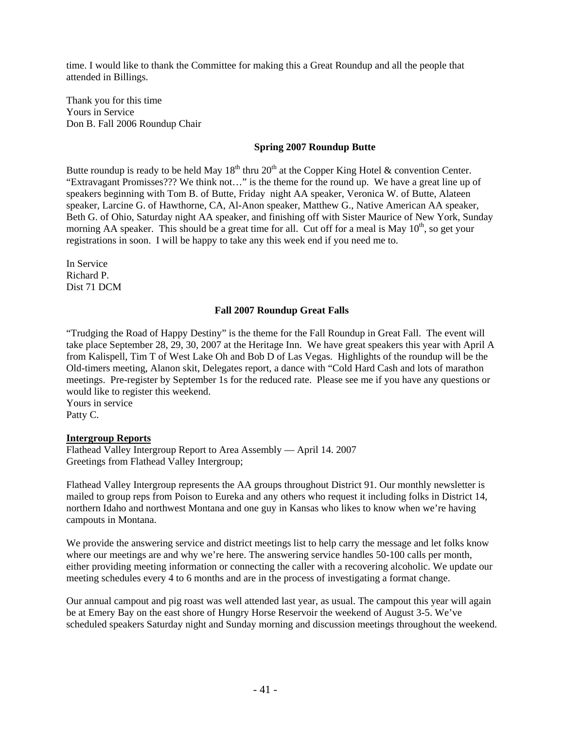time. I would like to thank the Committee for making this a Great Roundup and all the people that attended in Billings.

Thank you for this time
Yours in Service
Don B. Fall 2006 Roundup Chair

**Spring 2007 Roundup Butte**

Butte roundup is ready to be held May 18th thru 20th at the Copper King Hotel & convention Center. "Extravagant Promisses??? We think not…" is the theme for the round up. We have a great line up of speakers beginning with Tom B. of Butte, Friday night AA speaker, Veronica W. of Butte, Alateen speaker, Larcine G. of Hawthorne, CA, Al-Anon speaker, Matthew G., Native American AA speaker, Beth G. of Ohio, Saturday night AA speaker, and finishing off with Sister Maurice of New York, Sunday morning AA speaker. This should be a great time for all. Cut off for a meal is May 10th, so get your registrations in soon. I will be happy to take any this week end if you need me to.

In Service
Richard P.
Dist 71 DCM

**Fall 2007 Roundup Great Falls**

"Trudging the Road of Happy Destiny" is the theme for the Fall Roundup in Great Fall. The event will take place September 28, 29, 30, 2007 at the Heritage Inn. We have great speakers this year with April A from Kalispell, Tim T of West Lake Oh and Bob D of Las Vegas. Highlights of the roundup will be the Old-timers meeting, Alanon skit, Delegates report, a dance with "Cold Hard Cash and lots of marathon meetings. Pre-register by September 1s for the reduced rate. Please see me if you have any questions or would like to register this weekend.
Yours in service
Patty C.

**Intergroup Reports**

Flathead Valley Intergroup Report to Area Assembly — April 14. 2007
Greetings from Flathead Valley Intergroup;

Flathead Valley Intergroup represents the AA groups throughout District 91. Our monthly newsletter is mailed to group reps from Poison to Eureka and any others who request it including folks in District 14, northern Idaho and northwest Montana and one guy in Kansas who likes to know when we're having campouts in Montana.

We provide the answering service and district meetings list to help carry the message and let folks know where our meetings are and why we're here. The answering service handles 50-100 calls per month, either providing meeting information or connecting the caller with a recovering alcoholic. We update our meeting schedules every 4 to 6 months and are in the process of investigating a format change.

Our annual campout and pig roast was well attended last year, as usual. The campout this year will again be at Emery Bay on the east shore of Hungry Horse Reservoir the weekend of August 3-5. We've scheduled speakers Saturday night and Sunday morning and discussion meetings throughout the weekend.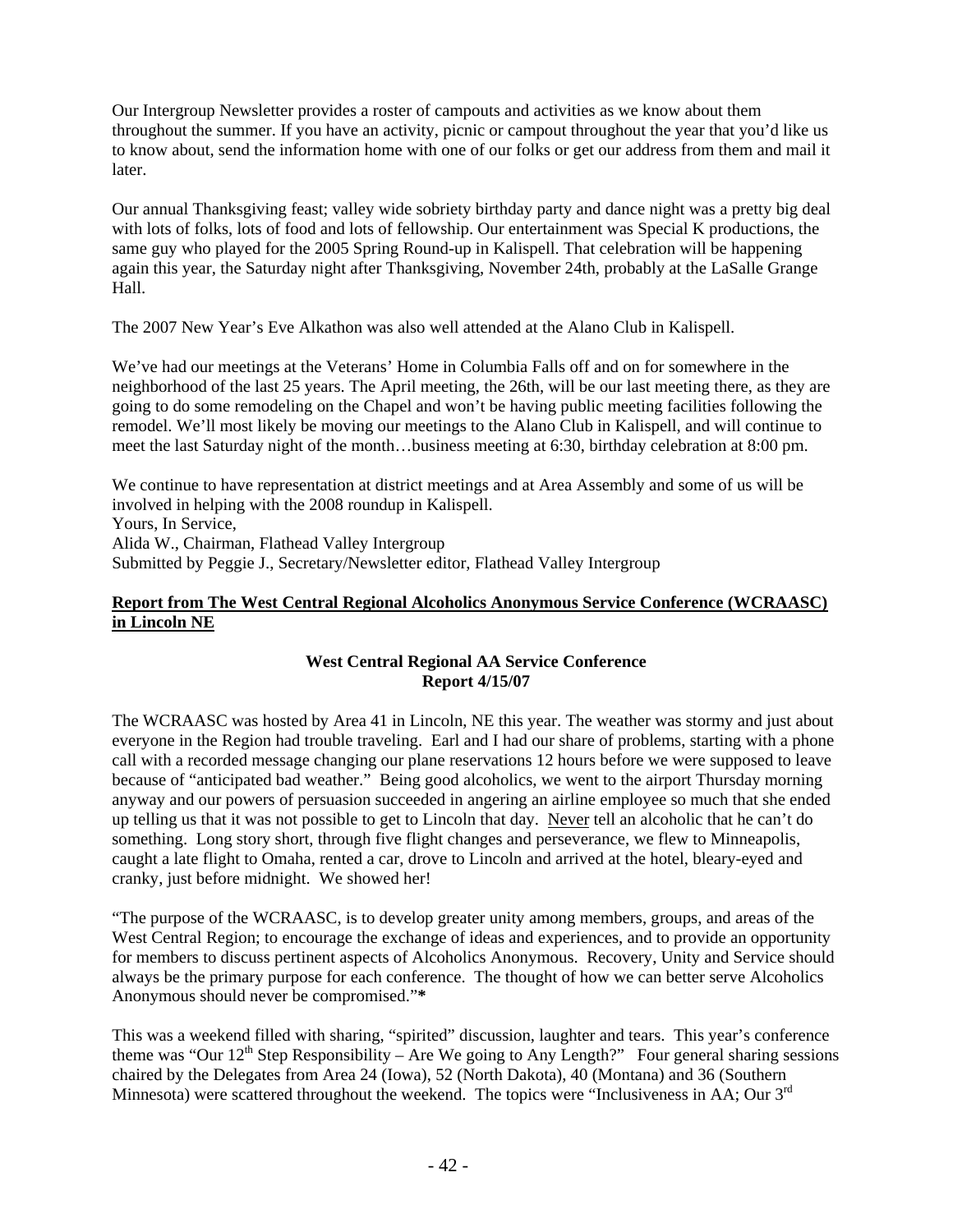Our Intergroup Newsletter provides a roster of campouts and activities as we know about them throughout the summer. If you have an activity, picnic or campout throughout the year that you'd like us to know about, send the information home with one of our folks or get our address from them and mail it later.

Our annual Thanksgiving feast; valley wide sobriety birthday party and dance night was a pretty big deal with lots of folks, lots of food and lots of fellowship. Our entertainment was Special K productions, the same guy who played for the 2005 Spring Round-up in Kalispell. That celebration will be happening again this year, the Saturday night after Thanksgiving, November 24th, probably at the LaSalle Grange Hall.

The 2007 New Year's Eve Alkathon was also well attended at the Alano Club in Kalispell.

We've had our meetings at the Veterans' Home in Columbia Falls off and on for somewhere in the neighborhood of the last 25 years. The April meeting, the 26th, will be our last meeting there, as they are going to do some remodeling on the Chapel and won't be having public meeting facilities following the remodel. We'll most likely be moving our meetings to the Alano Club in Kalispell, and will continue to meet the last Saturday night of the month…business meeting at 6:30, birthday celebration at 8:00 pm.

We continue to have representation at district meetings and at Area Assembly and some of us will be involved in helping with the 2008 roundup in Kalispell.
Yours, In Service,
Alida W., Chairman, Flathead Valley Intergroup
Submitted by Peggie J., Secretary/Newsletter editor, Flathead Valley Intergroup

**Report from The West Central Regional Alcoholics Anonymous Service Conference (WCRAASC) in Lincoln NE**

**West Central Regional AA Service Conference**
**Report 4/15/07**

The WCRAASC was hosted by Area 41 in Lincoln, NE this year. The weather was stormy and just about everyone in the Region had trouble traveling. Earl and I had our share of problems, starting with a phone call with a recorded message changing our plane reservations 12 hours before we were supposed to leave because of "anticipated bad weather." Being good alcoholics, we went to the airport Thursday morning anyway and our powers of persuasion succeeded in angering an airline employee so much that she ended up telling us that it was not possible to get to Lincoln that day. Never tell an alcoholic that he can't do something. Long story short, through five flight changes and perseverance, we flew to Minneapolis, caught a late flight to Omaha, rented a car, drove to Lincoln and arrived at the hotel, bleary-eyed and cranky, just before midnight. We showed her!

"The purpose of the WCRAASC, is to develop greater unity among members, groups, and areas of the West Central Region; to encourage the exchange of ideas and experiences, and to provide an opportunity for members to discuss pertinent aspects of Alcoholics Anonymous. Recovery, Unity and Service should always be the primary purpose for each conference. The thought of how we can better serve Alcoholics Anonymous should never be compromised."**\***

This was a weekend filled with sharing, "spirited" discussion, laughter and tears. This year's conference theme was "Our 12th Step Responsibility – Are We going to Any Length?" Four general sharing sessions chaired by the Delegates from Area 24 (Iowa), 52 (North Dakota), 40 (Montana) and 36 (Southern Minnesota) were scattered throughout the weekend. The topics were "Inclusiveness in AA; Our 3rd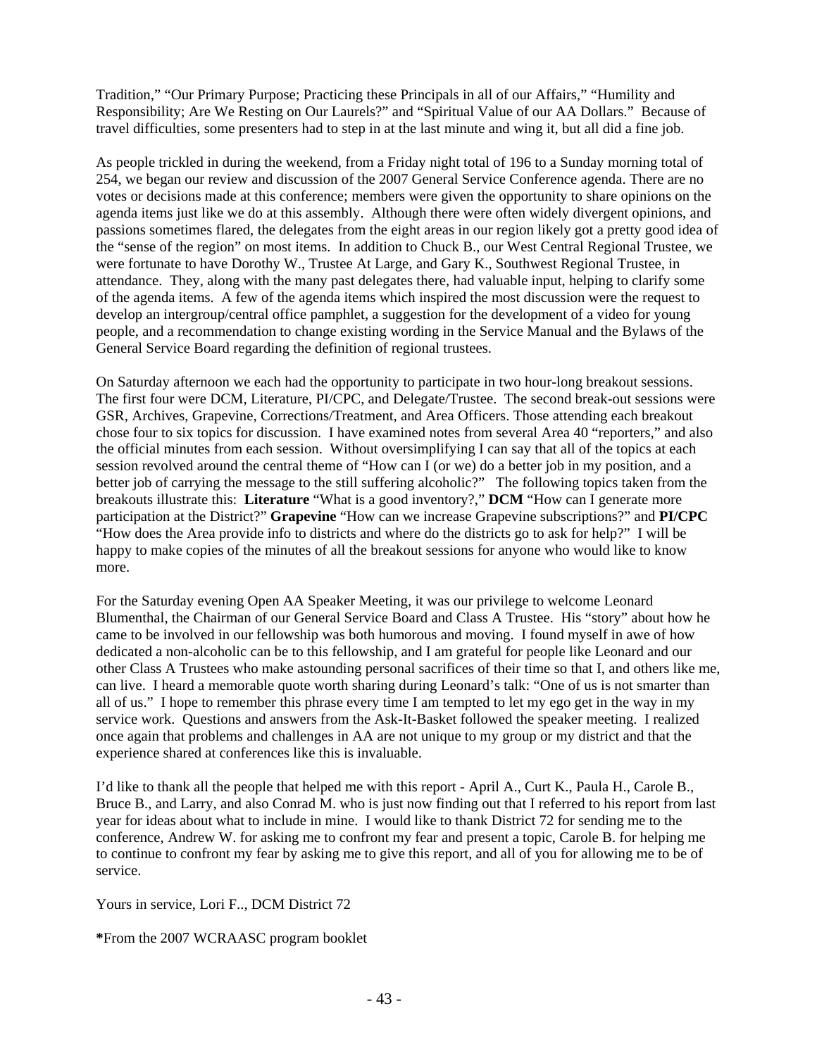Tradition," "Our Primary Purpose; Practicing these Principals in all of our Affairs," "Humility and Responsibility; Are We Resting on Our Laurels?" and "Spiritual Value of our AA Dollars." Because of travel difficulties, some presenters had to step in at the last minute and wing it, but all did a fine job.

As people trickled in during the weekend, from a Friday night total of 196 to a Sunday morning total of 254, we began our review and discussion of the 2007 General Service Conference agenda. There are no votes or decisions made at this conference; members were given the opportunity to share opinions on the agenda items just like we do at this assembly. Although there were often widely divergent opinions, and passions sometimes flared, the delegates from the eight areas in our region likely got a pretty good idea of the "sense of the region" on most items. In addition to Chuck B., our West Central Regional Trustee, we were fortunate to have Dorothy W., Trustee At Large, and Gary K., Southwest Regional Trustee, in attendance. They, along with the many past delegates there, had valuable input, helping to clarify some of the agenda items. A few of the agenda items which inspired the most discussion were the request to develop an intergroup/central office pamphlet, a suggestion for the development of a video for young people, and a recommendation to change existing wording in the Service Manual and the Bylaws of the General Service Board regarding the definition of regional trustees.

On Saturday afternoon we each had the opportunity to participate in two hour-long breakout sessions. The first four were DCM, Literature, PI/CPC, and Delegate/Trustee. The second break-out sessions were GSR, Archives, Grapevine, Corrections/Treatment, and Area Officers. Those attending each breakout chose four to six topics for discussion. I have examined notes from several Area 40 "reporters," and also the official minutes from each session. Without oversimplifying I can say that all of the topics at each session revolved around the central theme of "How can I (or we) do a better job in my position, and a better job of carrying the message to the still suffering alcoholic?" The following topics taken from the breakouts illustrate this: **Literature** "What is a good inventory?," **DCM** "How can I generate more participation at the District?" **Grapevine** "How can we increase Grapevine subscriptions?" and **PI/CPC** "How does the Area provide info to districts and where do the districts go to ask for help?" I will be happy to make copies of the minutes of all the breakout sessions for anyone who would like to know more.

For the Saturday evening Open AA Speaker Meeting, it was our privilege to welcome Leonard Blumenthal, the Chairman of our General Service Board and Class A Trustee. His "story" about how he came to be involved in our fellowship was both humorous and moving. I found myself in awe of how dedicated a non-alcoholic can be to this fellowship, and I am grateful for people like Leonard and our other Class A Trustees who make astounding personal sacrifices of their time so that I, and others like me, can live. I heard a memorable quote worth sharing during Leonard's talk: "One of us is not smarter than all of us." I hope to remember this phrase every time I am tempted to let my ego get in the way in my service work. Questions and answers from the Ask-It-Basket followed the speaker meeting. I realized once again that problems and challenges in AA are not unique to my group or my district and that the experience shared at conferences like this is invaluable.

I'd like to thank all the people that helped me with this report - April A., Curt K., Paula H., Carole B., Bruce B., and Larry, and also Conrad M. who is just now finding out that I referred to his report from last year for ideas about what to include in mine. I would like to thank District 72 for sending me to the conference, Andrew W. for asking me to confront my fear and present a topic, Carole B. for helping me to continue to confront my fear by asking me to give this report, and all of you for allowing me to be of service.

Yours in service, Lori F.., DCM District 72

**\***From the 2007 WCRAASC program booklet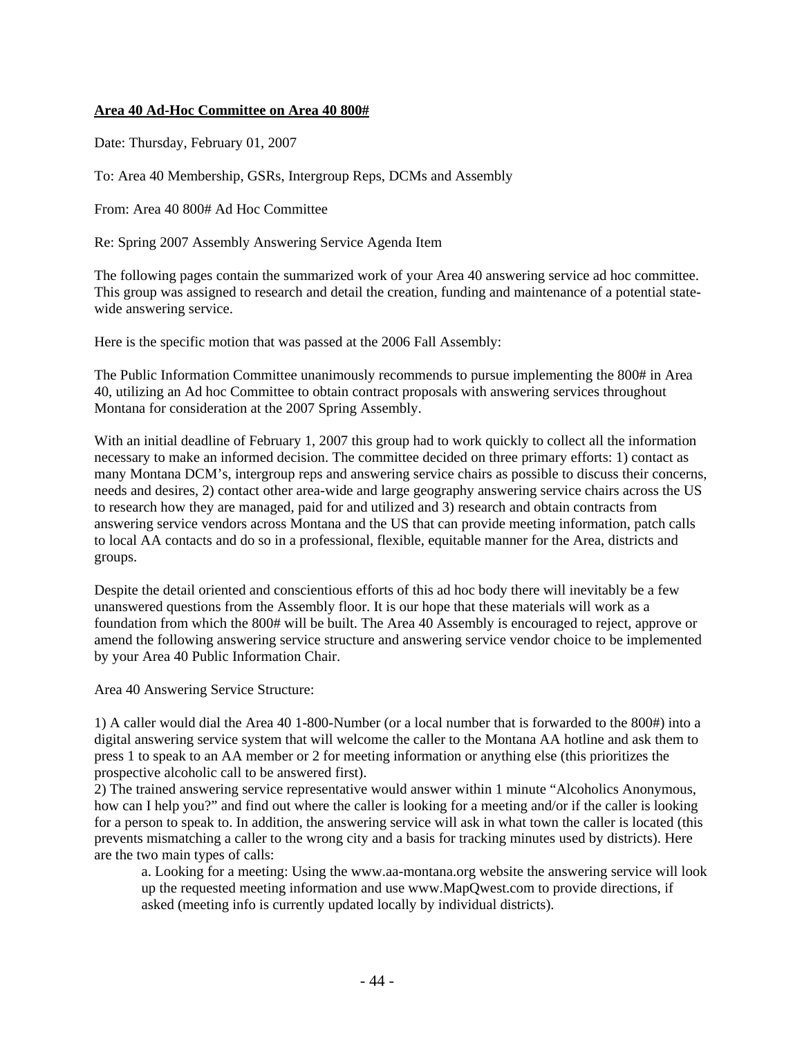**Area 40 Ad-Hoc Committee on Area 40 800#**

Date: Thursday, February 01, 2007

To: Area 40 Membership, GSRs, Intergroup Reps, DCMs and Assembly

From: Area 40 800# Ad Hoc Committee

Re: Spring 2007 Assembly Answering Service Agenda Item

The following pages contain the summarized work of your Area 40 answering service ad hoc committee. This group was assigned to research and detail the creation, funding and maintenance of a potential state-wide answering service.

Here is the specific motion that was passed at the 2006 Fall Assembly:

The Public Information Committee unanimously recommends to pursue implementing the 800# in Area 40, utilizing an Ad hoc Committee to obtain contract proposals with answering services throughout Montana for consideration at the 2007 Spring Assembly.

With an initial deadline of February 1, 2007 this group had to work quickly to collect all the information necessary to make an informed decision. The committee decided on three primary efforts: 1) contact as many Montana DCM's, intergroup reps and answering service chairs as possible to discuss their concerns, needs and desires, 2) contact other area-wide and large geography answering service chairs across the US to research how they are managed, paid for and utilized and 3) research and obtain contracts from answering service vendors across Montana and the US that can provide meeting information, patch calls to local AA contacts and do so in a professional, flexible, equitable manner for the Area, districts and groups.

Despite the detail oriented and conscientious efforts of this ad hoc body there will inevitably be a few unanswered questions from the Assembly floor. It is our hope that these materials will work as a foundation from which the 800# will be built. The Area 40 Assembly is encouraged to reject, approve or amend the following answering service structure and answering service vendor choice to be implemented by your Area 40 Public Information Chair.

Area 40 Answering Service Structure:

1) A caller would dial the Area 40 1-800-Number (or a local number that is forwarded to the 800#) into a digital answering service system that will welcome the caller to the Montana AA hotline and ask them to press 1 to speak to an AA member or 2 for meeting information or anything else (this prioritizes the prospective alcoholic call to be answered first).

2) The trained answering service representative would answer within 1 minute "Alcoholics Anonymous, how can I help you?" and find out where the caller is looking for a meeting and/or if the caller is looking for a person to speak to. In addition, the answering service will ask in what town the caller is located (this prevents mismatching a caller to the wrong city and a basis for tracking minutes used by districts). Here are the two main types of calls:

   a. Looking for a meeting: Using the www.aa-montana.org website the answering service will look up the requested meeting information and use www.MapQwest.com to provide directions, if asked (meeting info is currently updated locally by individual districts).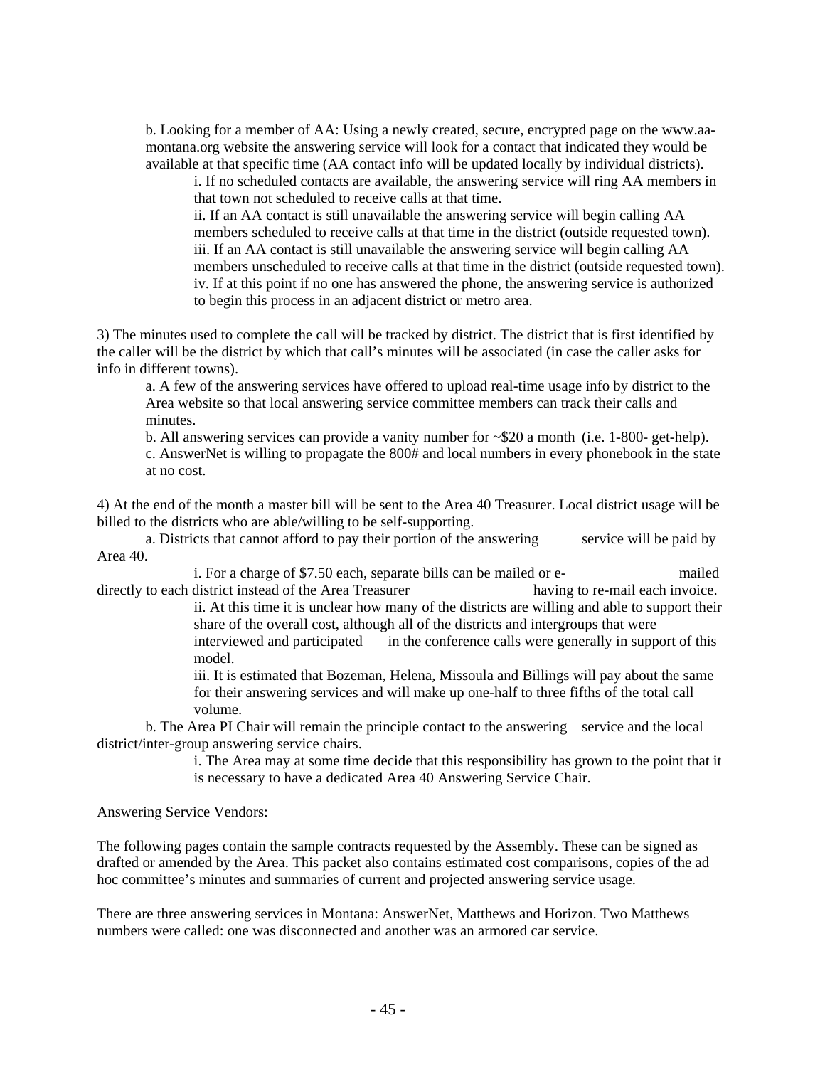b. Looking for a member of AA: Using a newly created, secure, encrypted page on the www.aa-montana.org website the answering service will look for a contact that indicated they would be available at that specific time (AA contact info will be updated locally by individual districts).

  i. If no scheduled contacts are available, the answering service will ring AA members in that town not scheduled to receive calls at that time.
  ii. If an AA contact is still unavailable the answering service will begin calling AA members scheduled to receive calls at that time in the district (outside requested town).
  iii. If an AA contact is still unavailable the answering service will begin calling AA members unscheduled to receive calls at that time in the district (outside requested town).
  iv. If at this point if no one has answered the phone, the answering service is authorized to begin this process in an adjacent district or metro area.

3) The minutes used to complete the call will be tracked by district. The district that is first identified by the caller will be the district by which that call's minutes will be associated (in case the caller asks for info in different towns).

a. A few of the answering services have offered to upload real-time usage info by district to the Area website so that local answering service committee members can track their calls and minutes.
b. All answering services can provide a vanity number for ~$20 a month (i.e. 1-800- get-help).
c. AnswerNet is willing to propagate the 800# and local numbers in every phonebook in the state at no cost.

4) At the end of the month a master bill will be sent to the Area 40 Treasurer. Local district usage will be billed to the districts who are able/willing to be self-supporting.

a. Districts that cannot afford to pay their portion of the answering service will be paid by Area 40.

  i. For a charge of $7.50 each, separate bills can be mailed or e-mailed directly to each district instead of the Area Treasurer having to re-mail each invoice.
  ii. At this time it is unclear how many of the districts are willing and able to support their share of the overall cost, although all of the districts and intergroups that were interviewed and participated in the conference calls were generally in support of this model.
  iii. It is estimated that Bozeman, Helena, Missoula and Billings will pay about the same for their answering services and will make up one-half to three fifths of the total call volume.

b. The Area PI Chair will remain the principle contact to the answering service and the local district/inter-group answering service chairs.

  i. The Area may at some time decide that this responsibility has grown to the point that it is necessary to have a dedicated Area 40 Answering Service Chair.

Answering Service Vendors:

The following pages contain the sample contracts requested by the Assembly. These can be signed as drafted or amended by the Area. This packet also contains estimated cost comparisons, copies of the ad hoc committee's minutes and summaries of current and projected answering service usage.

There are three answering services in Montana: AnswerNet, Matthews and Horizon. Two Matthews numbers were called: one was disconnected and another was an armored car service.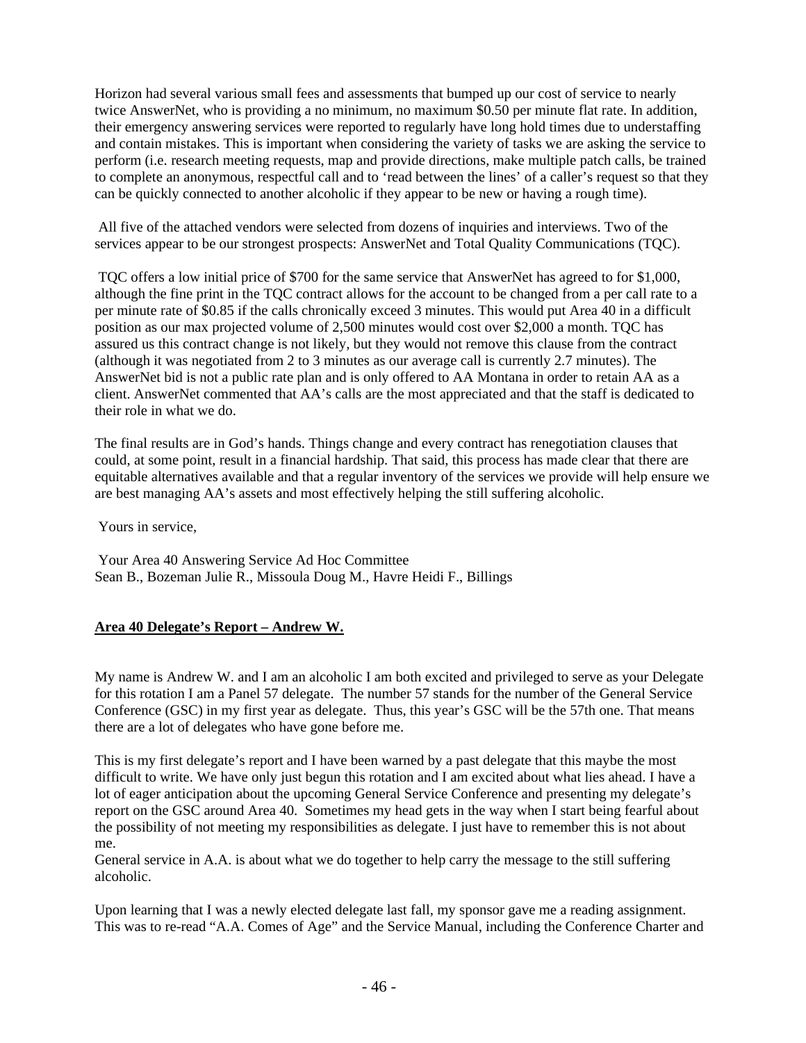Horizon had several various small fees and assessments that bumped up our cost of service to nearly twice AnswerNet, who is providing a no minimum, no maximum $0.50 per minute flat rate. In addition, their emergency answering services were reported to regularly have long hold times due to understaffing and contain mistakes. This is important when considering the variety of tasks we are asking the service to perform (i.e. research meeting requests, map and provide directions, make multiple patch calls, be trained to complete an anonymous, respectful call and to 'read between the lines' of a caller's request so that they can be quickly connected to another alcoholic if they appear to be new or having a rough time).

All five of the attached vendors were selected from dozens of inquiries and interviews. Two of the services appear to be our strongest prospects: AnswerNet and Total Quality Communications (TQC).

TQC offers a low initial price of $700 for the same service that AnswerNet has agreed to for $1,000, although the fine print in the TQC contract allows for the account to be changed from a per call rate to a per minute rate of $0.85 if the calls chronically exceed 3 minutes. This would put Area 40 in a difficult position as our max projected volume of 2,500 minutes would cost over $2,000 a month. TQC has assured us this contract change is not likely, but they would not remove this clause from the contract (although it was negotiated from 2 to 3 minutes as our average call is currently 2.7 minutes). The AnswerNet bid is not a public rate plan and is only offered to AA Montana in order to retain AA as a client. AnswerNet commented that AA's calls are the most appreciated and that the staff is dedicated to their role in what we do.

The final results are in God's hands. Things change and every contract has renegotiation clauses that could, at some point, result in a financial hardship. That said, this process has made clear that there are equitable alternatives available and that a regular inventory of the services we provide will help ensure we are best managing AA's assets and most effectively helping the still suffering alcoholic.

Yours in service,

Your Area 40 Answering Service Ad Hoc Committee
Sean B., Bozeman Julie R., Missoula Doug M., Havre Heidi F., Billings

## Area 40 Delegate's Report – Andrew W.

My name is Andrew W. and I am an alcoholic I am both excited and privileged to serve as your Delegate for this rotation I am a Panel 57 delegate. The number 57 stands for the number of the General Service Conference (GSC) in my first year as delegate. Thus, this year's GSC will be the 57th one. That means there are a lot of delegates who have gone before me.

This is my first delegate's report and I have been warned by a past delegate that this maybe the most difficult to write. We have only just begun this rotation and I am excited about what lies ahead. I have a lot of eager anticipation about the upcoming General Service Conference and presenting my delegate's report on the GSC around Area 40. Sometimes my head gets in the way when I start being fearful about the possibility of not meeting my responsibilities as delegate. I just have to remember this is not about me.
General service in A.A. is about what we do together to help carry the message to the still suffering alcoholic.

Upon learning that I was a newly elected delegate last fall, my sponsor gave me a reading assignment. This was to re-read "A.A. Comes of Age" and the Service Manual, including the Conference Charter and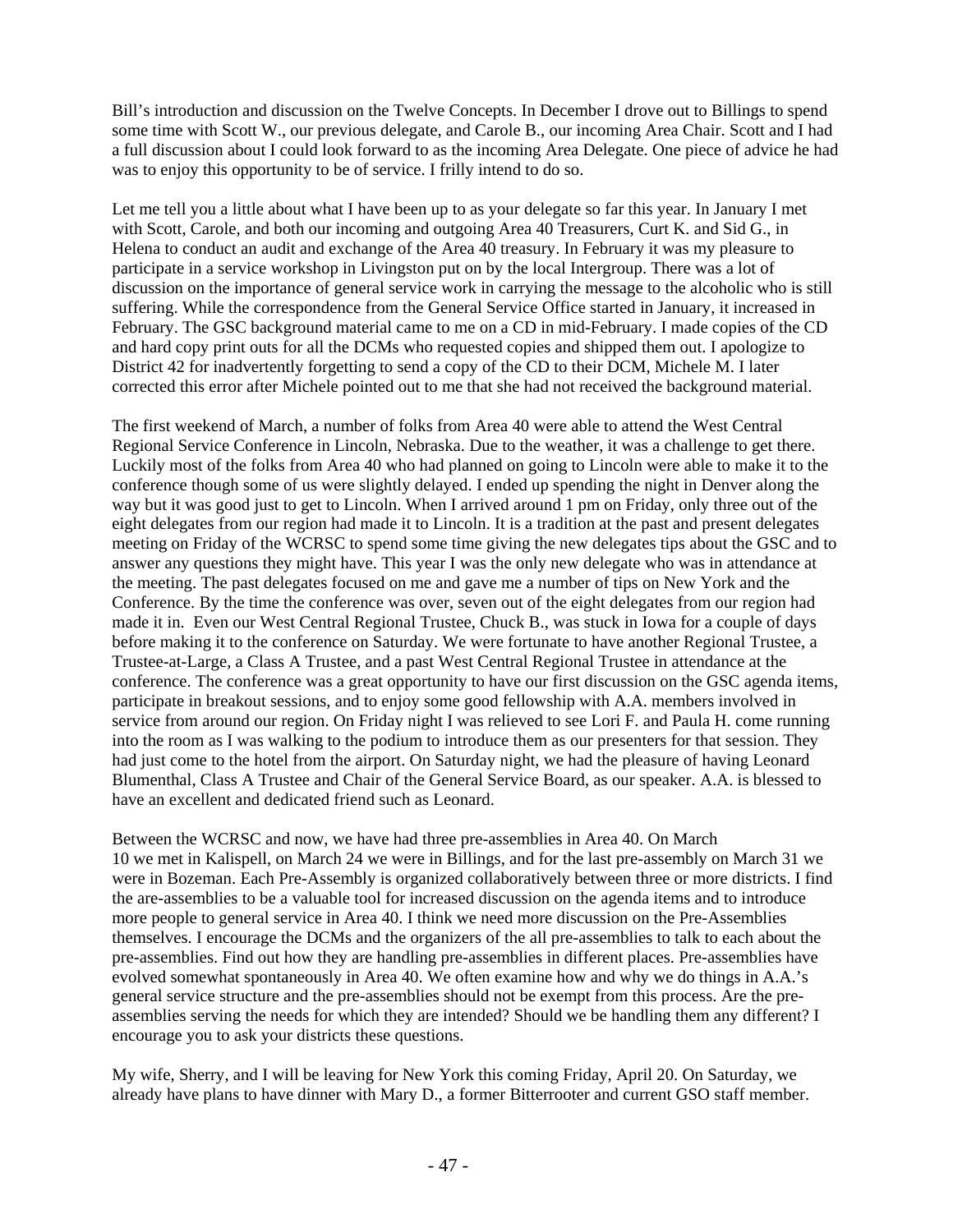Bill's introduction and discussion on the Twelve Concepts. In December I drove out to Billings to spend some time with Scott W., our previous delegate, and Carole B., our incoming Area Chair. Scott and I had a full discussion about I could look forward to as the incoming Area Delegate. One piece of advice he had was to enjoy this opportunity to be of service. I frilly intend to do so.

Let me tell you a little about what I have been up to as your delegate so far this year. In January I met with Scott, Carole, and both our incoming and outgoing Area 40 Treasurers, Curt K. and Sid G., in Helena to conduct an audit and exchange of the Area 40 treasury. In February it was my pleasure to participate in a service workshop in Livingston put on by the local Intergroup. There was a lot of discussion on the importance of general service work in carrying the message to the alcoholic who is still suffering. While the correspondence from the General Service Office started in January, it increased in February. The GSC background material came to me on a CD in mid-February. I made copies of the CD and hard copy print outs for all the DCMs who requested copies and shipped them out. I apologize to District 42 for inadvertently forgetting to send a copy of the CD to their DCM, Michele M. I later corrected this error after Michele pointed out to me that she had not received the background material.

The first weekend of March, a number of folks from Area 40 were able to attend the West Central Regional Service Conference in Lincoln, Nebraska. Due to the weather, it was a challenge to get there. Luckily most of the folks from Area 40 who had planned on going to Lincoln were able to make it to the conference though some of us were slightly delayed. I ended up spending the night in Denver along the way but it was good just to get to Lincoln. When I arrived around 1 pm on Friday, only three out of the eight delegates from our region had made it to Lincoln. It is a tradition at the past and present delegates meeting on Friday of the WCRSC to spend some time giving the new delegates tips about the GSC and to answer any questions they might have. This year I was the only new delegate who was in attendance at the meeting. The past delegates focused on me and gave me a number of tips on New York and the Conference. By the time the conference was over, seven out of the eight delegates from our region had made it in. Even our West Central Regional Trustee, Chuck B., was stuck in Iowa for a couple of days before making it to the conference on Saturday. We were fortunate to have another Regional Trustee, a Trustee-at-Large, a Class A Trustee, and a past West Central Regional Trustee in attendance at the conference. The conference was a great opportunity to have our first discussion on the GSC agenda items, participate in breakout sessions, and to enjoy some good fellowship with A.A. members involved in service from around our region. On Friday night I was relieved to see Lori F. and Paula H. come running into the room as I was walking to the podium to introduce them as our presenters for that session. They had just come to the hotel from the airport. On Saturday night, we had the pleasure of having Leonard Blumenthal, Class A Trustee and Chair of the General Service Board, as our speaker. A.A. is blessed to have an excellent and dedicated friend such as Leonard.

Between the WCRSC and now, we have had three pre-assemblies in Area 40. On March 10 we met in Kalispell, on March 24 we were in Billings, and for the last pre-assembly on March 31 we were in Bozeman. Each Pre-Assembly is organized collaboratively between three or more districts. I find the are-assemblies to be a valuable tool for increased discussion on the agenda items and to introduce more people to general service in Area 40. I think we need more discussion on the Pre-Assemblies themselves. I encourage the DCMs and the organizers of the all pre-assemblies to talk to each about the pre-assemblies. Find out how they are handling pre-assemblies in different places. Pre-assemblies have evolved somewhat spontaneously in Area 40. We often examine how and why we do things in A.A.'s general service structure and the pre-assemblies should not be exempt from this process. Are the pre-assemblies serving the needs for which they are intended? Should we be handling them any different? I encourage you to ask your districts these questions.

My wife, Sherry, and I will be leaving for New York this coming Friday, April 20. On Saturday, we already have plans to have dinner with Mary D., a former Bitterrooter and current GSO staff member.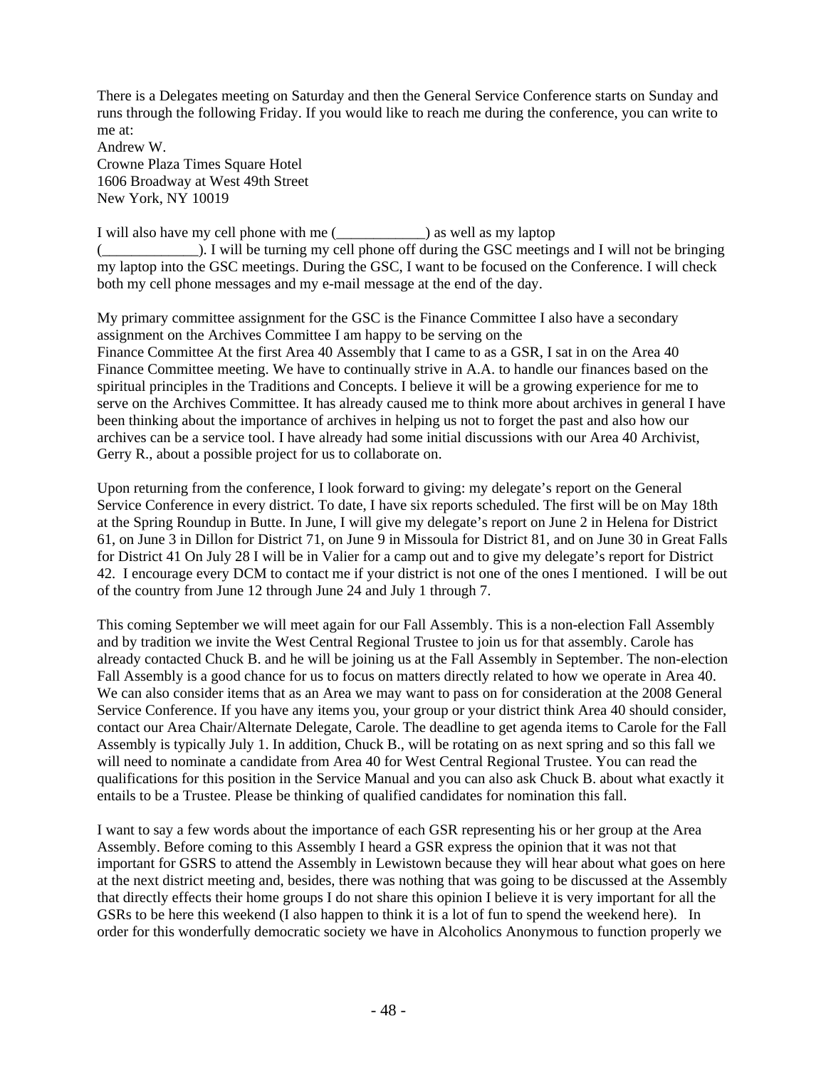There is a Delegates meeting on Saturday and then the General Service Conference starts on Sunday and runs through the following Friday. If you would like to reach me during the conference, you can write to me at:
Andrew W.
Crowne Plaza Times Square Hotel
1606 Broadway at West 49th Street
New York, NY 10019

I will also have my cell phone with me (____________) as well as my laptop (_____________). I will be turning my cell phone off during the GSC meetings and I will not be bringing my laptop into the GSC meetings. During the GSC, I want to be focused on the Conference. I will check both my cell phone messages and my e-mail message at the end of the day.

My primary committee assignment for the GSC is the Finance Committee I also have a secondary assignment on the Archives Committee I am happy to be serving on the Finance Committee At the first Area 40 Assembly that I came to as a GSR, I sat in on the Area 40 Finance Committee meeting. We have to continually strive in A.A. to handle our finances based on the spiritual principles in the Traditions and Concepts. I believe it will be a growing experience for me to serve on the Archives Committee. It has already caused me to think more about archives in general I have been thinking about the importance of archives in helping us not to forget the past and also how our archives can be a service tool. I have already had some initial discussions with our Area 40 Archivist, Gerry R., about a possible project for us to collaborate on.

Upon returning from the conference, I look forward to giving: my delegate's report on the General Service Conference in every district. To date, I have six reports scheduled. The first will be on May 18th at the Spring Roundup in Butte. In June, I will give my delegate's report on June 2 in Helena for District 61, on June 3 in Dillon for District 71, on June 9 in Missoula for District 81, and on June 30 in Great Falls for District 41 On July 28 I will be in Valier for a camp out and to give my delegate's report for District 42. I encourage every DCM to contact me if your district is not one of the ones I mentioned. I will be out of the country from June 12 through June 24 and July 1 through 7.

This coming September we will meet again for our Fall Assembly. This is a non-election Fall Assembly and by tradition we invite the West Central Regional Trustee to join us for that assembly. Carole has already contacted Chuck B. and he will be joining us at the Fall Assembly in September. The non-election Fall Assembly is a good chance for us to focus on matters directly related to how we operate in Area 40. We can also consider items that as an Area we may want to pass on for consideration at the 2008 General Service Conference. If you have any items you, your group or your district think Area 40 should consider, contact our Area Chair/Alternate Delegate, Carole. The deadline to get agenda items to Carole for the Fall Assembly is typically July 1. In addition, Chuck B., will be rotating on as next spring and so this fall we will need to nominate a candidate from Area 40 for West Central Regional Trustee. You can read the qualifications for this position in the Service Manual and you can also ask Chuck B. about what exactly it entails to be a Trustee. Please be thinking of qualified candidates for nomination this fall.

I want to say a few words about the importance of each GSR representing his or her group at the Area Assembly. Before coming to this Assembly I heard a GSR express the opinion that it was not that important for GSRS to attend the Assembly in Lewistown because they will hear about what goes on here at the next district meeting and, besides, there was nothing that was going to be discussed at the Assembly that directly effects their home groups I do not share this opinion I believe it is very important for all the GSRs to be here this weekend (I also happen to think it is a lot of fun to spend the weekend here). In order for this wonderfully democratic society we have in Alcoholics Anonymous to function properly we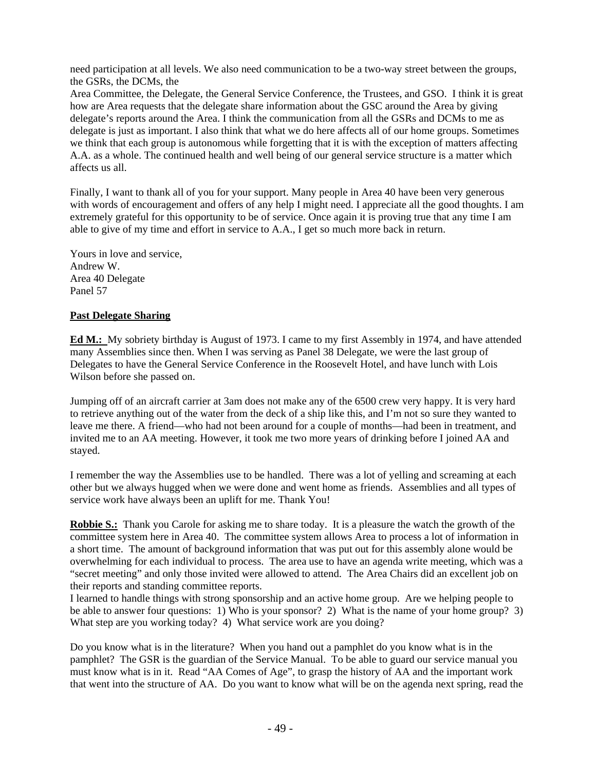need participation at all levels. We also need communication to be a two-way street between the groups, the GSRs, the DCMs, the
Area Committee, the Delegate, the General Service Conference, the Trustees, and GSO. I think it is great how are Area requests that the delegate share information about the GSC around the Area by giving delegate's reports around the Area. I think the communication from all the GSRs and DCMs to me as delegate is just as important. I also think that what we do here affects all of our home groups. Sometimes we think that each group is autonomous while forgetting that it is with the exception of matters affecting A.A. as a whole. The continued health and well being of our general service structure is a matter which affects us all.

Finally, I want to thank all of you for your support. Many people in Area 40 have been very generous with words of encouragement and offers of any help I might need. I appreciate all the good thoughts. I am extremely grateful for this opportunity to be of service. Once again it is proving true that any time I am able to give of my time and effort in service to A.A., I get so much more back in return.

Yours in love and service,
Andrew W.
Area 40 Delegate
Panel 57

**Past Delegate Sharing**

**Ed M.:** My sobriety birthday is August of 1973. I came to my first Assembly in 1974, and have attended many Assemblies since then. When I was serving as Panel 38 Delegate, we were the last group of Delegates to have the General Service Conference in the Roosevelt Hotel, and have lunch with Lois Wilson before she passed on.

Jumping off of an aircraft carrier at 3am does not make any of the 6500 crew very happy. It is very hard to retrieve anything out of the water from the deck of a ship like this, and I'm not so sure they wanted to leave me there. A friend—who had not been around for a couple of months—had been in treatment, and invited me to an AA meeting. However, it took me two more years of drinking before I joined AA and stayed.

I remember the way the Assemblies use to be handled. There was a lot of yelling and screaming at each other but we always hugged when we were done and went home as friends. Assemblies and all types of service work have always been an uplift for me. Thank You!

**Robbie S.:** Thank you Carole for asking me to share today. It is a pleasure the watch the growth of the committee system here in Area 40. The committee system allows Area to process a lot of information in a short time. The amount of background information that was put out for this assembly alone would be overwhelming for each individual to process. The area use to have an agenda write meeting, which was a "secret meeting" and only those invited were allowed to attend. The Area Chairs did an excellent job on their reports and standing committee reports.
I learned to handle things with strong sponsorship and an active home group. Are we helping people to be able to answer four questions: 1) Who is your sponsor? 2) What is the name of your home group? 3) What step are you working today? 4) What service work are you doing?

Do you know what is in the literature? When you hand out a pamphlet do you know what is in the pamphlet? The GSR is the guardian of the Service Manual. To be able to guard our service manual you must know what is in it. Read "AA Comes of Age", to grasp the history of AA and the important work that went into the structure of AA. Do you want to know what will be on the agenda next spring, read the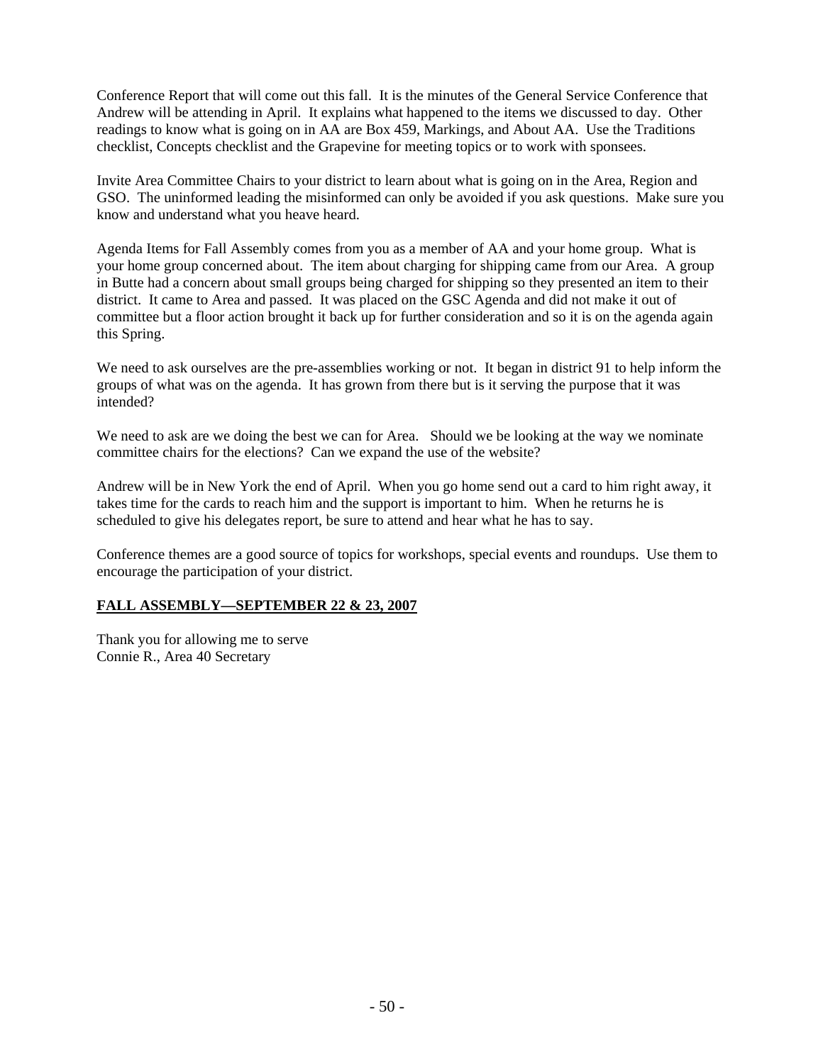Conference Report that will come out this fall. It is the minutes of the General Service Conference that Andrew will be attending in April. It explains what happened to the items we discussed to day. Other readings to know what is going on in AA are Box 459, Markings, and About AA. Use the Traditions checklist, Concepts checklist and the Grapevine for meeting topics or to work with sponsees.

Invite Area Committee Chairs to your district to learn about what is going on in the Area, Region and GSO. The uninformed leading the misinformed can only be avoided if you ask questions. Make sure you know and understand what you heave heard.

Agenda Items for Fall Assembly comes from you as a member of AA and your home group. What is your home group concerned about. The item about charging for shipping came from our Area. A group in Butte had a concern about small groups being charged for shipping so they presented an item to their district. It came to Area and passed. It was placed on the GSC Agenda and did not make it out of committee but a floor action brought it back up for further consideration and so it is on the agenda again this Spring.

We need to ask ourselves are the pre-assemblies working or not. It began in district 91 to help inform the groups of what was on the agenda. It has grown from there but is it serving the purpose that it was intended?

We need to ask are we doing the best we can for Area. Should we be looking at the way we nominate committee chairs for the elections? Can we expand the use of the website?

Andrew will be in New York the end of April. When you go home send out a card to him right away, it takes time for the cards to reach him and the support is important to him. When he returns he is scheduled to give his delegates report, be sure to attend and hear what he has to say.

Conference themes are a good source of topics for workshops, special events and roundups. Use them to encourage the participation of your district.

**FALL ASSEMBLY—SEPTEMBER 22 & 23, 2007**

Thank you for allowing me to serve
Connie R., Area 40 Secretary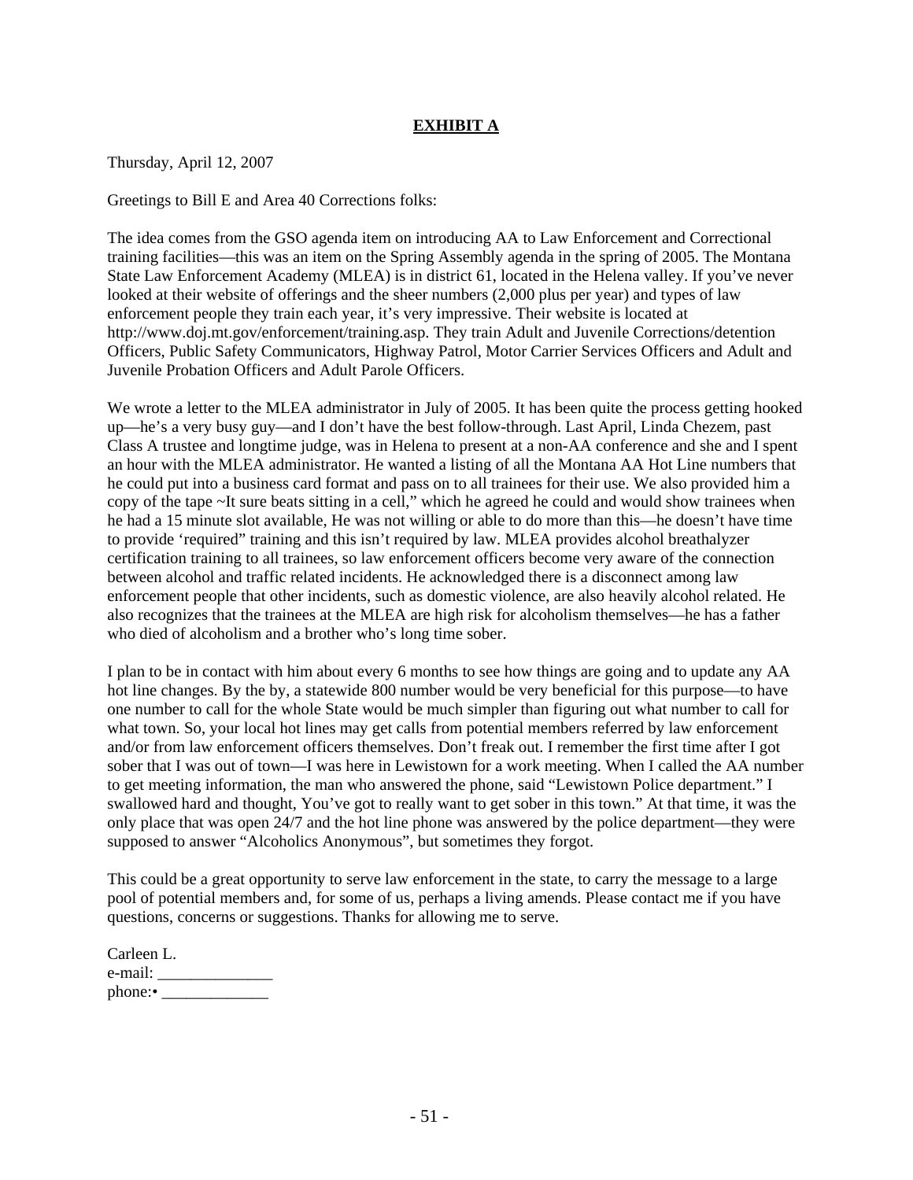**EXHIBIT A**

Thursday, April 12, 2007

Greetings to Bill E and Area 40 Corrections folks:

The idea comes from the GSO agenda item on introducing AA to Law Enforcement and Correctional training facilities—this was an item on the Spring Assembly agenda in the spring of 2005. The Montana State Law Enforcement Academy (MLEA) is in district 61, located in the Helena valley. If you've never looked at their website of offerings and the sheer numbers (2,000 plus per year) and types of law enforcement people they train each year, it's very impressive. Their website is located at http://www.doj.mt.gov/enforcement/training.asp. They train Adult and Juvenile Corrections/detention Officers, Public Safety Communicators, Highway Patrol, Motor Carrier Services Officers and Adult and Juvenile Probation Officers and Adult Parole Officers.

We wrote a letter to the MLEA administrator in July of 2005. It has been quite the process getting hooked up—he's a very busy guy—and I don't have the best follow-through. Last April, Linda Chezem, past Class A trustee and longtime judge, was in Helena to present at a non-AA conference and she and I spent an hour with the MLEA administrator. He wanted a listing of all the Montana AA Hot Line numbers that he could put into a business card format and pass on to all trainees for their use. We also provided him a copy of the tape ~It sure beats sitting in a cell," which he agreed he could and would show trainees when he had a 15 minute slot available, He was not willing or able to do more than this—he doesn't have time to provide 'required" training and this isn't required by law. MLEA provides alcohol breathalyzer certification training to all trainees, so law enforcement officers become very aware of the connection between alcohol and traffic related incidents. He acknowledged there is a disconnect among law enforcement people that other incidents, such as domestic violence, are also heavily alcohol related. He also recognizes that the trainees at the MLEA are high risk for alcoholism themselves—he has a father who died of alcoholism and a brother who's long time sober.

I plan to be in contact with him about every 6 months to see how things are going and to update any AA hot line changes. By the by, a statewide 800 number would be very beneficial for this purpose—to have one number to call for the whole State would be much simpler than figuring out what number to call for what town. So, your local hot lines may get calls from potential members referred by law enforcement and/or from law enforcement officers themselves. Don't freak out. I remember the first time after I got sober that I was out of town—I was here in Lewistown for a work meeting. When I called the AA number to get meeting information, the man who answered the phone, said "Lewistown Police department." I swallowed hard and thought, You've got to really want to get sober in this town." At that time, it was the only place that was open 24/7 and the hot line phone was answered by the police department—they were supposed to answer "Alcoholics Anonymous", but sometimes they forgot.

This could be a great opportunity to serve law enforcement in the state, to carry the message to a large pool of potential members and, for some of us, perhaps a living amends. Please contact me if you have questions, concerns or suggestions. Thanks for allowing me to serve.

Carleen L.
e-mail: ______________
phone:• _____________